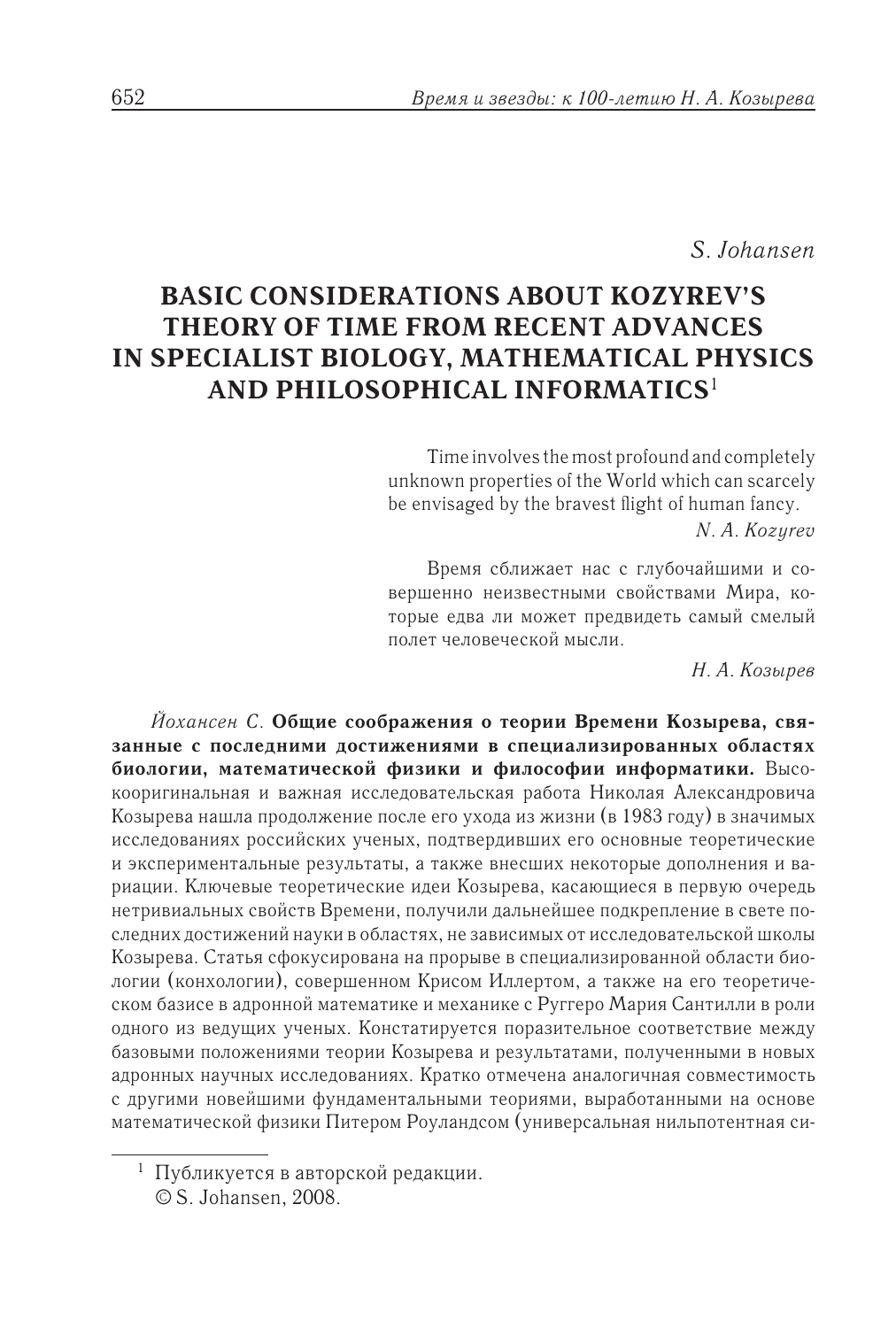*S. Johansen*

# BASIC CONSIDERATIONS ABOUT KOZYREV'S THEORY OF TIME FROM RECENT ADVANCES IN SPECIALIST BIOLOGY, MATHEMATICAL PHYSICS AND PHILOSOPHICAL INFORMATICS[1]

> Time involves the most profound and completely unknown properties of the World which can scarcely be envisaged by the bravest flight of human fancy.
>
> *N. A. Kozyrev*

> Время сближает нас с глубочайшими и совершенно неизвестными свойствами Мира, которые едва ли может предвидеть самый смелый полет человеческой мысли.
>
> *Н. А. Козырев*

*Йохансен С.* **Общие соображения о теории Времени Козырева, связанные с последними достижениями в специализированных областях биологии, математической физики и философии информатики.** Высокооригинальная и важная исследовательская работа Николая Александровича Козырева нашла продолжение после его ухода из жизни (в 1983 году) в значимых исследованиях российских ученых, подтвердивших его основные теоретические и экспериментальные результаты, а также внесших некоторые дополнения и вариации. Ключевые теоретические идеи Козырева, касающиеся в первую очередь нетривиальных свойств Времени, получили дальнейшее подкрепление в свете последних достижений науки в областях, не зависимых от исследовательской школы Козырева. Статья сфокусирована на прорыве в специализированной области биологии (конхологии), совершенном Крисом Иллертом, а также на его теоретическом базисе в адронной математике и механике с Руггеро Мария Сантилли в роли одного из ведущих ученых. Констатируется поразительное соответствие между базовыми положениями теории Козырева и результатами, полученными в новых адронных научных исследованиях. Кратко отмечена аналогичная совместимость с другими новейшими фундаментальными теориями, выработанными на основе математической физики Питером Роуландсом (универсальная нильпотентная си-

---

[1] Публикуется в авторской редакции.
© S. Johansen, 2008.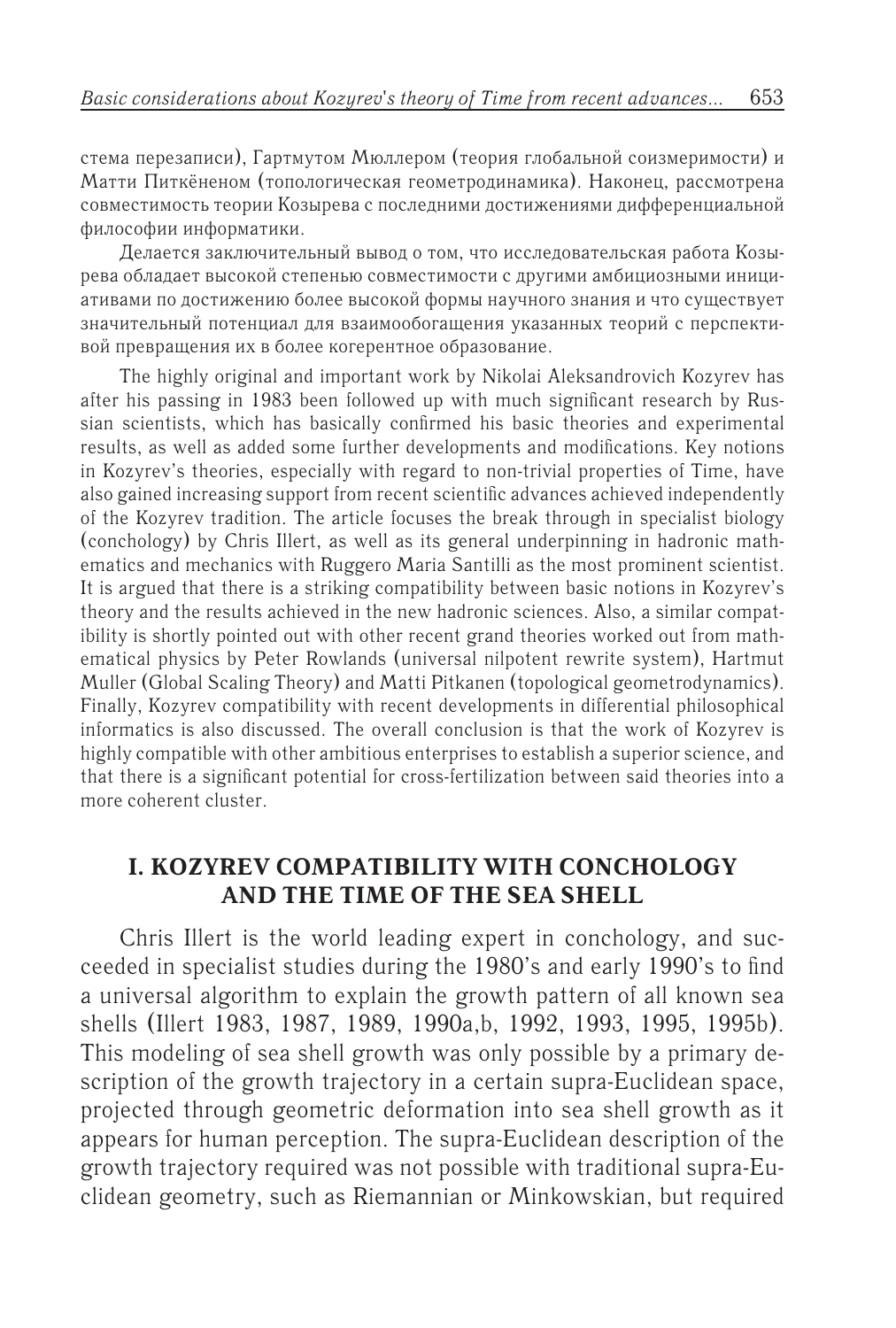стема перезаписи), Гартмутом Мюллером (теория глобальной соизмеримости) и Матти Питкёненом (топологическая геометродинамика). Наконец, рассмотрена совместимость теории Козырева с последними достижениями дифференциальной философии информатики.

Делается заключительный вывод о том, что исследовательская работа Козырева обладает высокой степенью совместимости с другими амбициозными инициативами по достижению более высокой формы научного знания и что существует значительный потенциал для взаимообогащения указанных теорий с перспективой превращения их в более когерентное образование.

The highly original and important work by Nikolai Aleksandrovich Kozyrev has after his passing in 1983 been followed up with much significant research by Russian scientists, which has basically confirmed his basic theories and experimental results, as well as added some further developments and modifications. Key notions in Kozyrev's theories, especially with regard to non-trivial properties of Time, have also gained increasing support from recent scientific advances achieved independently of the Kozyrev tradition. The article focuses the break through in specialist biology (conchology) by Chris Illert, as well as its general underpinning in hadronic mathematics and mechanics with Ruggero Maria Santilli as the most prominent scientist. It is argued that there is a striking compatibility between basic notions in Kozyrev's theory and the results achieved in the new hadronic sciences. Also, a similar compatibility is shortly pointed out with other recent grand theories worked out from mathematical physics by Peter Rowlands (universal nilpotent rewrite system), Hartmut Muller (Global Scaling Theory) and Matti Pitkanen (topological geometrodynamics). Finally, Kozyrev compatibility with recent developments in differential philosophical informatics is also discussed. The overall conclusion is that the work of Kozyrev is highly compatible with other ambitious enterprises to establish a superior science, and that there is a significant potential for cross-fertilization between said theories into a more coherent cluster.

## I. KOZYREV COMPATIBILITY WITH CONCHOLOGY AND THE TIME OF THE SEA SHELL

Chris Illert is the world leading expert in conchology, and succeeded in specialist studies during the 1980's and early 1990's to find a universal algorithm to explain the growth pattern of all known sea shells (Illert 1983, 1987, 1989, 1990a,b, 1992, 1993, 1995, 1995b). This modeling of sea shell growth was only possible by a primary description of the growth trajectory in a certain supra-Euclidean space, projected through geometric deformation into sea shell growth as it appears for human perception. The supra-Euclidean description of the growth trajectory required was not possible with traditional supra-Euclidean geometry, such as Riemannian or Minkowskian, but required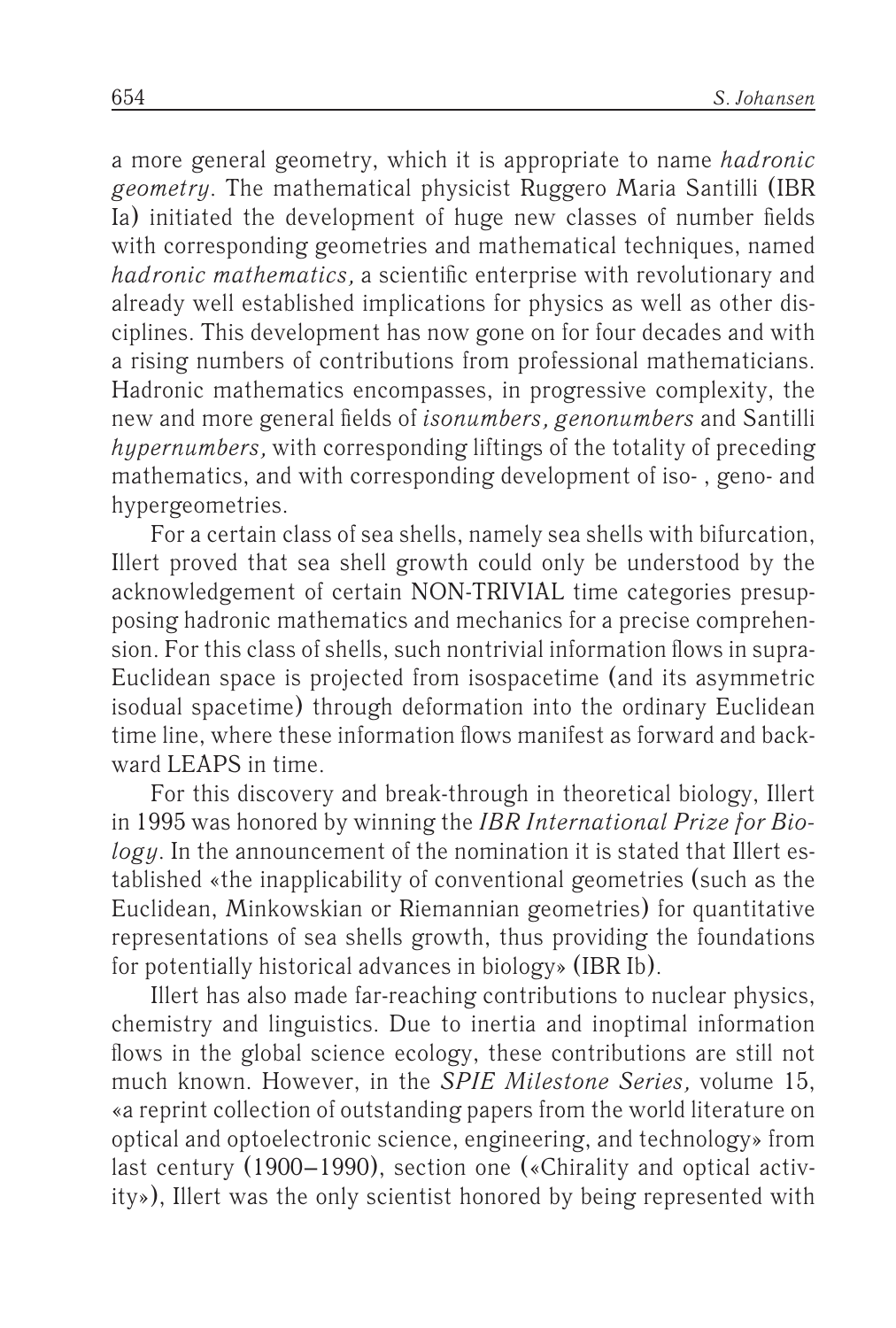a more general geometry, which it is appropriate to name *hadronic geometry*. The mathematical physicist Ruggero Maria Santilli (IBR Ia) initiated the development of huge new classes of number fields with corresponding geometries and mathematical techniques, named *hadronic mathematics,* a scientific enterprise with revolutionary and already well established implications for physics as well as other disciplines. This development has now gone on for four decades and with a rising numbers of contributions from professional mathematicians. Hadronic mathematics encompasses, in progressive complexity, the new and more general fields of *isonumbers, genonumbers* and Santilli *hypernumbers,* with corresponding liftings of the totality of preceding mathematics, and with corresponding development of iso- , geno- and hypergeometries.

For a certain class of sea shells, namely sea shells with bifurcation, Illert proved that sea shell growth could only be understood by the acknowledgement of certain NON-TRIVIAL time categories presupposing hadronic mathematics and mechanics for a precise comprehension. For this class of shells, such nontrivial information flows in supra-Euclidean space is projected from isospacetime (and its asymmetric isodual spacetime) through deformation into the ordinary Euclidean time line, where these information flows manifest as forward and backward LEAPS in time.

For this discovery and break-through in theoretical biology, Illert in 1995 was honored by winning the *IBR International Prize for Biology*. In the announcement of the nomination it is stated that Illert established «the inapplicability of conventional geometries (such as the Euclidean, Minkowskian or Riemannian geometries) for quantitative representations of sea shells growth, thus providing the foundations for potentially historical advances in biology» (IBR Ib).

Illert has also made far-reaching contributions to nuclear physics, chemistry and linguistics. Due to inertia and inoptimal information flows in the global science ecology, these contributions are still not much known. However, in the *SPIE Milestone Series,* volume 15, «a reprint collection of outstanding papers from the world literature on optical and optoelectronic science, engineering, and technology» from last century (1900–1990), section one («Chirality and optical activity»), Illert was the only scientist honored by being represented with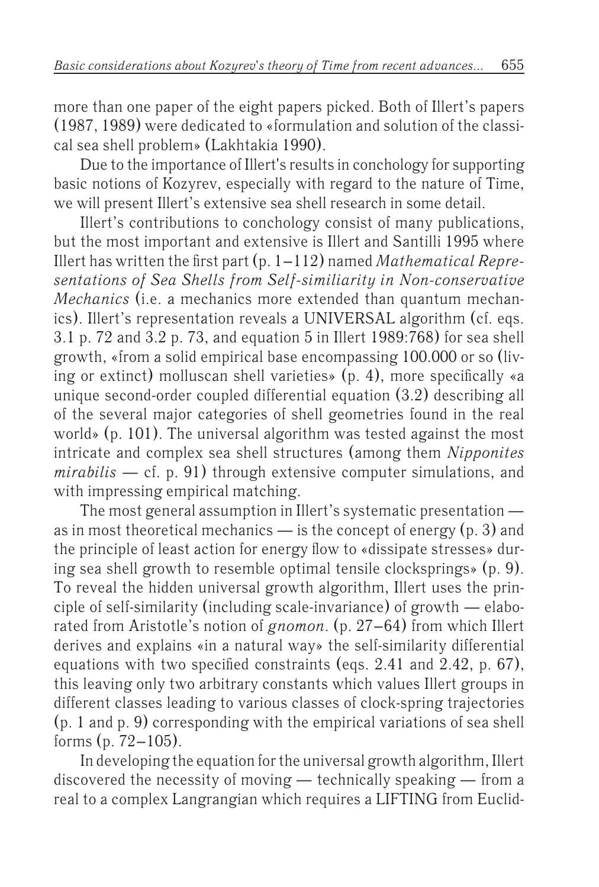more than one paper of the eight papers picked. Both of Illert's papers (1987, 1989) were dedicated to «formulation and solution of the classical sea shell problem» (Lakhtakia 1990).

Due to the importance of Illert's results in conchology for supporting basic notions of Kozyrev, especially with regard to the nature of Time, we will present Illert's extensive sea shell research in some detail.

Illert's contributions to conchology consist of many publications, but the most important and extensive is Illert and Santilli 1995 where Illert has written the first part (p. 1–112) named *Mathematical Representations of Sea Shells from Self-similiarity in Non-conservative Mechanics* (i.e. a mechanics more extended than quantum mechanics). Illert's representation reveals a UNIVERSAL algorithm (cf. eqs. 3.1 p. 72 and 3.2 p. 73, and equation 5 in Illert 1989:768) for sea shell growth, «from a solid empirical base encompassing 100.000 or so (living or extinct) molluscan shell varieties» (p. 4), more specifically «a unique second-order coupled differential equation (3.2) describing all of the several major categories of shell geometries found in the real world» (p. 101). The universal algorithm was tested against the most intricate and complex sea shell structures (among them *Nipponites mirabilis* — cf. p. 91) through extensive computer simulations, and with impressing empirical matching.

The most general assumption in Illert's systematic presentation — as in most theoretical mechanics — is the concept of energy (p. 3) and the principle of least action for energy flow to «dissipate stresses» during sea shell growth to resemble optimal tensile clocksprings» (p. 9). To reveal the hidden universal growth algorithm, Illert uses the principle of self-similarity (including scale-invariance) of growth — elaborated from Aristotle's notion of *gnomon*. (p. 27–64) from which Illert derives and explains «in a natural way» the self-similarity differential equations with two specified constraints (eqs. 2.41 and 2.42, p. 67), this leaving only two arbitrary constants which values Illert groups in different classes leading to various classes of clock-spring trajectories (p. 1 and p. 9) corresponding with the empirical variations of sea shell forms (p. 72–105).

In developing the equation for the universal growth algorithm, Illert discovered the necessity of moving — technically speaking — from a real to a complex Langrangian which requires a LIFTING from Euclid-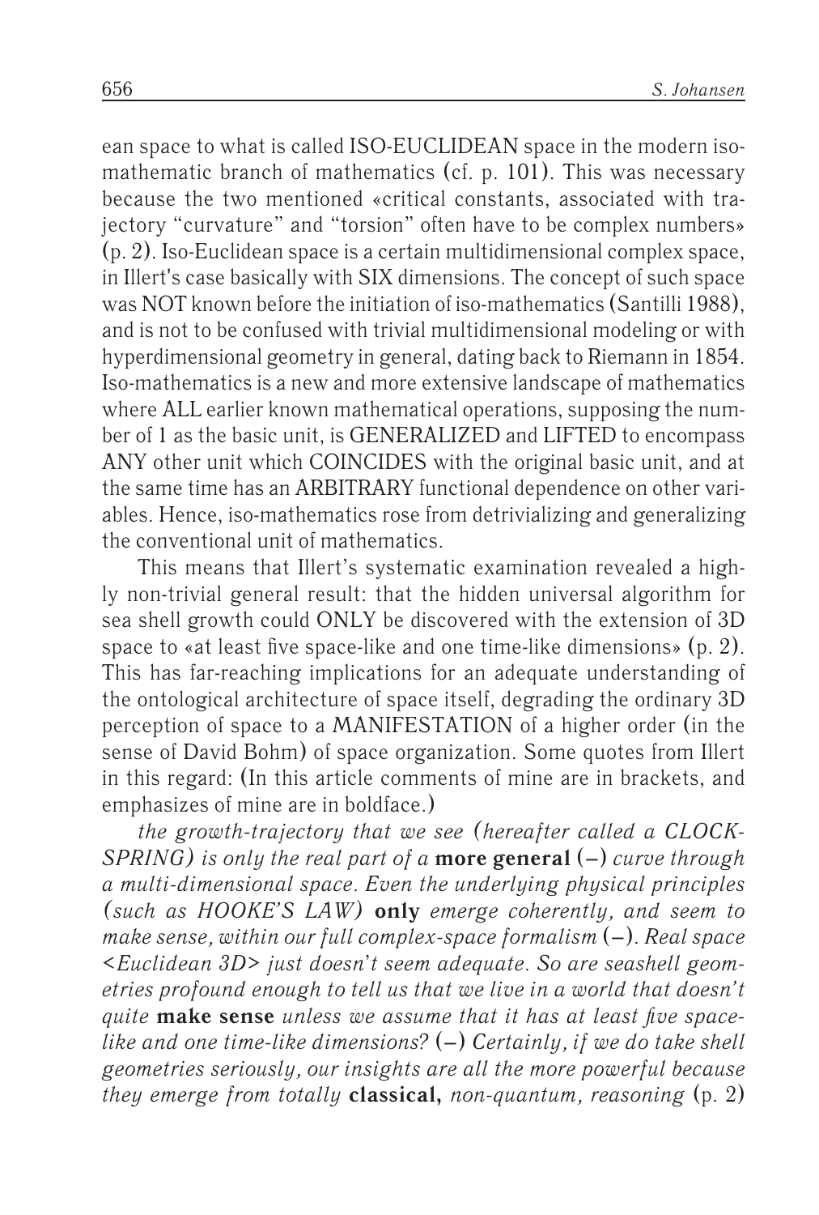ean space to what is called ISO-EUCLIDEAN space in the modern iso-mathematic branch of mathematics (cf. p. 101). This was necessary because the two mentioned «critical constants, associated with trajectory "curvature" and "torsion" often have to be complex numbers» (p. 2). Iso-Euclidean space is a certain multidimensional complex space, in Illert's case basically with SIX dimensions. The concept of such space was NOT known before the initiation of iso-mathematics (Santilli 1988), and is not to be confused with trivial multidimensional modeling or with hyperdimensional geometry in general, dating back to Riemann in 1854. Iso-mathematics is a new and more extensive landscape of mathematics where ALL earlier known mathematical operations, supposing the number of 1 as the basic unit, is GENERALIZED and LIFTED to encompass ANY other unit which COINCIDES with the original basic unit, and at the same time has an ARBITRARY functional dependence on other variables. Hence, iso-mathematics rose from detrivializing and generalizing the conventional unit of mathematics.

This means that Illert's systematic examination revealed a highly non-trivial general result: that the hidden universal algorithm for sea shell growth could ONLY be discovered with the extension of 3D space to «at least five space-like and one time-like dimensions» (p. 2). This has far-reaching implications for an adequate understanding of the ontological architecture of space itself, degrading the ordinary 3D perception of space to a MANIFESTATION of a higher order (in the sense of David Bohm) of space organization. Some quotes from Illert in this regard: (In this article comments of mine are in brackets, and emphasizes of mine are in boldface.)

*the growth-trajectory that we see (hereafter called a CLOCK-SPRING) is only the real part of a* **more general** (–) *curve through a multi-dimensional space. Even the underlying physical principles (such as HOOKE'S LAW)* **only** *emerge coherently, and seem to make sense, within our full complex-space formalism* (–). *Real space <Euclidean 3D> just doesn't seem adequate. So are seashell geometries profound enough to tell us that we live in a world that doesn't quite* **make sense** *unless we assume that it has at least five space-like and one time-like dimensions?* (–) *Certainly, if we do take shell geometries seriously, our insights are all the more powerful because they emerge from totally* **classical,** *non-quantum, reasoning* (p. 2)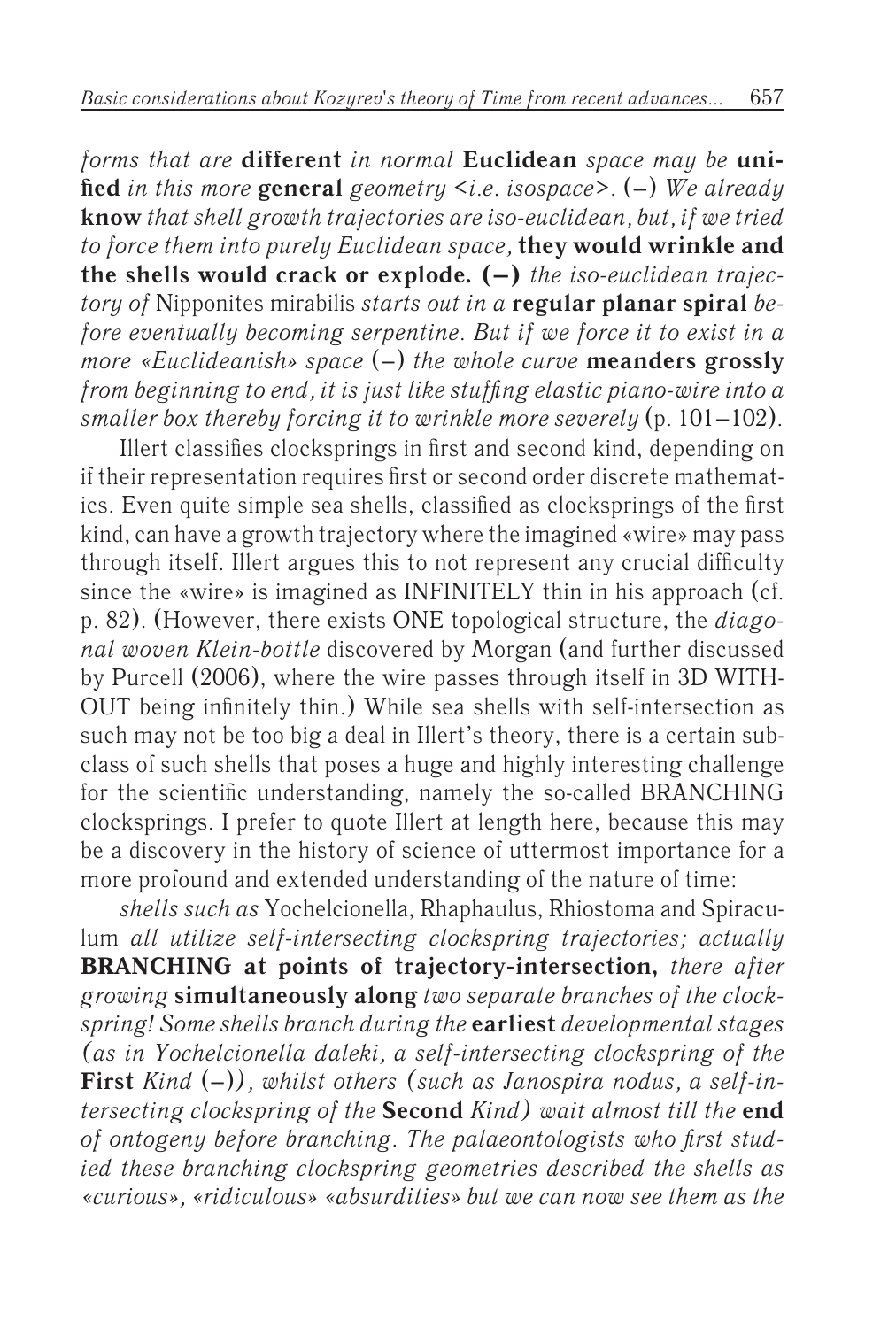*forms that are* **different** *in normal* **Euclidean** *space may be* **unified** *in this more* **general** *geometry <i.e. isospace>.* (–) *We already* **know** *that shell growth trajectories are iso-euclidean, but, if we tried to force them into purely Euclidean space,* **they would wrinkle and the shells would crack or explode. (–)** *the iso-euclidean trajectory of* Nipponites mirabilis *starts out in a* **regular planar spiral** *before eventually becoming serpentine. But if we force it to exist in a more «Euclideanish» space* (–) *the whole curve* **meanders grossly** *from beginning to end, it is just like stuffing elastic piano-wire into a smaller box thereby forcing it to wrinkle more severely* (p. 101–102).

Illert classifies clocksprings in first and second kind, depending on if their representation requires first or second order discrete mathematics. Even quite simple sea shells, classified as clocksprings of the first kind, can have a growth trajectory where the imagined «wire» may pass through itself. Illert argues this to not represent any crucial difficulty since the «wire» is imagined as INFINITELY thin in his approach (cf. p. 82). (However, there exists ONE topological structure, the *diagonal woven Klein-bottle* discovered by Morgan (and further discussed by Purcell (2006), where the wire passes through itself in 3D WITHOUT being infinitely thin.) While sea shells with self-intersection as such may not be too big a deal in Illert's theory, there is a certain subclass of such shells that poses a huge and highly interesting challenge for the scientific understanding, namely the so-called BRANCHING clocksprings. I prefer to quote Illert at length here, because this may be a discovery in the history of science of uttermost importance for a more profound and extended understanding of the nature of time:

*shells such as* Yochelcionella, Rhaphaulus, Rhiostoma and Spiraculum *all utilize self-intersecting clockspring trajectories; actually* **BRANCHING at points of trajectory-intersection,** *there after growing* **simultaneously along** *two separate branches of the clockspring! Some shells branch during the* **earliest** *developmental stages (as in Yochelcionella daleki, a self-intersecting clockspring of the* **First** *Kind* (–)*), whilst others (such as Janospira nodus, a self-intersecting clockspring of the* **Second** *Kind) wait almost till the* **end** *of ontogeny before branching. The palaeontologists who first studied these branching clockspring geometries described the shells as «curious», «ridiculous» «absurdities» but we can now see them as the*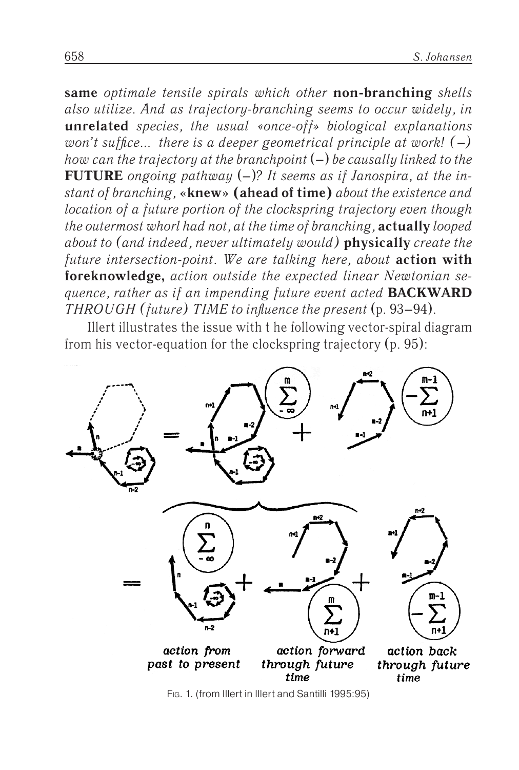**same** *optimale tensile spirals which other* **non-branching** *shells also utilize. And as trajectory-branching seems to occur widely, in* **unrelated** *species, the usual «once-off» biological explanations won't suffice... there is a deeper geometrical principle at work! (–) how can the trajectory at the branchpoint* (–) *be causally linked to the* **FUTURE** *ongoing pathway* (–)*? It seems as if Janospira, at the instant of branching,* **«knew» (ahead of time)** *about the existence and location of a future portion of the clockspring trajectory even though the outermost whorl had not, at the time of branching,* **actually** *looped about to (and indeed, never ultimately would)* **physically** *create the future intersection-point. We are talking here, about* **action with foreknowledge,** *action outside the expected linear Newtonian sequence, rather as if an impending future event acted* **BACKWARD** *THROUGH (future) TIME to influence the present* (p. 93–94).

Illert illustrates the issue with t he following vector-spiral diagram from his vector-equation for the clockspring trajectory (p. 95):

$$\sum_{-\infty}^{m} + \left(-\sum_{n+1}^{m-1}\right) = \sum_{-\infty}^{n} + \sum_{n+1}^{m} + \left(-\sum_{n+1}^{m-1}\right)$$

*action from past to present* — *action forward through future time* — *action back through future time*

Fig. 1. (from Illert in Illert and Santilli 1995:95)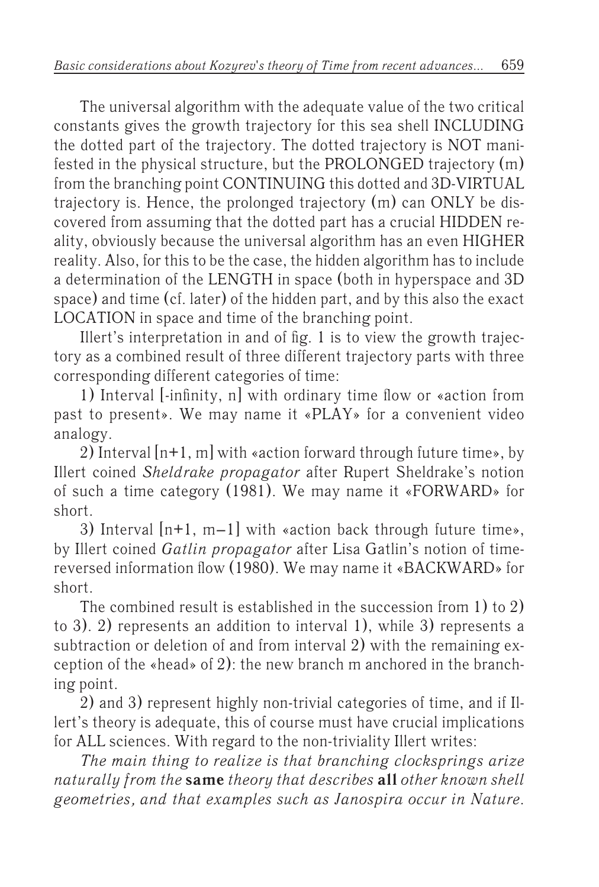The universal algorithm with the adequate value of the two critical constants gives the growth trajectory for this sea shell INCLUDING the dotted part of the trajectory. The dotted trajectory is NOT manifested in the physical structure, but the PROLONGED trajectory (m) from the branching point CONTINUING this dotted and 3D-VIRTUAL trajectory is. Hence, the prolonged trajectory (m) can ONLY be discovered from assuming that the dotted part has a crucial HIDDEN reality, obviously because the universal algorithm has an even HIGHER reality. Also, for this to be the case, the hidden algorithm has to include a determination of the LENGTH in space (both in hyperspace and 3D space) and time (cf. later) of the hidden part, and by this also the exact LOCATION in space and time of the branching point.

Illert's interpretation in and of fig. 1 is to view the growth trajectory as a combined result of three different trajectory parts with three corresponding different categories of time:

1) Interval [-infinity, n] with ordinary time flow or «action from past to present». We may name it «PLAY» for a convenient video analogy.

2) Interval [n+1, m] with «action forward through future time», by Illert coined *Sheldrake propagator* after Rupert Sheldrake's notion of such a time category (1981). We may name it «FORWARD» for short.

3) Interval [n+1, m–1] with «action back through future time», by Illert coined *Gatlin propagator* after Lisa Gatlin's notion of time-reversed information flow (1980). We may name it «BACKWARD» for short.

The combined result is established in the succession from 1) to 2) to 3). 2) represents an addition to interval 1), while 3) represents a subtraction or deletion of and from interval 2) with the remaining exception of the «head» of 2): the new branch m anchored in the branching point.

2) and 3) represent highly non-trivial categories of time, and if Illert's theory is adequate, this of course must have crucial implications for ALL sciences. With regard to the non-triviality Illert writes:

*The main thing to realize is that branching clocksprings arize naturally from the* **same** *theory that describes* **all** *other known shell geometries, and that examples such as Janospira occur in Nature.*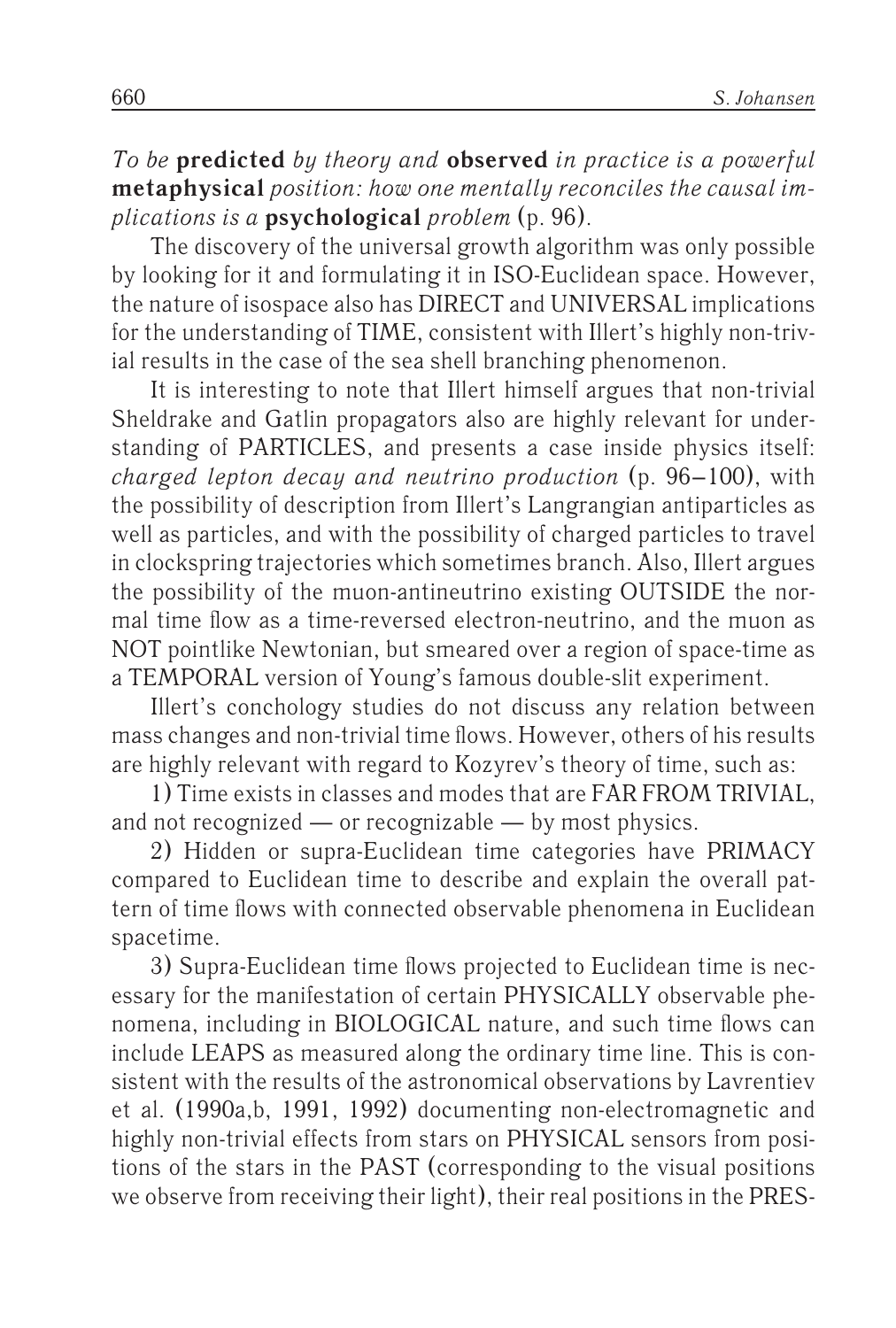*To be* **predicted** *by theory and* **observed** *in practice is a powerful* **metaphysical** *position: how one mentally reconciles the causal implications is a* **psychological** *problem* (p. 96).

The discovery of the universal growth algorithm was only possible by looking for it and formulating it in ISO-Euclidean space. However, the nature of isospace also has DIRECT and UNIVERSAL implications for the understanding of TIME, consistent with Illert's highly non-trivial results in the case of the sea shell branching phenomenon.

It is interesting to note that Illert himself argues that non-trivial Sheldrake and Gatlin propagators also are highly relevant for understanding of PARTICLES, and presents a case inside physics itself: *charged lepton decay and neutrino production* (p. 96–100), with the possibility of description from Illert's Langrangian antiparticles as well as particles, and with the possibility of charged particles to travel in clockspring trajectories which sometimes branch. Also, Illert argues the possibility of the muon-antineutrino existing OUTSIDE the normal time flow as a time-reversed electron-neutrino, and the muon as NOT pointlike Newtonian, but smeared over a region of space-time as a TEMPORAL version of Young's famous double-slit experiment.

Illert's conchology studies do not discuss any relation between mass changes and non-trivial time flows. However, others of his results are highly relevant with regard to Kozyrev's theory of time, such as:

1) Time exists in classes and modes that are FAR FROM TRIVIAL, and not recognized — or recognizable — by most physics.

2) Hidden or supra-Euclidean time categories have PRIMACY compared to Euclidean time to describe and explain the overall pattern of time flows with connected observable phenomena in Euclidean spacetime.

3) Supra-Euclidean time flows projected to Euclidean time is necessary for the manifestation of certain PHYSICALLY observable phenomena, including in BIOLOGICAL nature, and such time flows can include LEAPS as measured along the ordinary time line. This is consistent with the results of the astronomical observations by Lavrentiev et al. (1990a,b, 1991, 1992) documenting non-electromagnetic and highly non-trivial effects from stars on PHYSICAL sensors from positions of the stars in the PAST (corresponding to the visual positions we observe from receiving their light), their real positions in the PRES-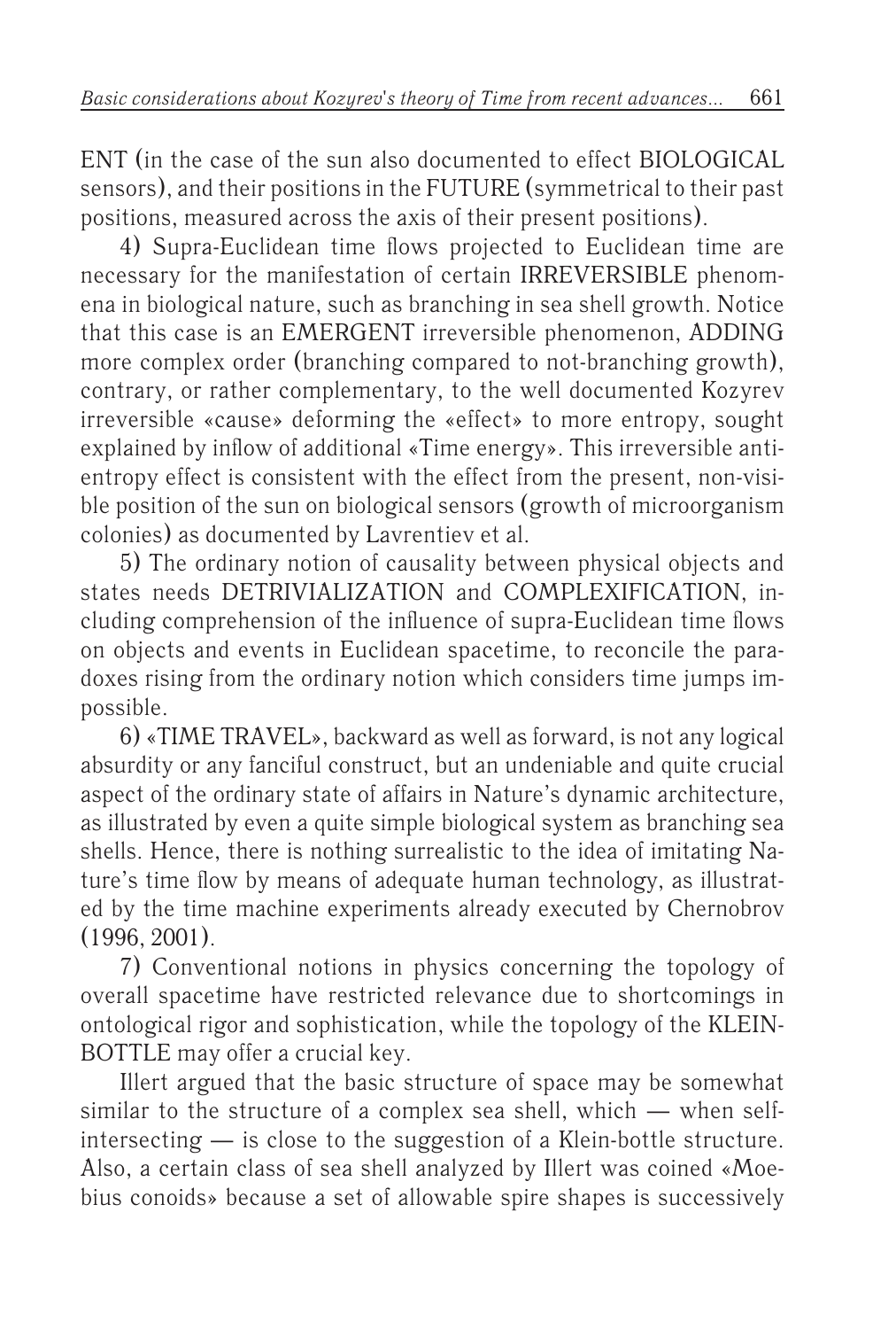ENT (in the case of the sun also documented to effect BIOLOGICAL sensors), and their positions in the FUTURE (symmetrical to their past positions, measured across the axis of their present positions).

4) Supra-Euclidean time flows projected to Euclidean time are necessary for the manifestation of certain IRREVERSIBLE phenomena in biological nature, such as branching in sea shell growth. Notice that this case is an EMERGENT irreversible phenomenon, ADDING more complex order (branching compared to not-branching growth), contrary, or rather complementary, to the well documented Kozyrev irreversible «cause» deforming the «effect» to more entropy, sought explained by inflow of additional «Time energy». This irreversible anti-entropy effect is consistent with the effect from the present, non-visible position of the sun on biological sensors (growth of microorganism colonies) as documented by Lavrentiev et al.

5) The ordinary notion of causality between physical objects and states needs DETRIVIALIZATION and COMPLEXIFICATION, including comprehension of the influence of supra-Euclidean time flows on objects and events in Euclidean spacetime, to reconcile the paradoxes rising from the ordinary notion which considers time jumps impossible.

6) «TIME TRAVEL», backward as well as forward, is not any logical absurdity or any fanciful construct, but an undeniable and quite crucial aspect of the ordinary state of affairs in Nature's dynamic architecture, as illustrated by even a quite simple biological system as branching sea shells. Hence, there is nothing surrealistic to the idea of imitating Nature's time flow by means of adequate human technology, as illustrated by the time machine experiments already executed by Chernobrov (1996, 2001).

7) Conventional notions in physics concerning the topology of overall spacetime have restricted relevance due to shortcomings in ontological rigor and sophistication, while the topology of the KLEIN-BOTTLE may offer a crucial key.

Illert argued that the basic structure of space may be somewhat similar to the structure of a complex sea shell, which — when self-intersecting — is close to the suggestion of a Klein-bottle structure. Also, a certain class of sea shell analyzed by Illert was coined «Moebius conoids» because a set of allowable spire shapes is successively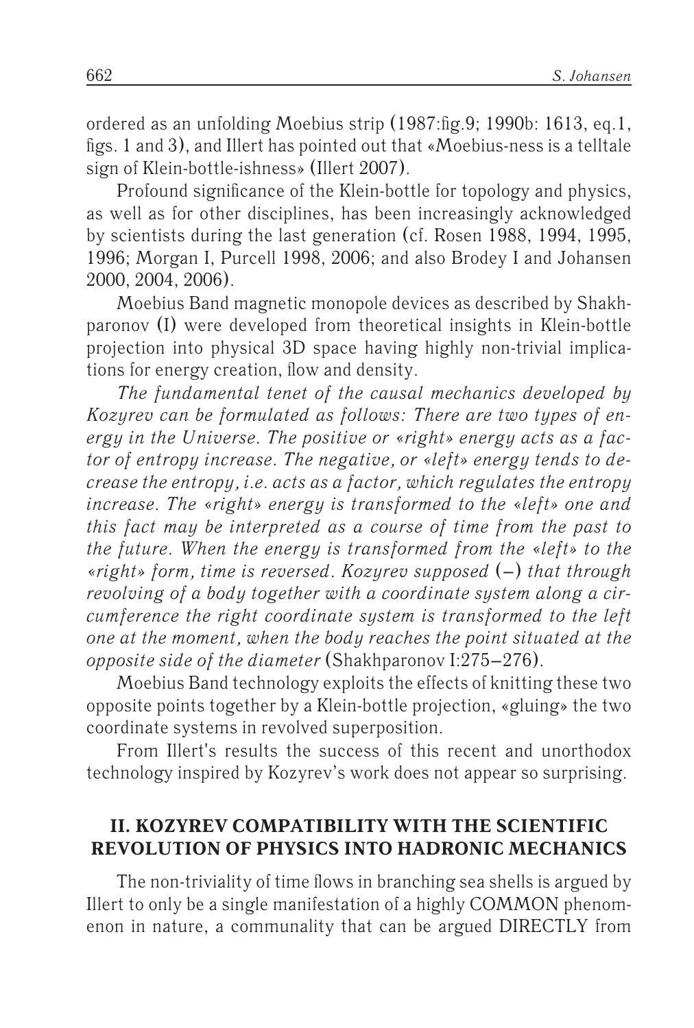ordered as an unfolding Moebius strip (1987:fig.9; 1990b: 1613, eq.1, figs. 1 and 3), and Illert has pointed out that «Moebius-ness is a telltale sign of Klein-bottle-ishness» (Illert 2007).

Profound significance of the Klein-bottle for topology and physics, as well as for other disciplines, has been increasingly acknowledged by scientists during the last generation (cf. Rosen 1988, 1994, 1995, 1996; Morgan I, Purcell 1998, 2006; and also Brodey I and Johansen 2000, 2004, 2006).

Moebius Band magnetic monopole devices as described by Shakhparonov (I) were developed from theoretical insights in Klein-bottle projection into physical 3D space having highly non-trivial implications for energy creation, flow and density.

*The fundamental tenet of the causal mechanics developed by Kozyrev can be formulated as follows: There are two types of energy in the Universe. The positive or «right» energy acts as a factor of entropy increase. The negative, or «left» energy tends to decrease the entropy, i.e. acts as a factor, which regulates the entropy increase. The «right» energy is transformed to the «left» one and this fact may be interpreted as a course of time from the past to the future. When the energy is transformed from the «left» to the «right» form, time is reversed. Kozyrev supposed* (–) *that through revolving of a body together with a coordinate system along a circumference the right coordinate system is transformed to the left one at the moment, when the body reaches the point situated at the opposite side of the diameter* (Shakhparonov I:275–276).

Moebius Band technology exploits the effects of knitting these two opposite points together by a Klein-bottle projection, «gluing» the two coordinate systems in revolved superposition.

From Illert's results the success of this recent and unorthodox technology inspired by Kozyrev's work does not appear so surprising.

## II. KOZYREV COMPATIBILITY WITH THE SCIENTIFIC REVOLUTION OF PHYSICS INTO HADRONIC MECHANICS

The non-triviality of time flows in branching sea shells is argued by Illert to only be a single manifestation of a highly COMMON phenomenon in nature, a communality that can be argued DIRECTLY from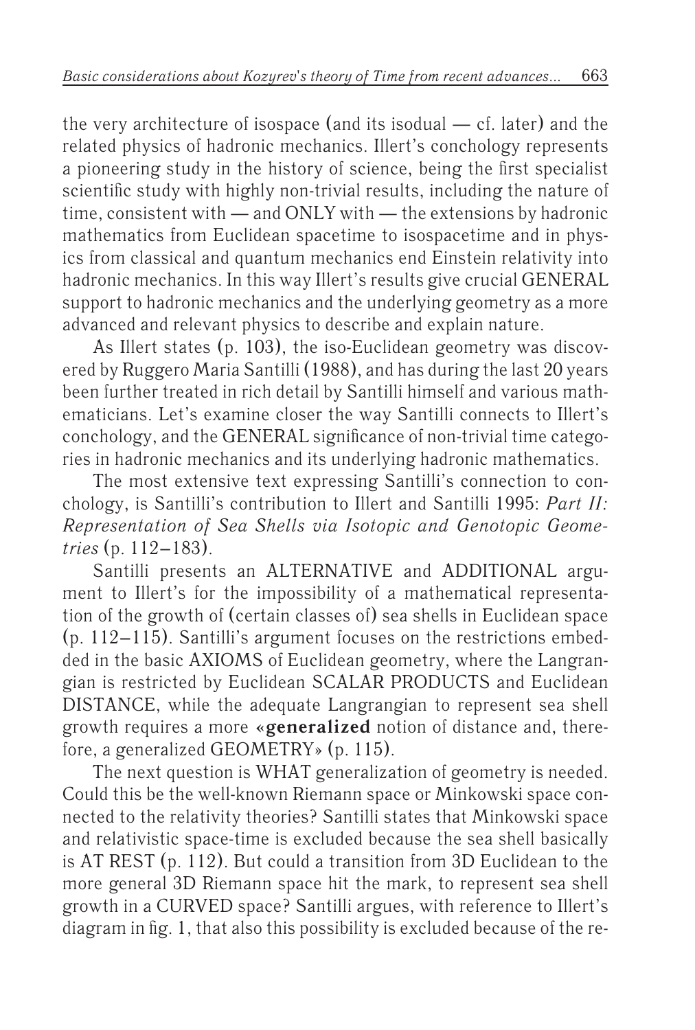the very architecture of isospace (and its isodual — cf. later) and the related physics of hadronic mechanics. Illert's conchology represents a pioneering study in the history of science, being the first specialist scientific study with highly non-trivial results, including the nature of time, consistent with — and ONLY with — the extensions by hadronic mathematics from Euclidean spacetime to isospacetime and in physics from classical and quantum mechanics end Einstein relativity into hadronic mechanics. In this way Illert's results give crucial GENERAL support to hadronic mechanics and the underlying geometry as a more advanced and relevant physics to describe and explain nature.

As Illert states (p. 103), the iso-Euclidean geometry was discovered by Ruggero Maria Santilli (1988), and has during the last 20 years been further treated in rich detail by Santilli himself and various mathematicians. Let's examine closer the way Santilli connects to Illert's conchology, and the GENERAL significance of non-trivial time categories in hadronic mechanics and its underlying hadronic mathematics.

The most extensive text expressing Santilli's connection to conchology, is Santilli's contribution to Illert and Santilli 1995: *Part II: Representation of Sea Shells via Isotopic and Genotopic Geometries* (p. 112–183).

Santilli presents an ALTERNATIVE and ADDITIONAL argument to Illert's for the impossibility of a mathematical representation of the growth of (certain classes of) sea shells in Euclidean space (p. 112–115). Santilli's argument focuses on the restrictions embedded in the basic AXIOMS of Euclidean geometry, where the Langrangian is restricted by Euclidean SCALAR PRODUCTS and Euclidean DISTANCE, while the adequate Langrangian to represent sea shell growth requires a more «**generalized** notion of distance and, therefore, a generalized GEOMETRY» (p. 115).

The next question is WHAT generalization of geometry is needed. Could this be the well-known Riemann space or Minkowski space connected to the relativity theories? Santilli states that Minkowski space and relativistic space-time is excluded because the sea shell basically is AT REST (p. 112). But could a transition from 3D Euclidean to the more general 3D Riemann space hit the mark, to represent sea shell growth in a CURVED space? Santilli argues, with reference to Illert's diagram in fig. 1, that also this possibility is excluded because of the re-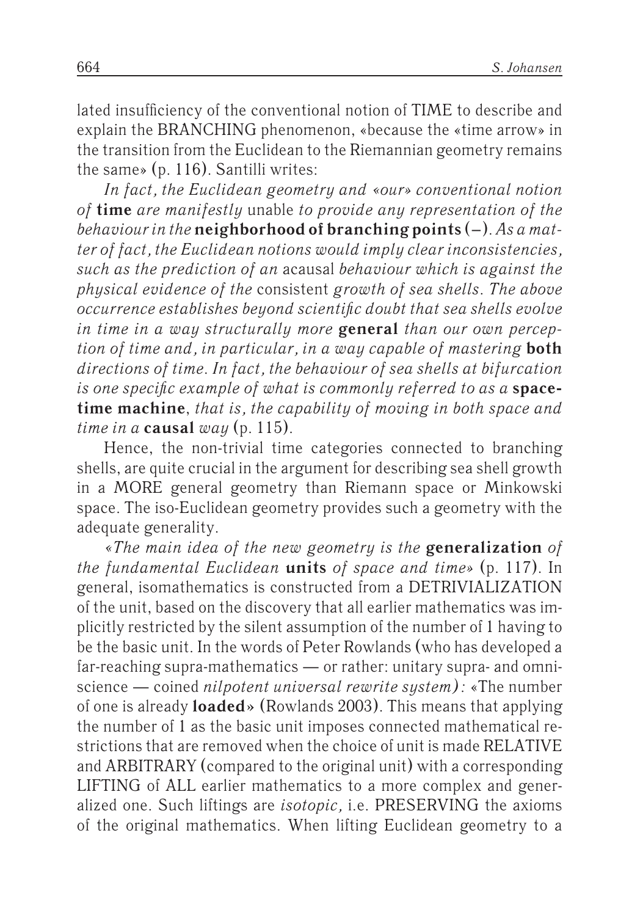lated insufficiency of the conventional notion of TIME to describe and explain the BRANCHING phenomenon, «because the «time arrow» in the transition from the Euclidean to the Riemannian geometry remains the same» (p. 116). Santilli writes:

*In fact, the Euclidean geometry and «our» conventional notion of* **time** *are manifestly* unable *to provide any representation of the behaviour in the* **neighborhood of branching points** (–). *As a matter of fact, the Euclidean notions would imply clear inconsistencies, such as the prediction of an* acausal *behaviour which is against the physical evidence of the* consistent *growth of sea shells. The above occurrence establishes beyond scientific doubt that sea shells evolve in time in a way structurally more* **general** *than our own perception of time and, in particular, in a way capable of mastering* **both** *directions of time. In fact, the behaviour of sea shells at bifurcation is one specific example of what is commonly referred to as a* **space-time machine**, *that is, the capability of moving in both space and time in a* **causal** *way* (p. 115).

Hence, the non-trivial time categories connected to branching shells, are quite crucial in the argument for describing sea shell growth in a MORE general geometry than Riemann space or Minkowski space. The iso-Euclidean geometry provides such a geometry with the adequate generality.

*«The main idea of the new geometry is the* **generalization** *of the fundamental Euclidean* **units** *of space and time»* (p. 117). In general, isomathematics is constructed from a DETRIVIALIZATION of the unit, based on the discovery that all earlier mathematics was implicitly restricted by the silent assumption of the number of 1 having to be the basic unit. In the words of Peter Rowlands (who has developed a far-reaching supra-mathematics — or rather: unitary supra- and omni-science — coined *nilpotent universal rewrite system*): «The number of one is already **loaded**» (Rowlands 2003). This means that applying the number of 1 as the basic unit imposes connected mathematical restrictions that are removed when the choice of unit is made RELATIVE and ARBITRARY (compared to the original unit) with a corresponding LIFTING of ALL earlier mathematics to a more complex and generalized one. Such liftings are *isotopic*, i.e. PRESERVING the axioms of the original mathematics. When lifting Euclidean geometry to a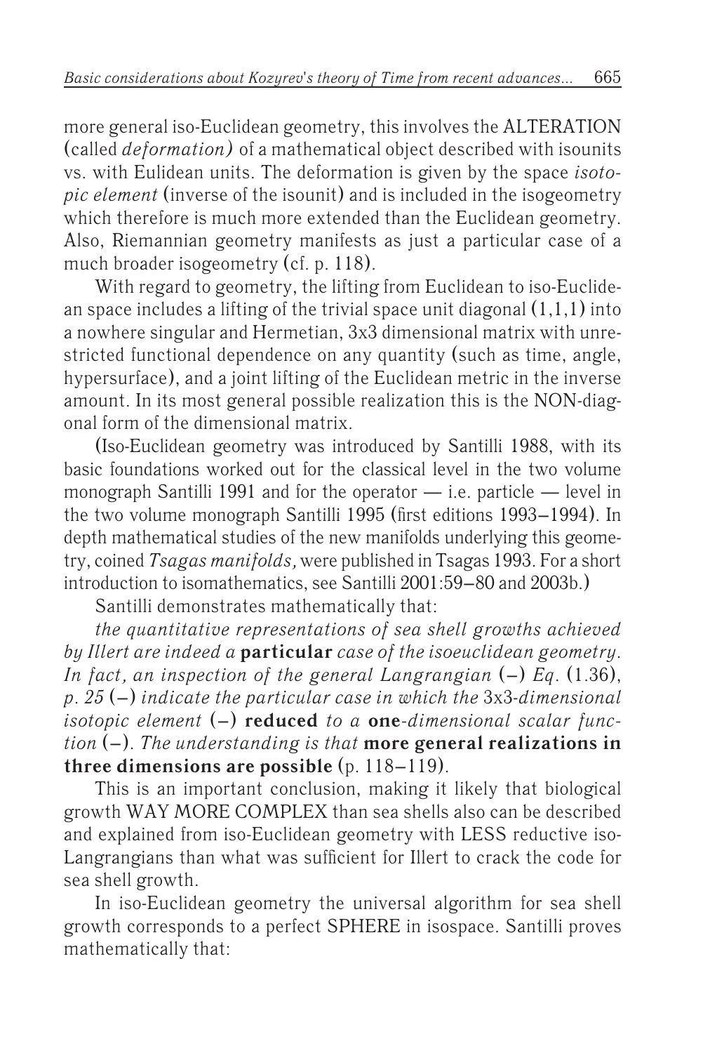more general iso-Euclidean geometry, this involves the ALTERATION (called *deformation)* of a mathematical object described with isounits vs. with Eulidean units. The deformation is given by the space *isotopic element* (inverse of the isounit) and is included in the isogeometry which therefore is much more extended than the Euclidean geometry. Also, Riemannian geometry manifests as just a particular case of a much broader isogeometry (cf. p. 118).

With regard to geometry, the lifting from Euclidean to iso-Euclidean space includes a lifting of the trivial space unit diagonal (1,1,1) into a nowhere singular and Hermetian, 3x3 dimensional matrix with unrestricted functional dependence on any quantity (such as time, angle, hypersurface), and a joint lifting of the Euclidean metric in the inverse amount. In its most general possible realization this is the NON-diagonal form of the dimensional matrix.

(Iso-Euclidean geometry was introduced by Santilli 1988, with its basic foundations worked out for the classical level in the two volume monograph Santilli 1991 and for the operator — i.e. particle — level in the two volume monograph Santilli 1995 (first editions 1993–1994). In depth mathematical studies of the new manifolds underlying this geometry, coined *Tsagas manifolds,* were published in Tsagas 1993. For a short introduction to isomathematics, see Santilli 2001:59–80 and 2003b.)

Santilli demonstrates mathematically that:

*the quantitative representations of sea shell growths achieved by Illert are indeed a* **particular** *case of the isoeuclidean geometry. In fact, an inspection of the general Langrangian* (–) *Eq.* (1.36), *p. 25* (–) *indicate the particular case in which the* 3x3-*dimensional isotopic element* (–) **reduced** *to a* **one**-*dimensional scalar function* (–). *The understanding is that* **more general realizations in three dimensions are possible** (p. 118–119).

This is an important conclusion, making it likely that biological growth WAY MORE COMPLEX than sea shells also can be described and explained from iso-Euclidean geometry with LESS reductive iso-Langrangians than what was sufficient for Illert to crack the code for sea shell growth.

In iso-Euclidean geometry the universal algorithm for sea shell growth corresponds to a perfect SPHERE in isospace. Santilli proves mathematically that: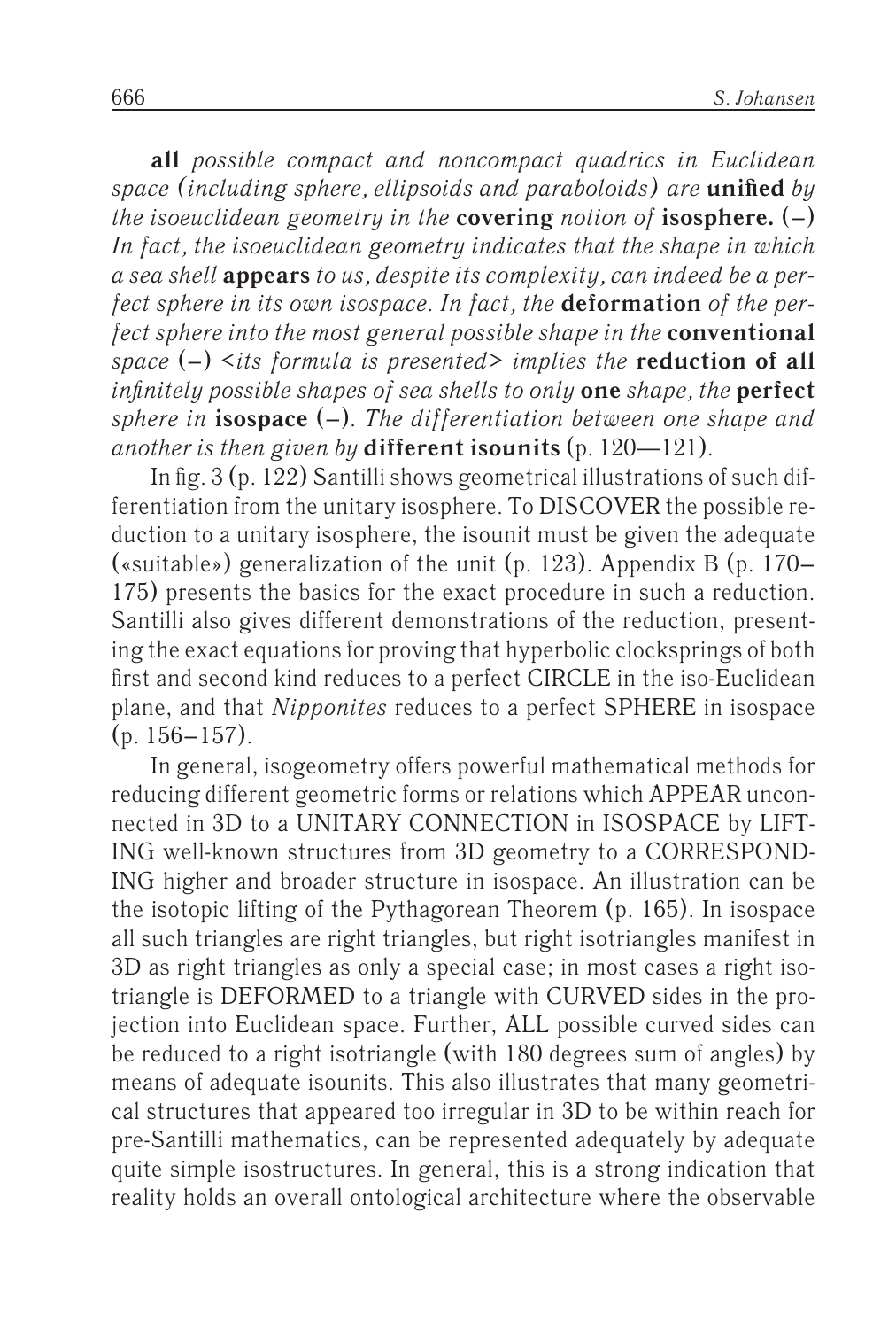**all** *possible compact and noncompact quadrics in Euclidean space (including sphere, ellipsoids and paraboloids) are* **unified** *by the isoeuclidean geometry in the* **covering** *notion of* **isosphere.** **(–)** *In fact, the isoeuclidean geometry indicates that the shape in which a sea shell* **appears** *to us, despite its complexity, can indeed be a perfect sphere in its own isospace. In fact, the* **deformation** *of the perfect sphere into the most general possible shape in the* **conventional** *space* **(–)** *<its formula is presented> implies the* **reduction of all** *infinitely possible shapes of sea shells to only* **one** *shape, the* **perfect** *sphere in* **isospace (–)**. *The differentiation between one shape and another is then given by* **different isounits** (p. 120—121).

In fig. 3 (p. 122) Santilli shows geometrical illustrations of such differentiation from the unitary isosphere. To DISCOVER the possible reduction to a unitary isosphere, the isounit must be given the adequate («suitable») generalization of the unit (p. 123). Appendix B (p. 170–175) presents the basics for the exact procedure in such a reduction. Santilli also gives different demonstrations of the reduction, presenting the exact equations for proving that hyperbolic clocksprings of both first and second kind reduces to a perfect CIRCLE in the iso-Euclidean plane, and that *Nipponites* reduces to a perfect SPHERE in isospace (p. 156–157).

In general, isogeometry offers powerful mathematical methods for reducing different geometric forms or relations which APPEAR unconnected in 3D to a UNITARY CONNECTION in ISOSPACE by LIFTING well-known structures from 3D geometry to a CORRESPONDING higher and broader structure in isospace. An illustration can be the isotopic lifting of the Pythagorean Theorem (p. 165). In isospace all such triangles are right triangles, but right isotriangles manifest in 3D as right triangles as only a special case; in most cases a right isotriangle is DEFORMED to a triangle with CURVED sides in the projection into Euclidean space. Further, ALL possible curved sides can be reduced to a right isotriangle (with 180 degrees sum of angles) by means of adequate isounits. This also illustrates that many geometrical structures that appeared too irregular in 3D to be within reach for pre-Santilli mathematics, can be represented adequately by adequate quite simple isostructures. In general, this is a strong indication that reality holds an overall ontological architecture where the observable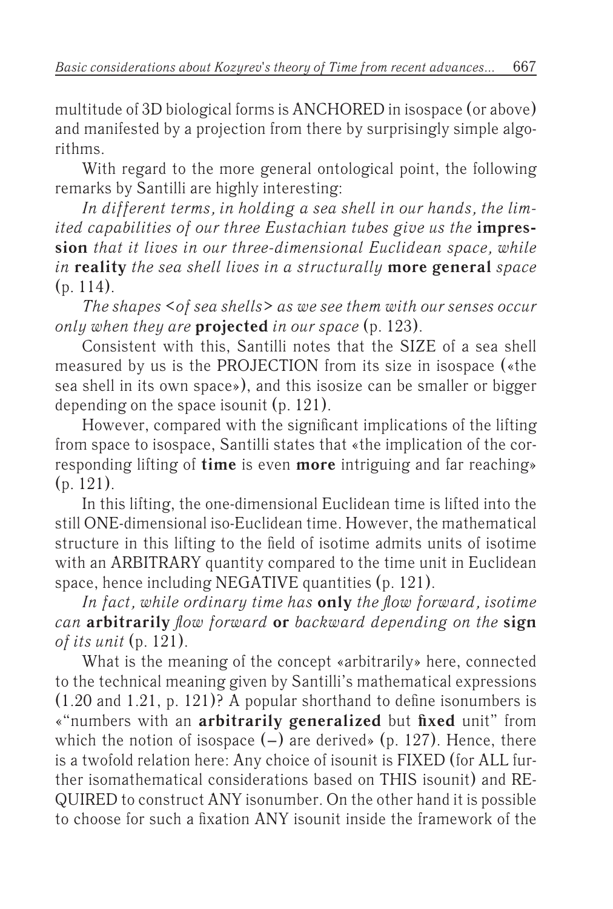multitude of 3D biological forms is ANCHORED in isospace (or above) and manifested by a projection from there by surprisingly simple algorithms.

With regard to the more general ontological point, the following remarks by Santilli are highly interesting:

*In different terms, in holding a sea shell in our hands, the limited capabilities of our three Eustachian tubes give us the* **impression** *that it lives in our three-dimensional Euclidean space, while in* **reality** *the sea shell lives in a structurally* **more general** *space* (p. 114).

*The shapes <of sea shells> as we see them with our senses occur only when they are* **projected** *in our space* (p. 123).

Consistent with this, Santilli notes that the SIZE of a sea shell measured by us is the PROJECTION from its size in isospace («the sea shell in its own space»), and this isosize can be smaller or bigger depending on the space isounit (p. 121).

However, compared with the significant implications of the lifting from space to isospace, Santilli states that «the implication of the corresponding lifting of **time** is even **more** intriguing and far reaching» (p. 121).

In this lifting, the one-dimensional Euclidean time is lifted into the still ONE-dimensional iso-Euclidean time. However, the mathematical structure in this lifting to the field of isotime admits units of isotime with an ARBITRARY quantity compared to the time unit in Euclidean space, hence including NEGATIVE quantities (p. 121).

*In fact, while ordinary time has* **only** *the flow forward, isotime can* **arbitrarily** *flow forward* **or** *backward depending on the* **sign** *of its unit* (p. 121).

What is the meaning of the concept «arbitrarily» here, connected to the technical meaning given by Santilli's mathematical expressions (1.20 and 1.21, p. 121)? A popular shorthand to define isonumbers is «"numbers with an **arbitrarily generalized** but **fixed** unit" from which the notion of isospace (–) are derived» (p. 127). Hence, there is a twofold relation here: Any choice of isounit is FIXED (for ALL further isomathematical considerations based on THIS isounit) and REQUIRED to construct ANY isonumber. On the other hand it is possible to choose for such a fixation ANY isounit inside the framework of the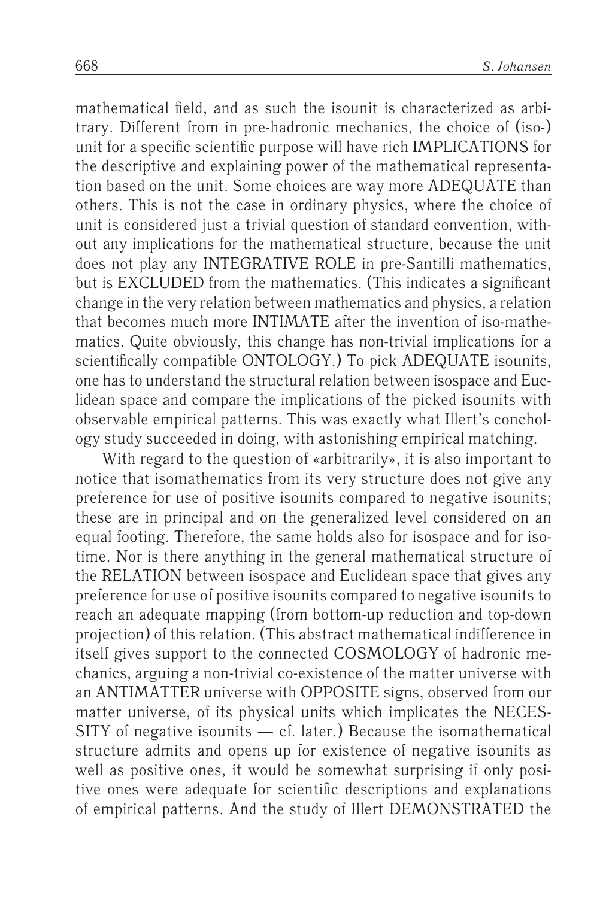mathematical field, and as such the isounit is characterized as arbitrary. Different from in pre-hadronic mechanics, the choice of (iso-) unit for a specific scientific purpose will have rich IMPLICATIONS for the descriptive and explaining power of the mathematical representation based on the unit. Some choices are way more ADEQUATE than others. This is not the case in ordinary physics, where the choice of unit is considered just a trivial question of standard convention, without any implications for the mathematical structure, because the unit does not play any INTEGRATIVE ROLE in pre-Santilli mathematics, but is EXCLUDED from the mathematics. (This indicates a significant change in the very relation between mathematics and physics, a relation that becomes much more INTIMATE after the invention of iso-mathematics. Quite obviously, this change has non-trivial implications for a scientifically compatible ONTOLOGY.) To pick ADEQUATE isounits, one has to understand the structural relation between isospace and Euclidean space and compare the implications of the picked isounits with observable empirical patterns. This was exactly what Illert's conchology study succeeded in doing, with astonishing empirical matching.

With regard to the question of «arbitrarily», it is also important to notice that isomathematics from its very structure does not give any preference for use of positive isounits compared to negative isounits; these are in principal and on the generalized level considered on an equal footing. Therefore, the same holds also for isospace and for isotime. Nor is there anything in the general mathematical structure of the RELATION between isospace and Euclidean space that gives any preference for use of positive isounits compared to negative isounits to reach an adequate mapping (from bottom-up reduction and top-down projection) of this relation. (This abstract mathematical indifference in itself gives support to the connected COSMOLOGY of hadronic mechanics, arguing a non-trivial co-existence of the matter universe with an ANTIMATTER universe with OPPOSITE signs, observed from our matter universe, of its physical units which implicates the NECESSITY of negative isounits — cf. later.) Because the isomathematical structure admits and opens up for existence of negative isounits as well as positive ones, it would be somewhat surprising if only positive ones were adequate for scientific descriptions and explanations of empirical patterns. And the study of Illert DEMONSTRATED the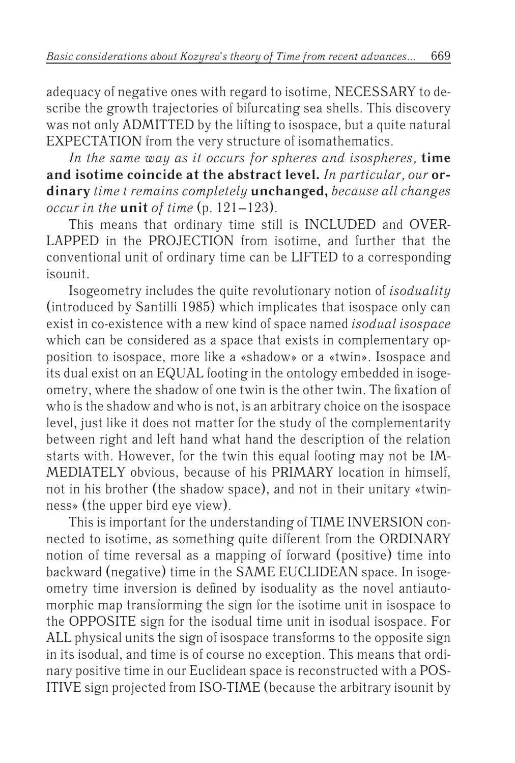adequacy of negative ones with regard to isotime, NECESSARY to describe the growth trajectories of bifurcating sea shells. This discovery was not only ADMITTED by the lifting to isospace, but a quite natural EXPECTATION from the very structure of isomathematics.

*In the same way as it occurs for spheres and isospheres,* **time and isotime coincide at the abstract level.** *In particular, our* **ordinary** *time t remains completely* **unchanged,** *because all changes occur in the* **unit** *of time* (p. 121–123).

This means that ordinary time still is INCLUDED and OVERLAPPED in the PROJECTION from isotime, and further that the conventional unit of ordinary time can be LIFTED to a corresponding isounit.

Isogeometry includes the quite revolutionary notion of *isoduality* (introduced by Santilli 1985) which implicates that isospace only can exist in co-existence with a new kind of space named *isodual isospace* which can be considered as a space that exists in complementary opposition to isospace, more like a «shadow» or a «twin». Isospace and its dual exist on an EQUAL footing in the ontology embedded in isogeometry, where the shadow of one twin is the other twin. The fixation of who is the shadow and who is not, is an arbitrary choice on the isospace level, just like it does not matter for the study of the complementarity between right and left hand what hand the description of the relation starts with. However, for the twin this equal footing may not be IMMEDIATELY obvious, because of his PRIMARY location in himself, not in his brother (the shadow space), and not in their unitary «twinness» (the upper bird eye view).

This is important for the understanding of TIME INVERSION connected to isotime, as something quite different from the ORDINARY notion of time reversal as a mapping of forward (positive) time into backward (negative) time in the SAME EUCLIDEAN space. In isogeometry time inversion is defined by isoduality as the novel antiautomorphic map transforming the sign for the isotime unit in isospace to the OPPOSITE sign for the isodual time unit in isodual isospace. For ALL physical units the sign of isospace transforms to the opposite sign in its isodual, and time is of course no exception. This means that ordinary positive time in our Euclidean space is reconstructed with a POSITIVE sign projected from ISO-TIME (because the arbitrary isounit by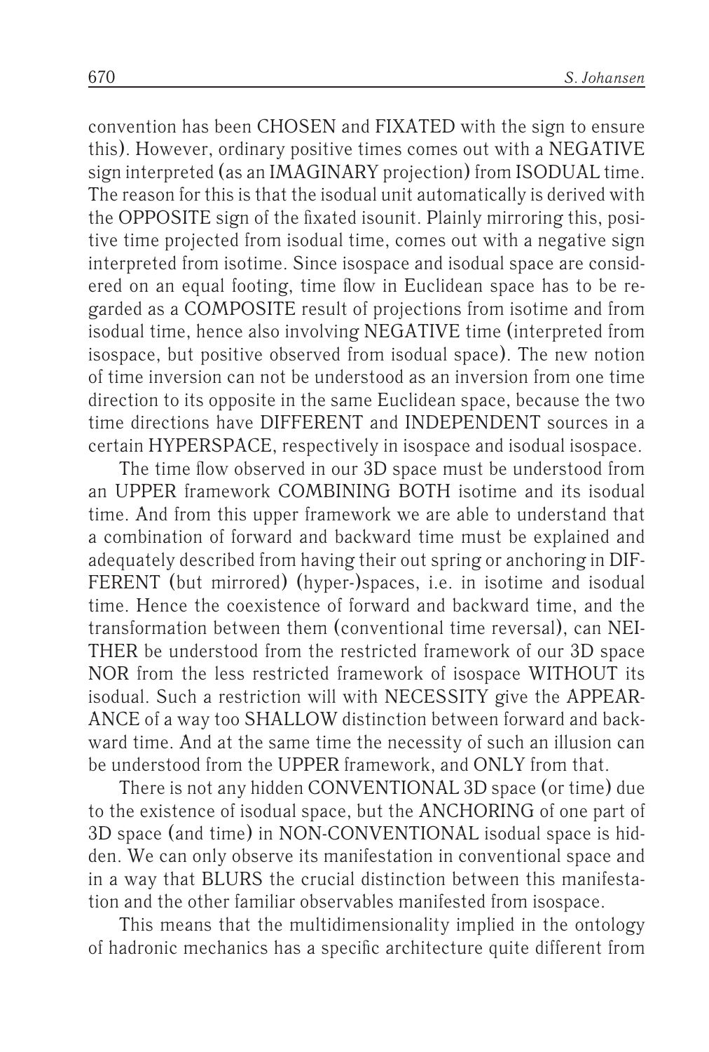convention has been CHOSEN and FIXATED with the sign to ensure this). However, ordinary positive times comes out with a NEGATIVE sign interpreted (as an IMAGINARY projection) from ISODUAL time. The reason for this is that the isodual unit automatically is derived with the OPPOSITE sign of the fixated isounit. Plainly mirroring this, positive time projected from isodual time, comes out with a negative sign interpreted from isotime. Since isospace and isodual space are considered on an equal footing, time flow in Euclidean space has to be regarded as a COMPOSITE result of projections from isotime and from isodual time, hence also involving NEGATIVE time (interpreted from isospace, but positive observed from isodual space). The new notion of time inversion can not be understood as an inversion from one time direction to its opposite in the same Euclidean space, because the two time directions have DIFFERENT and INDEPENDENT sources in a certain HYPERSPACE, respectively in isospace and isodual isospace.

The time flow observed in our 3D space must be understood from an UPPER framework COMBINING BOTH isotime and its isodual time. And from this upper framework we are able to understand that a combination of forward and backward time must be explained and adequately described from having their out spring or anchoring in DIFFERENT (but mirrored) (hyper-)spaces, i.e. in isotime and isodual time. Hence the coexistence of forward and backward time, and the transformation between them (conventional time reversal), can NEITHER be understood from the restricted framework of our 3D space NOR from the less restricted framework of isospace WITHOUT its isodual. Such a restriction will with NECESSITY give the APPEARANCE of a way too SHALLOW distinction between forward and backward time. And at the same time the necessity of such an illusion can be understood from the UPPER framework, and ONLY from that.

There is not any hidden CONVENTIONAL 3D space (or time) due to the existence of isodual space, but the ANCHORING of one part of 3D space (and time) in NON-CONVENTIONAL isodual space is hidden. We can only observe its manifestation in conventional space and in a way that BLURS the crucial distinction between this manifestation and the other familiar observables manifested from isospace.

This means that the multidimensionality implied in the ontology of hadronic mechanics has a specific architecture quite different from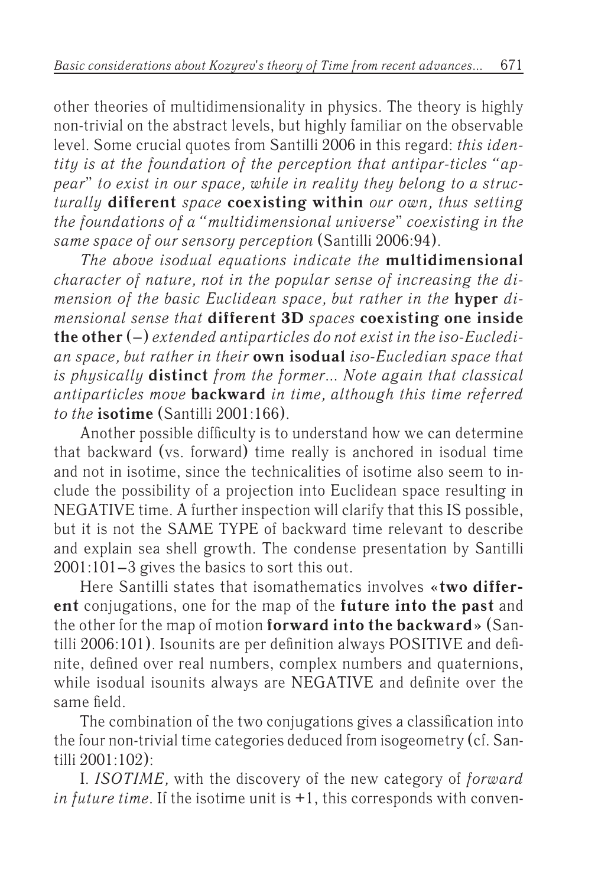other theories of multidimensionality in physics. The theory is highly non-trivial on the abstract levels, but highly familiar on the observable level. Some crucial quotes from Santilli 2006 in this regard: *this identity is at the foundation of the perception that antipar-ticles "appear" to exist in our space, while in reality they belong to a structurally* **different** *space* **coexisting within** *our own, thus setting the foundations of a "multidimensional universe" coexisting in the same space of our sensory perception* (Santilli 2006:94).

*The above isodual equations indicate the* **multidimensional** *character of nature, not in the popular sense of increasing the dimension of the basic Euclidean space, but rather in the* **hyper** *dimensional sense that* **different 3D** *spaces* **coexisting one inside the other** (–) *extended antiparticles do not exist in the iso-Eucledian space, but rather in their* **own isodual** *iso-Eucledian space that is physically* **distinct** *from the former... Note again that classical antiparticles move* **backward** *in time, although this time referred to the* **isotime** (Santilli 2001:166).

Another possible difficulty is to understand how we can determine that backward (vs. forward) time really is anchored in isodual time and not in isotime, since the technicalities of isotime also seem to include the possibility of a projection into Euclidean space resulting in NEGATIVE time. A further inspection will clarify that this IS possible, but it is not the SAME TYPE of backward time relevant to describe and explain sea shell growth. The condense presentation by Santilli 2001:101–3 gives the basics to sort this out.

Here Santilli states that isomathematics involves «**two different** conjugations, one for the map of the **future into the past** and the other for the map of motion **forward into the backward**» (Santilli 2006:101). Isounits are per definition always POSITIVE and definite, defined over real numbers, complex numbers and quaternions, while isodual isounits always are NEGATIVE and definite over the same field.

The combination of the two conjugations gives a classification into the four non-trivial time categories deduced from isogeometry (cf. Santilli 2001:102):

I. *ISOTIME,* with the discovery of the new category of *forward in future time*. If the isotime unit is +1, this corresponds with conven-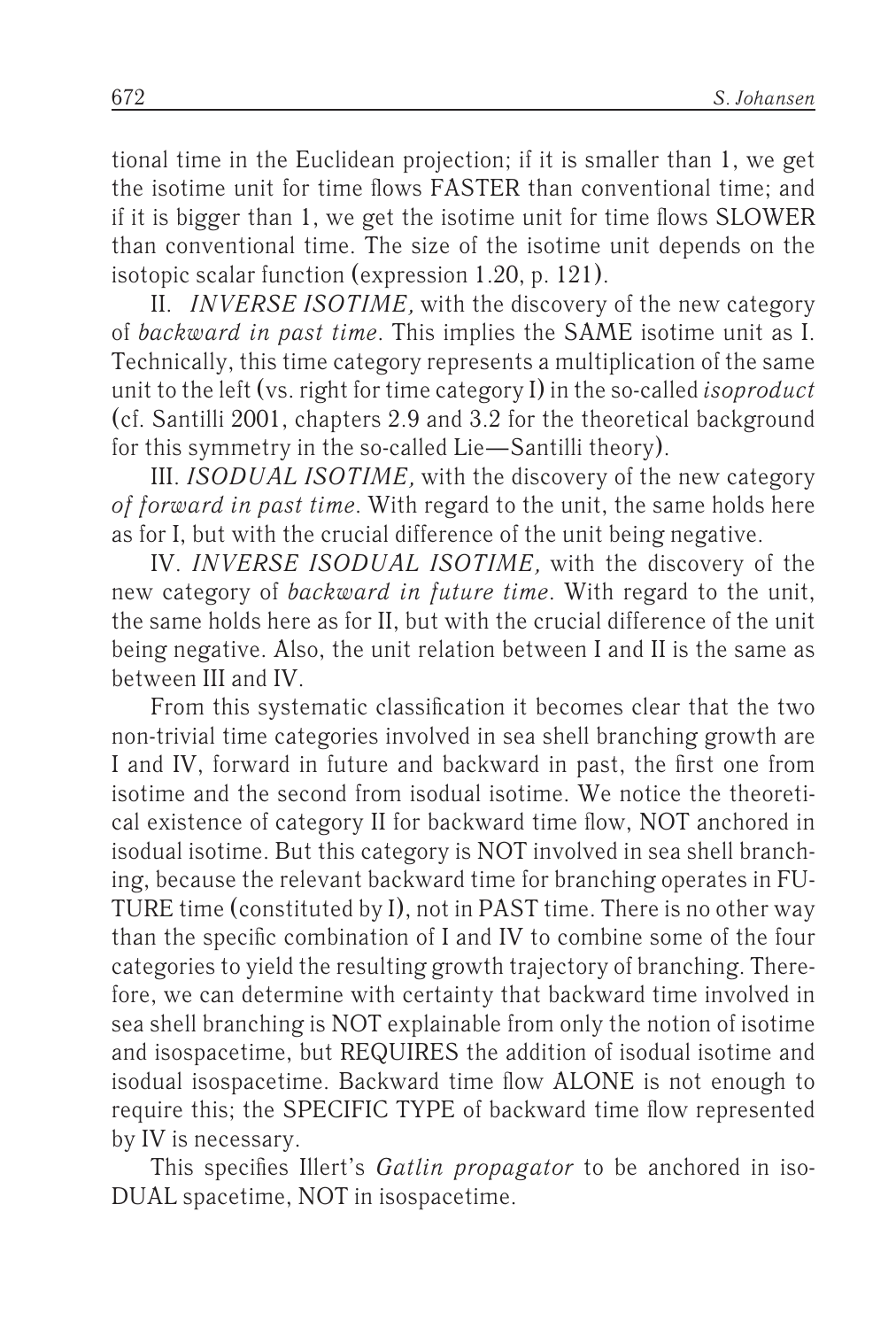tional time in the Euclidean projection; if it is smaller than 1, we get the isotime unit for time flows FASTER than conventional time; and if it is bigger than 1, we get the isotime unit for time flows SLOWER than conventional time. The size of the isotime unit depends on the isotopic scalar function (expression 1.20, p. 121).

II. *INVERSE ISOTIME,* with the discovery of the new category of *backward in past time*. This implies the SAME isotime unit as I. Technically, this time category represents a multiplication of the same unit to the left (vs. right for time category I) in the so-called *isoproduct* (cf. Santilli 2001, chapters 2.9 and 3.2 for the theoretical background for this symmetry in the so-called Lie—Santilli theory).

III. *ISODUAL ISOTIME,* with the discovery of the new category *of forward in past time*. With regard to the unit, the same holds here as for I, but with the crucial difference of the unit being negative.

IV. *INVERSE ISODUAL ISOTIME,* with the discovery of the new category of *backward in future time*. With regard to the unit, the same holds here as for II, but with the crucial difference of the unit being negative. Also, the unit relation between I and II is the same as between III and IV.

From this systematic classification it becomes clear that the two non-trivial time categories involved in sea shell branching growth are I and IV, forward in future and backward in past, the first one from isotime and the second from isodual isotime. We notice the theoretical existence of category II for backward time flow, NOT anchored in isodual isotime. But this category is NOT involved in sea shell branching, because the relevant backward time for branching operates in FUTURE time (constituted by I), not in PAST time. There is no other way than the specific combination of I and IV to combine some of the four categories to yield the resulting growth trajectory of branching. Therefore, we can determine with certainty that backward time involved in sea shell branching is NOT explainable from only the notion of isotime and isospacetime, but REQUIRES the addition of isodual isotime and isodual isospacetime. Backward time flow ALONE is not enough to require this; the SPECIFIC TYPE of backward time flow represented by IV is necessary.

This specifies Illert's *Gatlin propagator* to be anchored in isoDUAL spacetime, NOT in isospacetime.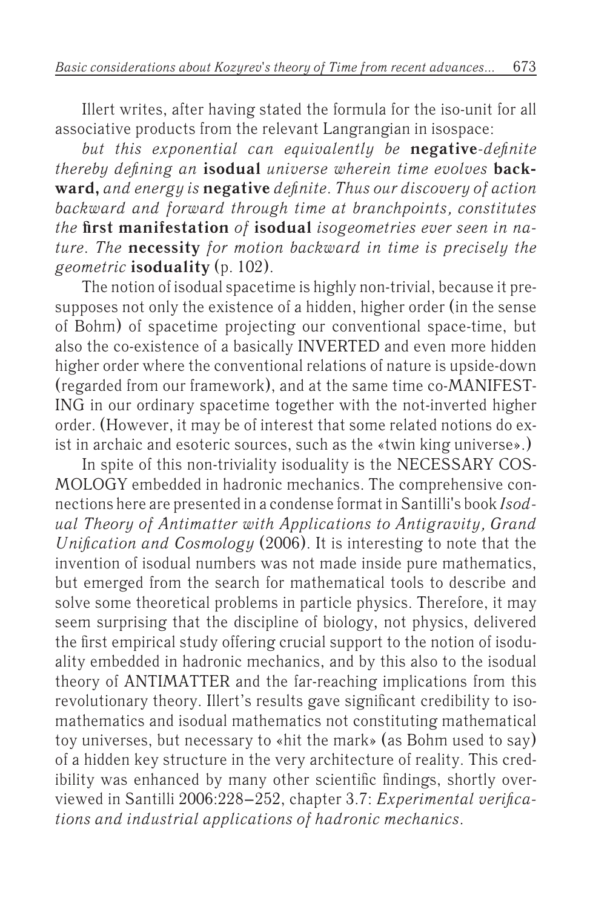Illert writes, after having stated the formula for the iso-unit for all associative products from the relevant Langrangian in isospace:

*but this exponential can equivalently be* **negative**-*definite thereby defining an* **isodual** *universe wherein time evolves* **backward,** *and energy is* **negative** *definite. Thus our discovery of action backward and forward through time at branchpoints, constitutes the* **first manifestation** *of* **isodual** *isogeometries ever seen in nature. The* **necessity** *for motion backward in time is precisely the geometric* **isoduality** (p. 102).

The notion of isodual spacetime is highly non-trivial, because it presupposes not only the existence of a hidden, higher order (in the sense of Bohm) of spacetime projecting our conventional space-time, but also the co-existence of a basically INVERTED and even more hidden higher order where the conventional relations of nature is upside-down (regarded from our framework), and at the same time co-MANIFESTING in our ordinary spacetime together with the not-inverted higher order. (However, it may be of interest that some related notions do exist in archaic and esoteric sources, such as the «twin king universe».)

In spite of this non-triviality isoduality is the NECESSARY COSMOLOGY embedded in hadronic mechanics. The comprehensive connections here are presented in a condense format in Santilli's book *Isodual Theory of Antimatter with Applications to Antigravity, Grand Unification and Cosmology* (2006). It is interesting to note that the invention of isodual numbers was not made inside pure mathematics, but emerged from the search for mathematical tools to describe and solve some theoretical problems in particle physics. Therefore, it may seem surprising that the discipline of biology, not physics, delivered the first empirical study offering crucial support to the notion of isoduality embedded in hadronic mechanics, and by this also to the isodual theory of ANTIMATTER and the far-reaching implications from this revolutionary theory. Illert's results gave significant credibility to isomathematics and isodual mathematics not constituting mathematical toy universes, but necessary to «hit the mark» (as Bohm used to say) of a hidden key structure in the very architecture of reality. This credibility was enhanced by many other scientific findings, shortly overviewed in Santilli 2006:228–252, chapter 3.7: *Experimental verifications and industrial applications of hadronic mechanics*.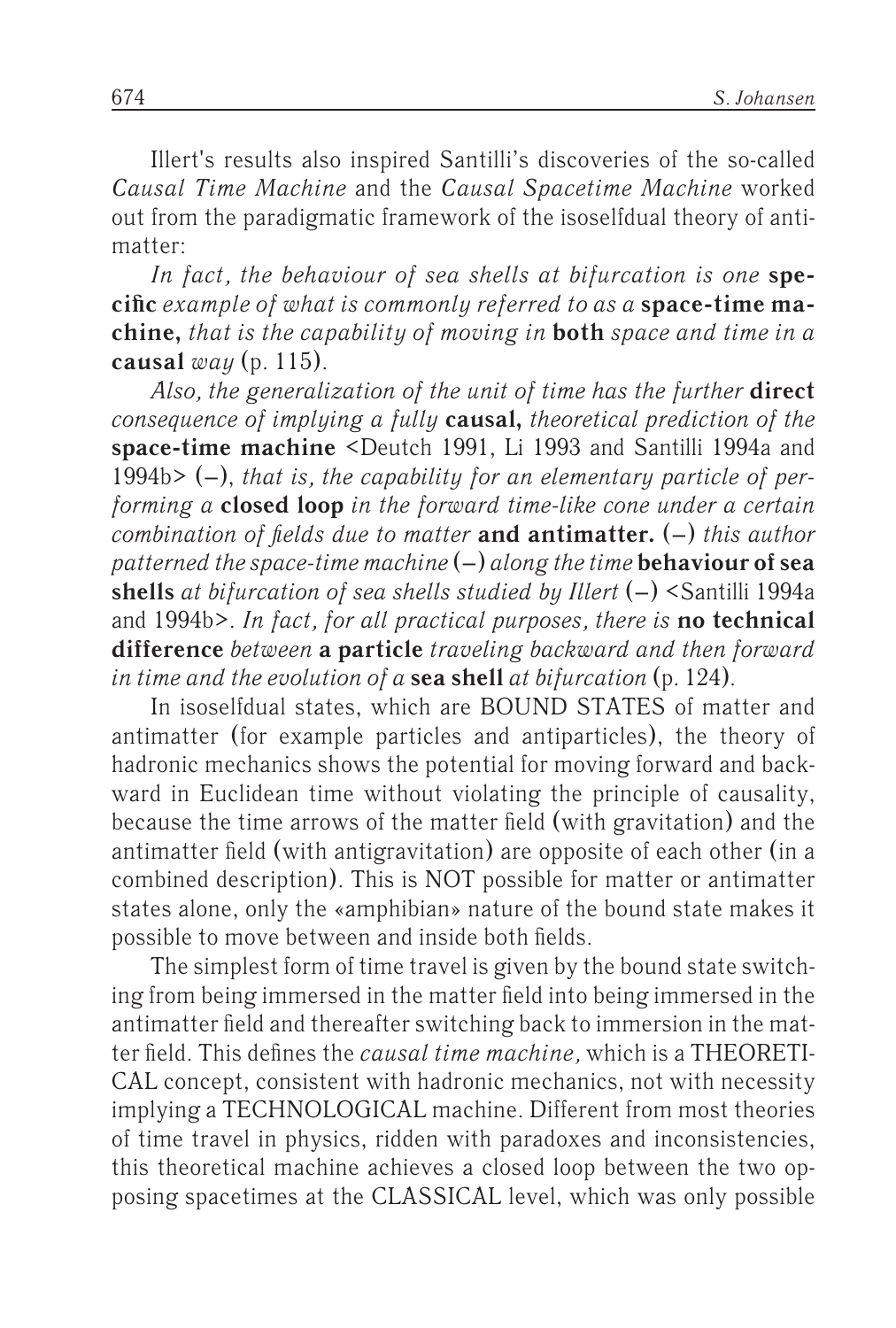Illert's results also inspired Santilli's discoveries of the so-called *Causal Time Machine* and the *Causal Spacetime Machine* worked out from the paradigmatic framework of the isoselfdual theory of antimatter:

*In fact, the behaviour of sea shells at bifurcation is one* ***specific*** *example of what is commonly referred to as a* ***space-time machine,*** *that is the capability of moving in* ***both*** *space and time in a* ***causal*** *way* (p. 115).

*Also, the generalization of the unit of time has the further* **direct** *consequence of implying a fully* **causal,** *theoretical prediction of the* **space-time machine** <Deutch 1991, Li 1993 and Santilli 1994a and 1994b> (–), *that is, the capability for an elementary particle of performing a* **closed loop** *in the forward time-like cone under a certain combination of fields due to matter* **and antimatter.** (–) *this author patterned the space-time machine* (–) *along the time* **behaviour of sea shells** *at bifurcation of sea shells studied by Illert* (–) <Santilli 1994a and 1994b>. *In fact, for all practical purposes, there is* **no technical difference** *between* **a particle** *traveling backward and then forward in time and the evolution of a* **sea shell** *at bifurcation* (p. 124).

In isoselfdual states, which are BOUND STATES of matter and antimatter (for example particles and antiparticles), the theory of hadronic mechanics shows the potential for moving forward and backward in Euclidean time without violating the principle of causality, because the time arrows of the matter field (with gravitation) and the antimatter field (with antigravitation) are opposite of each other (in a combined description). This is NOT possible for matter or antimatter states alone, only the «amphibian» nature of the bound state makes it possible to move between and inside both fields.

The simplest form of time travel is given by the bound state switching from being immersed in the matter field into being immersed in the antimatter field and thereafter switching back to immersion in the matter field. This defines the *causal time machine,* which is a THEORETICAL concept, consistent with hadronic mechanics, not with necessity implying a TECHNOLOGICAL machine. Different from most theories of time travel in physics, ridden with paradoxes and inconsistencies, this theoretical machine achieves a closed loop between the two opposing spacetimes at the CLASSICAL level, which was only possible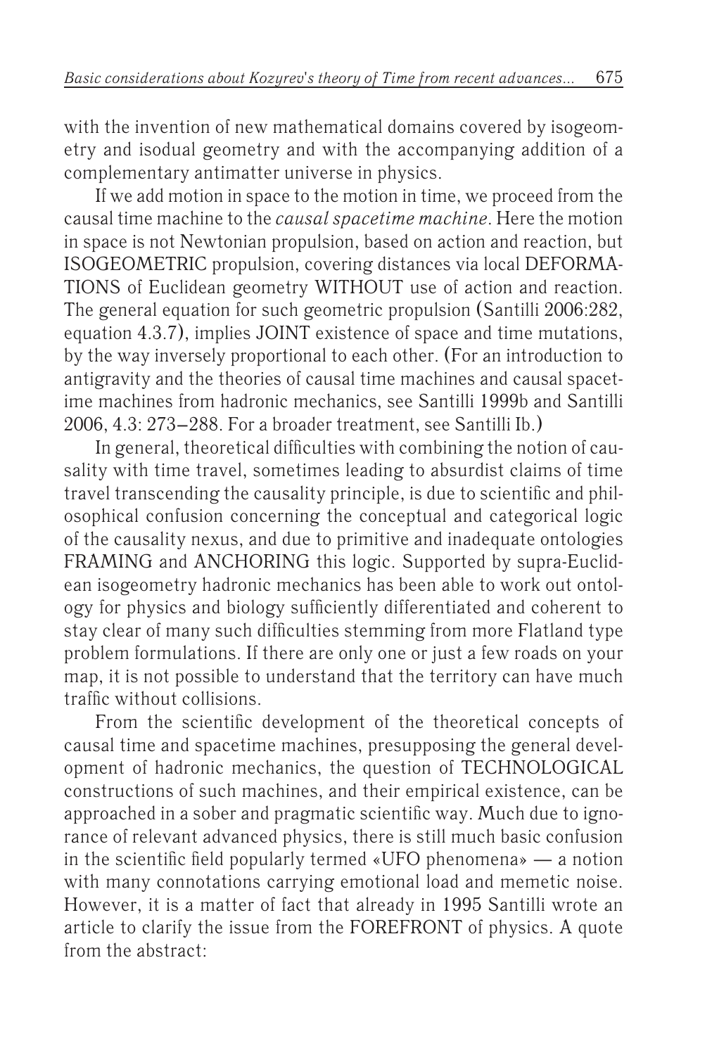with the invention of new mathematical domains covered by isogeometry and isodual geometry and with the accompanying addition of a complementary antimatter universe in physics.

If we add motion in space to the motion in time, we proceed from the causal time machine to the *causal spacetime machine*. Here the motion in space is not Newtonian propulsion, based on action and reaction, but ISOGEOMETRIC propulsion, covering distances via local DEFORMATIONS of Euclidean geometry WITHOUT use of action and reaction. The general equation for such geometric propulsion (Santilli 2006:282, equation 4.3.7), implies JOINT existence of space and time mutations, by the way inversely proportional to each other. (For an introduction to antigravity and the theories of causal time machines and causal spacetime machines from hadronic mechanics, see Santilli 1999b and Santilli 2006, 4.3: 273–288. For a broader treatment, see Santilli Ib.)

In general, theoretical difficulties with combining the notion of causality with time travel, sometimes leading to absurdist claims of time travel transcending the causality principle, is due to scientific and philosophical confusion concerning the conceptual and categorical logic of the causality nexus, and due to primitive and inadequate ontologies FRAMING and ANCHORING this logic. Supported by supra-Euclidean isogeometry hadronic mechanics has been able to work out ontology for physics and biology sufficiently differentiated and coherent to stay clear of many such difficulties stemming from more Flatland type problem formulations. If there are only one or just a few roads on your map, it is not possible to understand that the territory can have much traffic without collisions.

From the scientific development of the theoretical concepts of causal time and spacetime machines, presupposing the general development of hadronic mechanics, the question of TECHNOLOGICAL constructions of such machines, and their empirical existence, can be approached in a sober and pragmatic scientific way. Much due to ignorance of relevant advanced physics, there is still much basic confusion in the scientific field popularly termed «UFO phenomena» — a notion with many connotations carrying emotional load and memetic noise. However, it is a matter of fact that already in 1995 Santilli wrote an article to clarify the issue from the FOREFRONT of physics. A quote from the abstract: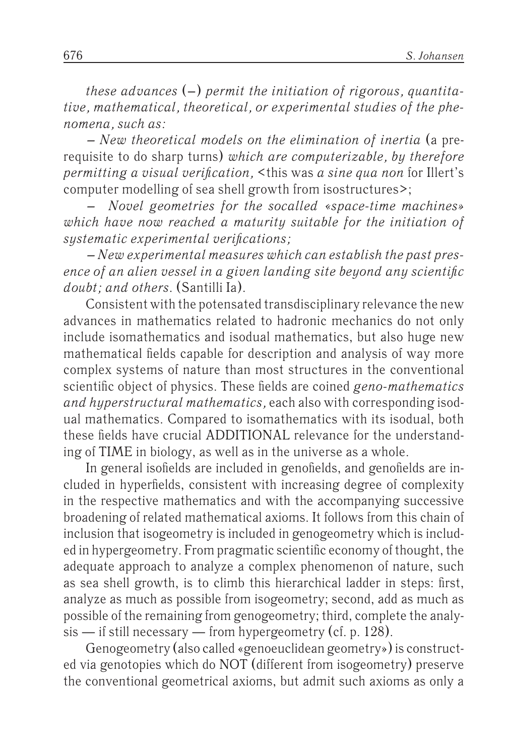*these advances* (–) *permit the initiation of rigorous, quantitative, mathematical, theoretical, or experimental studies of the phenomena, such as:*

– *New theoretical models on the elimination of inertia* (a prerequisite to do sharp turns) *which are computerizable, by therefore permitting a visual verification,* <this was *a sine qua non* for Illert's computer modelling of sea shell growth from isostructures>;

– *Novel geometries for the socalled «space-time machines» which have now reached a maturity suitable for the initiation of systematic experimental verifications;*

– *New experimental measures which can establish the past presence of an alien vessel in a given landing site beyond any scientific doubt; and others.* (Santilli Ia).

Consistent with the potensated transdisciplinary relevance the new advances in mathematics related to hadronic mechanics do not only include isomathematics and isodual mathematics, but also huge new mathematical fields capable for description and analysis of way more complex systems of nature than most structures in the conventional scientific object of physics. These fields are coined *geno-mathematics and hyperstructural mathematics,* each also with corresponding isodual mathematics. Compared to isomathematics with its isodual, both these fields have crucial ADDITIONAL relevance for the understanding of TIME in biology, as well as in the universe as a whole.

In general isofields are included in genofields, and genofields are included in hyperfields, consistent with increasing degree of complexity in the respective mathematics and with the accompanying successive broadening of related mathematical axioms. It follows from this chain of inclusion that isogeometry is included in genogeometry which is included in hypergeometry. From pragmatic scientific economy of thought, the adequate approach to analyze a complex phenomenon of nature, such as sea shell growth, is to climb this hierarchical ladder in steps: first, analyze as much as possible from isogeometry; second, add as much as possible of the remaining from genogeometry; third, complete the analysis — if still necessary — from hypergeometry (cf. p. 128).

Genogeometry (also called «genoeuclidean geometry») is constructed via genotopies which do NOT (different from isogeometry) preserve the conventional geometrical axioms, but admit such axioms as only a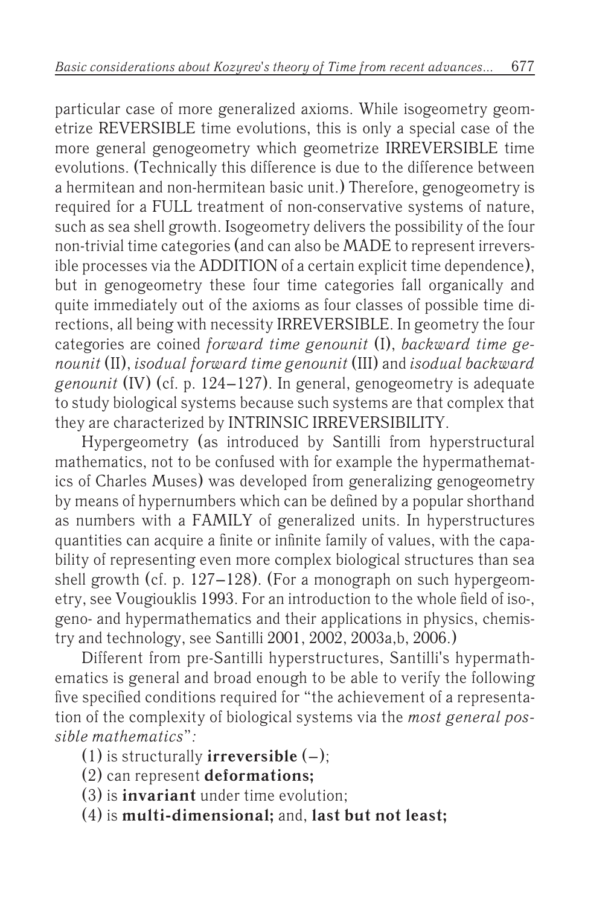particular case of more generalized axioms. While isogeometry geometrize REVERSIBLE time evolutions, this is only a special case of the more general genogeometry which geometrize IRREVERSIBLE time evolutions. (Technically this difference is due to the difference between a hermitean and non-hermitean basic unit.) Therefore, genogeometry is required for a FULL treatment of non-conservative systems of nature, such as sea shell growth. Isogeometry delivers the possibility of the four non-trivial time categories (and can also be MADE to represent irreversible processes via the ADDITION of a certain explicit time dependence), but in genogeometry these four time categories fall organically and quite immediately out of the axioms as four classes of possible time directions, all being with necessity IRREVERSIBLE. In geometry the four categories are coined *forward time genounit* (I), *backward time genounit* (II), *isodual forward time genounit* (III) and *isodual backward genounit* (IV) (cf. p. 124–127). In general, genogeometry is adequate to study biological systems because such systems are that complex that they are characterized by INTRINSIC IRREVERSIBILITY.

Hypergeometry (as introduced by Santilli from hyperstructural mathematics, not to be confused with for example the hypermathematics of Charles Muses) was developed from generalizing genogeometry by means of hypernumbers which can be defined by a popular shorthand as numbers with a FAMILY of generalized units. In hyperstructures quantities can acquire a finite or infinite family of values, with the capability of representing even more complex biological structures than sea shell growth (cf. p. 127–128). (For a monograph on such hypergeometry, see Vougiouklis 1993. For an introduction to the whole field of iso-, geno- and hypermathematics and their applications in physics, chemistry and technology, see Santilli 2001, 2002, 2003a,b, 2006.)

Different from pre-Santilli hyperstructures, Santilli's hypermathematics is general and broad enough to be able to verify the following five specified conditions required for "the achievement of a representation of the complexity of biological systems via the *most general possible mathematics*":

(1) is structurally **irreversible** (–);

(2) can represent **deformations;**

(3) is **invariant** under time evolution;

(4) is **multi-dimensional;** and, **last but not least;**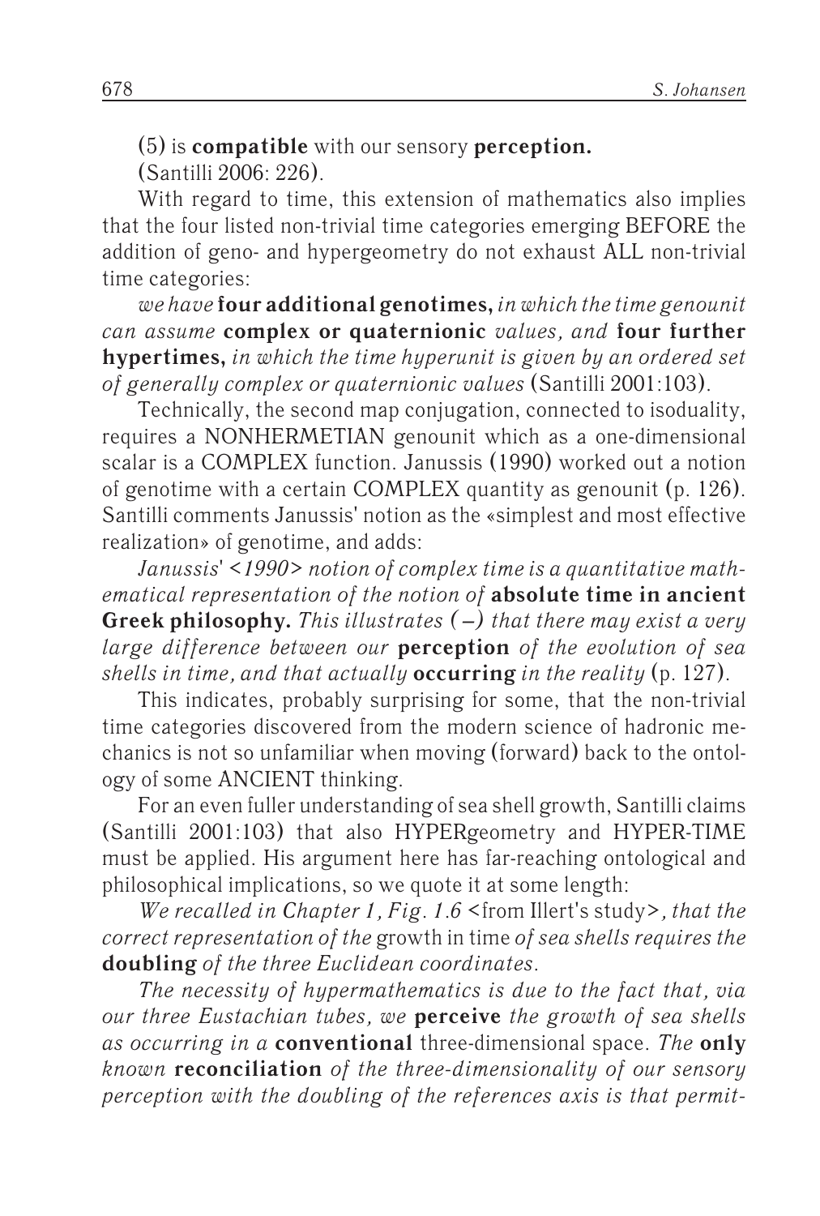(5) is **compatible** with our sensory **perception.**
(Santilli 2006: 226).

With regard to time, this extension of mathematics also implies that the four listed non-trivial time categories emerging BEFORE the addition of geno- and hypergeometry do not exhaust ALL non-trivial time categories:

*we have* **four additional genotimes,** *in which the time genounit can assume* **complex or quaternionic** *values, and* **four further hypertimes,** *in which the time hyperunit is given by an ordered set of generally complex or quaternionic values* (Santilli 2001:103).

Technically, the second map conjugation, connected to isoduality, requires a NONHERMETIAN genounit which as a one-dimensional scalar is a COMPLEX function. Janussis (1990) worked out a notion of genotime with a certain COMPLEX quantity as genounit (p. 126). Santilli comments Janussis' notion as the «simplest and most effective realization» of genotime, and adds:

*Janussis' <1990> notion of complex time is a quantitative mathematical representation of the notion of* **absolute time in ancient Greek philosophy.** *This illustrates (–) that there may exist a very large difference between our* **perception** *of the evolution of sea shells in time, and that actually* **occurring** *in the reality* (p. 127).

This indicates, probably surprising for some, that the non-trivial time categories discovered from the modern science of hadronic mechanics is not so unfamiliar when moving (forward) back to the ontology of some ANCIENT thinking.

For an even fuller understanding of sea shell growth, Santilli claims (Santilli 2001:103) that also HYPERgeometry and HYPER-TIME must be applied. His argument here has far-reaching ontological and philosophical implications, so we quote it at some length:

*We recalled in Chapter 1, Fig. 1.6* <from Illert's study>*, that the correct representation of the* growth in time *of sea shells requires the* **doubling** *of the three Euclidean coordinates.*

*The necessity of hypermathematics is due to the fact that, via our three Eustachian tubes, we* **perceive** *the growth of sea shells as occurring in a* **conventional** three-dimensional space. *The* **only** *known* **reconciliation** *of the three-dimensionality of our sensory perception with the doubling of the references axis is that permit-*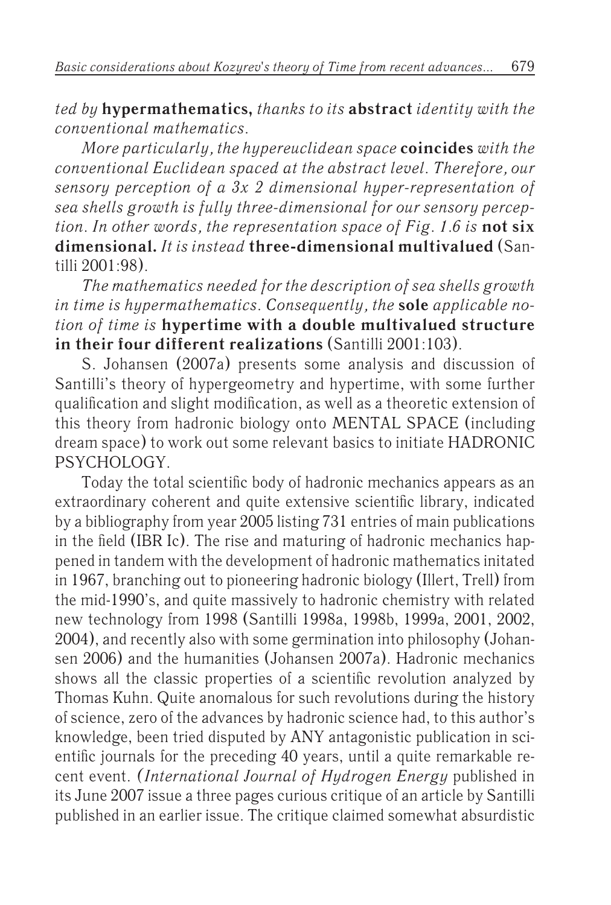*ted by* **hypermathematics,** *thanks to its* **abstract** *identity with the conventional mathematics.*

*More particularly, the hypereuclidean space* **coincides** *with the conventional Euclidean spaced at the abstract level. Therefore, our sensory perception of a 3x 2 dimensional hyper-representation of sea shells growth is fully three-dimensional for our sensory perception. In other words, the representation space of Fig. 1.6 is* **not six dimensional.** *It is instead* **three-dimensional multivalued** (Santilli 2001:98).

*The mathematics needed for the description of sea shells growth in time is hypermathematics. Consequently, the* **sole** *applicable notion of time is* **hypertime with a double multivalued structure in their four different realizations** (Santilli 2001:103).

S. Johansen (2007a) presents some analysis and discussion of Santilli's theory of hypergeometry and hypertime, with some further qualification and slight modification, as well as a theoretic extension of this theory from hadronic biology onto MENTAL SPACE (including dream space) to work out some relevant basics to initiate HADRONIC PSYCHOLOGY.

Today the total scientific body of hadronic mechanics appears as an extraordinary coherent and quite extensive scientific library, indicated by a bibliography from year 2005 listing 731 entries of main publications in the field (IBR Ic). The rise and maturing of hadronic mechanics happened in tandem with the development of hadronic mathematics initated in 1967, branching out to pioneering hadronic biology (Illert, Trell) from the mid-1990's, and quite massively to hadronic chemistry with related new technology from 1998 (Santilli 1998a, 1998b, 1999a, 2001, 2002, 2004), and recently also with some germination into philosophy (Johansen 2006) and the humanities (Johansen 2007a). Hadronic mechanics shows all the classic properties of a scientific revolution analyzed by Thomas Kuhn. Quite anomalous for such revolutions during the history of science, zero of the advances by hadronic science had, to this author's knowledge, been tried disputed by ANY antagonistic publication in scientific journals for the preceding 40 years, until a quite remarkable recent event. (*International Journal of Hydrogen Energy* published in its June 2007 issue a three pages curious critique of an article by Santilli published in an earlier issue. The critique claimed somewhat absurdistic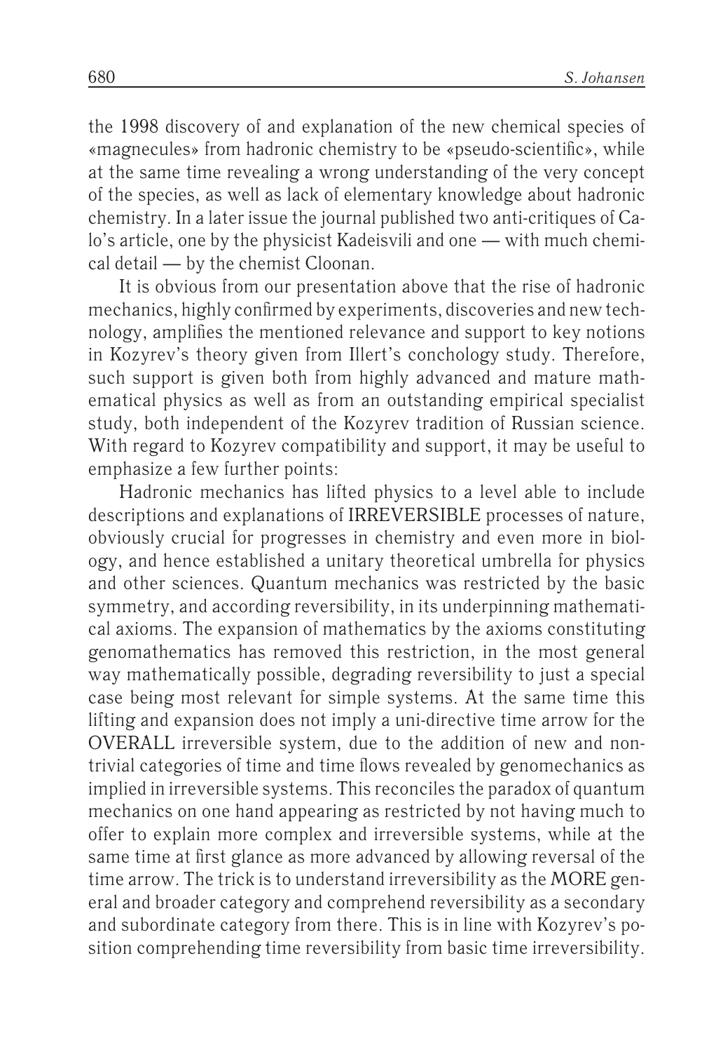the 1998 discovery of and explanation of the new chemical species of «magnecules» from hadronic chemistry to be «pseudo-scientific», while at the same time revealing a wrong understanding of the very concept of the species, as well as lack of elementary knowledge about hadronic chemistry. In a later issue the journal published two anti-critiques of Calo's article, one by the physicist Kadeisvili and one — with much chemical detail — by the chemist Cloonan.

It is obvious from our presentation above that the rise of hadronic mechanics, highly confirmed by experiments, discoveries and new technology, amplifies the mentioned relevance and support to key notions in Kozyrev's theory given from Illert's conchology study. Therefore, such support is given both from highly advanced and mature mathematical physics as well as from an outstanding empirical specialist study, both independent of the Kozyrev tradition of Russian science. With regard to Kozyrev compatibility and support, it may be useful to emphasize a few further points:

Hadronic mechanics has lifted physics to a level able to include descriptions and explanations of IRREVERSIBLE processes of nature, obviously crucial for progresses in chemistry and even more in biology, and hence established a unitary theoretical umbrella for physics and other sciences. Quantum mechanics was restricted by the basic symmetry, and according reversibility, in its underpinning mathematical axioms. The expansion of mathematics by the axioms constituting genomathematics has removed this restriction, in the most general way mathematically possible, degrading reversibility to just a special case being most relevant for simple systems. At the same time this lifting and expansion does not imply a uni-directive time arrow for the OVERALL irreversible system, due to the addition of new and nontrivial categories of time and time flows revealed by genomechanics as implied in irreversible systems. This reconciles the paradox of quantum mechanics on one hand appearing as restricted by not having much to offer to explain more complex and irreversible systems, while at the same time at first glance as more advanced by allowing reversal of the time arrow. The trick is to understand irreversibility as the MORE general and broader category and comprehend reversibility as a secondary and subordinate category from there. This is in line with Kozyrev's position comprehending time reversibility from basic time irreversibility.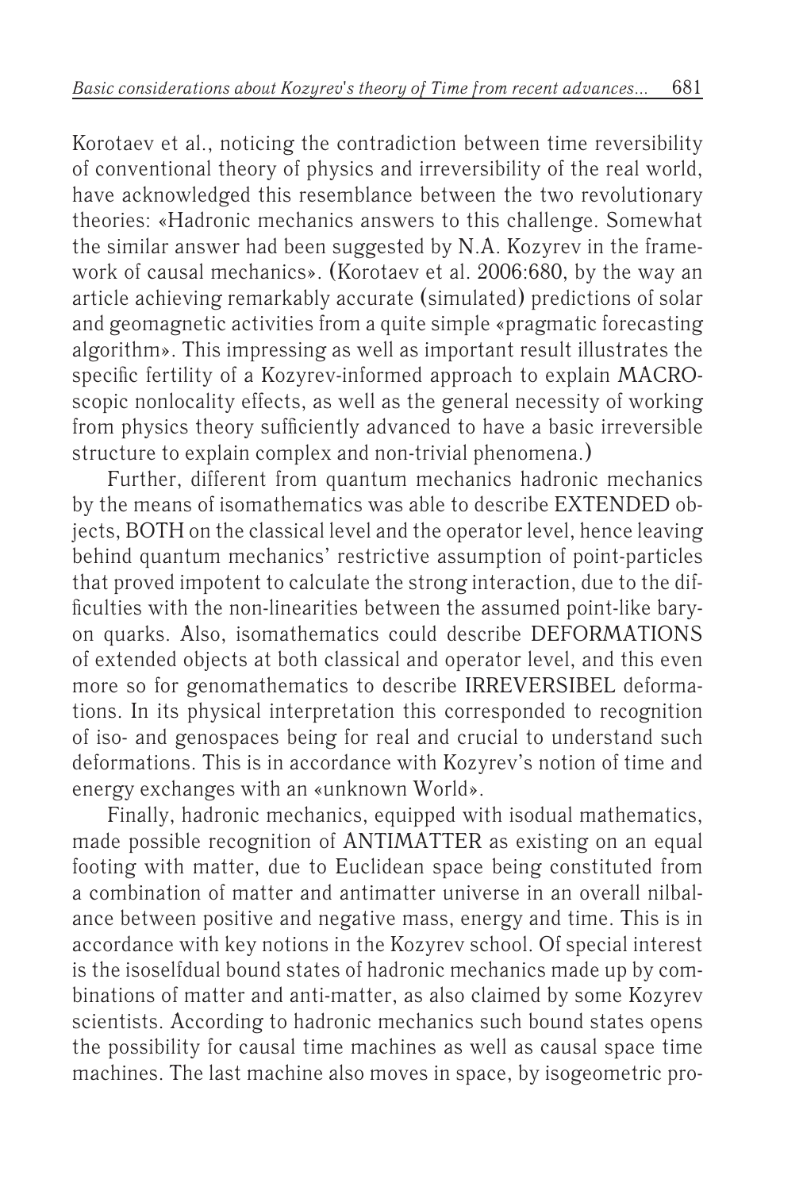Korotaev et al., noticing the contradiction between time reversibility of conventional theory of physics and irreversibility of the real world, have acknowledged this resemblance between the two revolutionary theories: «Hadronic mechanics answers to this challenge. Somewhat the similar answer had been suggested by N.A. Kozyrev in the framework of causal mechanics». (Korotaev et al. 2006:680, by the way an article achieving remarkably accurate (simulated) predictions of solar and geomagnetic activities from a quite simple «pragmatic forecasting algorithm». This impressing as well as important result illustrates the specific fertility of a Kozyrev-informed approach to explain MACROscopic nonlocality effects, as well as the general necessity of working from physics theory sufficiently advanced to have a basic irreversible structure to explain complex and non-trivial phenomena.)

Further, different from quantum mechanics hadronic mechanics by the means of isomathematics was able to describe EXTENDED objects, BOTH on the classical level and the operator level, hence leaving behind quantum mechanics' restrictive assumption of point-particles that proved impotent to calculate the strong interaction, due to the difficulties with the non-linearities between the assumed point-like baryon quarks. Also, isomathematics could describe DEFORMATIONS of extended objects at both classical and operator level, and this even more so for genomathematics to describe IRREVERSIBEL deformations. In its physical interpretation this corresponded to recognition of iso- and genospaces being for real and crucial to understand such deformations. This is in accordance with Kozyrev's notion of time and energy exchanges with an «unknown World».

Finally, hadronic mechanics, equipped with isodual mathematics, made possible recognition of ANTIMATTER as existing on an equal footing with matter, due to Euclidean space being constituted from a combination of matter and antimatter universe in an overall nilbalance between positive and negative mass, energy and time. This is in accordance with key notions in the Kozyrev school. Of special interest is the isoselfdual bound states of hadronic mechanics made up by combinations of matter and anti-matter, as also claimed by some Kozyrev scientists. According to hadronic mechanics such bound states opens the possibility for causal time machines as well as causal space time machines. The last machine also moves in space, by isogeometric pro-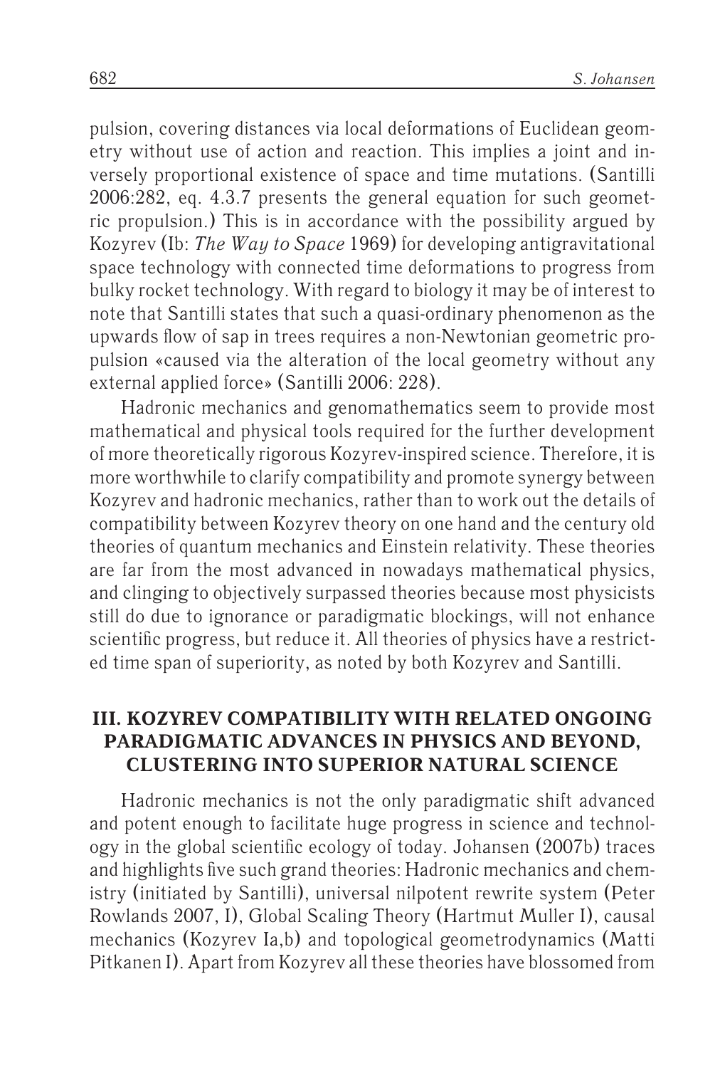pulsion, covering distances via local deformations of Euclidean geometry without use of action and reaction. This implies a joint and inversely proportional existence of space and time mutations. (Santilli 2006:282, eq. 4.3.7 presents the general equation for such geometric propulsion.) This is in accordance with the possibility argued by Kozyrev (Ib: *The Way to Space* 1969) for developing antigravitational space technology with connected time deformations to progress from bulky rocket technology. With regard to biology it may be of interest to note that Santilli states that such a quasi-ordinary phenomenon as the upwards flow of sap in trees requires a non-Newtonian geometric propulsion «caused via the alteration of the local geometry without any external applied force» (Santilli 2006: 228).

Hadronic mechanics and genomathematics seem to provide most mathematical and physical tools required for the further development of more theoretically rigorous Kozyrev-inspired science. Therefore, it is more worthwhile to clarify compatibility and promote synergy between Kozyrev and hadronic mechanics, rather than to work out the details of compatibility between Kozyrev theory on one hand and the century old theories of quantum mechanics and Einstein relativity. These theories are far from the most advanced in nowadays mathematical physics, and clinging to objectively surpassed theories because most physicists still do due to ignorance or paradigmatic blockings, will not enhance scientific progress, but reduce it. All theories of physics have a restricted time span of superiority, as noted by both Kozyrev and Santilli.

## III. KOZYREV COMPATIBILITY WITH RELATED ONGOING PARADIGMATIC ADVANCES IN PHYSICS AND BEYOND, CLUSTERING INTO SUPERIOR NATURAL SCIENCE

Hadronic mechanics is not the only paradigmatic shift advanced and potent enough to facilitate huge progress in science and technology in the global scientific ecology of today. Johansen (2007b) traces and highlights five such grand theories: Hadronic mechanics and chemistry (initiated by Santilli), universal nilpotent rewrite system (Peter Rowlands 2007, I), Global Scaling Theory (Hartmut Muller I), causal mechanics (Kozyrev Ia,b) and topological geometrodynamics (Matti Pitkanen I). Apart from Kozyrev all these theories have blossomed from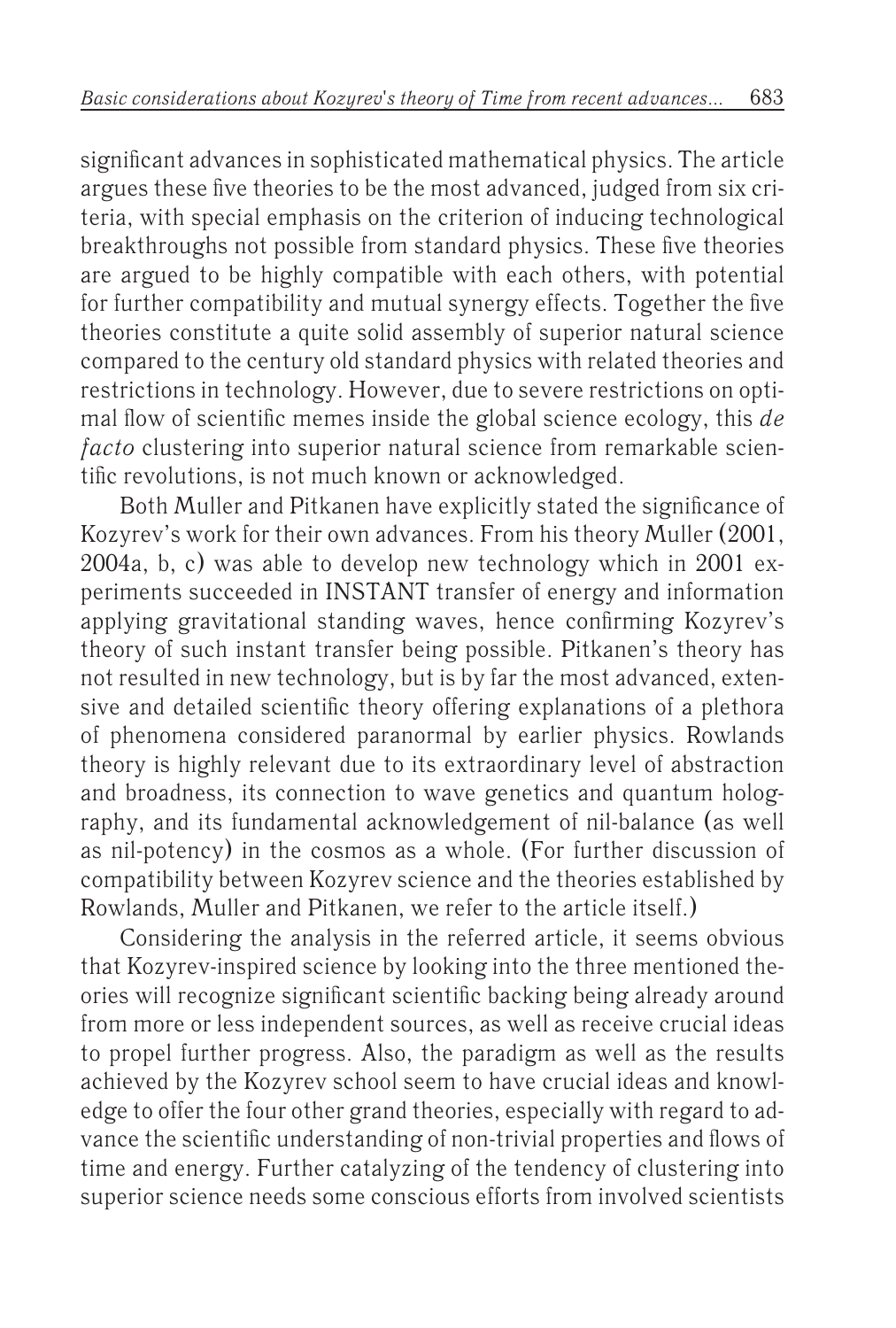significant advances in sophisticated mathematical physics. The article argues these five theories to be the most advanced, judged from six criteria, with special emphasis on the criterion of inducing technological breakthroughs not possible from standard physics. These five theories are argued to be highly compatible with each others, with potential for further compatibility and mutual synergy effects. Together the five theories constitute a quite solid assembly of superior natural science compared to the century old standard physics with related theories and restrictions in technology. However, due to severe restrictions on optimal flow of scientific memes inside the global science ecology, this *de facto* clustering into superior natural science from remarkable scientific revolutions, is not much known or acknowledged.

Both Muller and Pitkanen have explicitly stated the significance of Kozyrev's work for their own advances. From his theory Muller (2001, 2004a, b, c) was able to develop new technology which in 2001 experiments succeeded in INSTANT transfer of energy and information applying gravitational standing waves, hence confirming Kozyrev's theory of such instant transfer being possible. Pitkanen's theory has not resulted in new technology, but is by far the most advanced, extensive and detailed scientific theory offering explanations of a plethora of phenomena considered paranormal by earlier physics. Rowlands theory is highly relevant due to its extraordinary level of abstraction and broadness, its connection to wave genetics and quantum holography, and its fundamental acknowledgement of nil-balance (as well as nil-potency) in the cosmos as a whole. (For further discussion of compatibility between Kozyrev science and the theories established by Rowlands, Muller and Pitkanen, we refer to the article itself.)

Considering the analysis in the referred article, it seems obvious that Kozyrev-inspired science by looking into the three mentioned theories will recognize significant scientific backing being already around from more or less independent sources, as well as receive crucial ideas to propel further progress. Also, the paradigm as well as the results achieved by the Kozyrev school seem to have crucial ideas and knowledge to offer the four other grand theories, especially with regard to advance the scientific understanding of non-trivial properties and flows of time and energy. Further catalyzing of the tendency of clustering into superior science needs some conscious efforts from involved scientists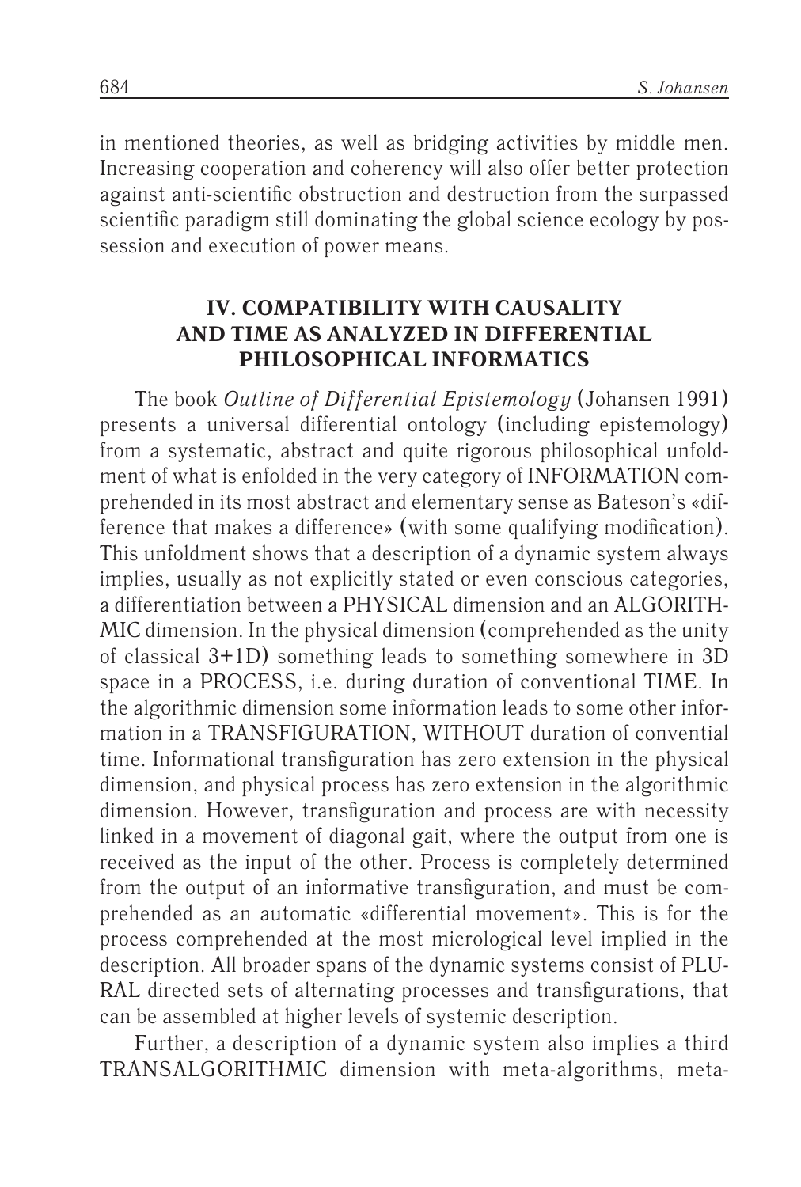in mentioned theories, as well as bridging activities by middle men. Increasing cooperation and coherency will also offer better protection against anti-scientific obstruction and destruction from the surpassed scientific paradigm still dominating the global science ecology by possession and execution of power means.

## IV. COMPATIBILITY WITH CAUSALITY AND TIME AS ANALYZED IN DIFFERENTIAL PHILOSOPHICAL INFORMATICS

The book *Outline of Differential Epistemology* (Johansen 1991) presents a universal differential ontology (including epistemology) from a systematic, abstract and quite rigorous philosophical unfoldment of what is enfolded in the very category of INFORMATION comprehended in its most abstract and elementary sense as Bateson's «difference that makes a difference» (with some qualifying modification). This unfoldment shows that a description of a dynamic system always implies, usually as not explicitly stated or even conscious categories, a differentiation between a PHYSICAL dimension and an ALGORITHMIC dimension. In the physical dimension (comprehended as the unity of classical 3+1D) something leads to something somewhere in 3D space in a PROCESS, i.e. during duration of conventional TIME. In the algorithmic dimension some information leads to some other information in a TRANSFIGURATION, WITHOUT duration of convential time. Informational transfiguration has zero extension in the physical dimension, and physical process has zero extension in the algorithmic dimension. However, transfiguration and process are with necessity linked in a movement of diagonal gait, where the output from one is received as the input of the other. Process is completely determined from the output of an informative transfiguration, and must be comprehended as an automatic «differential movement». This is for the process comprehended at the most micrological level implied in the description. All broader spans of the dynamic systems consist of PLURAL directed sets of alternating processes and transfigurations, that can be assembled at higher levels of systemic description.

Further, a description of a dynamic system also implies a third TRANSALGORITHMIC dimension with meta-algorithms, meta-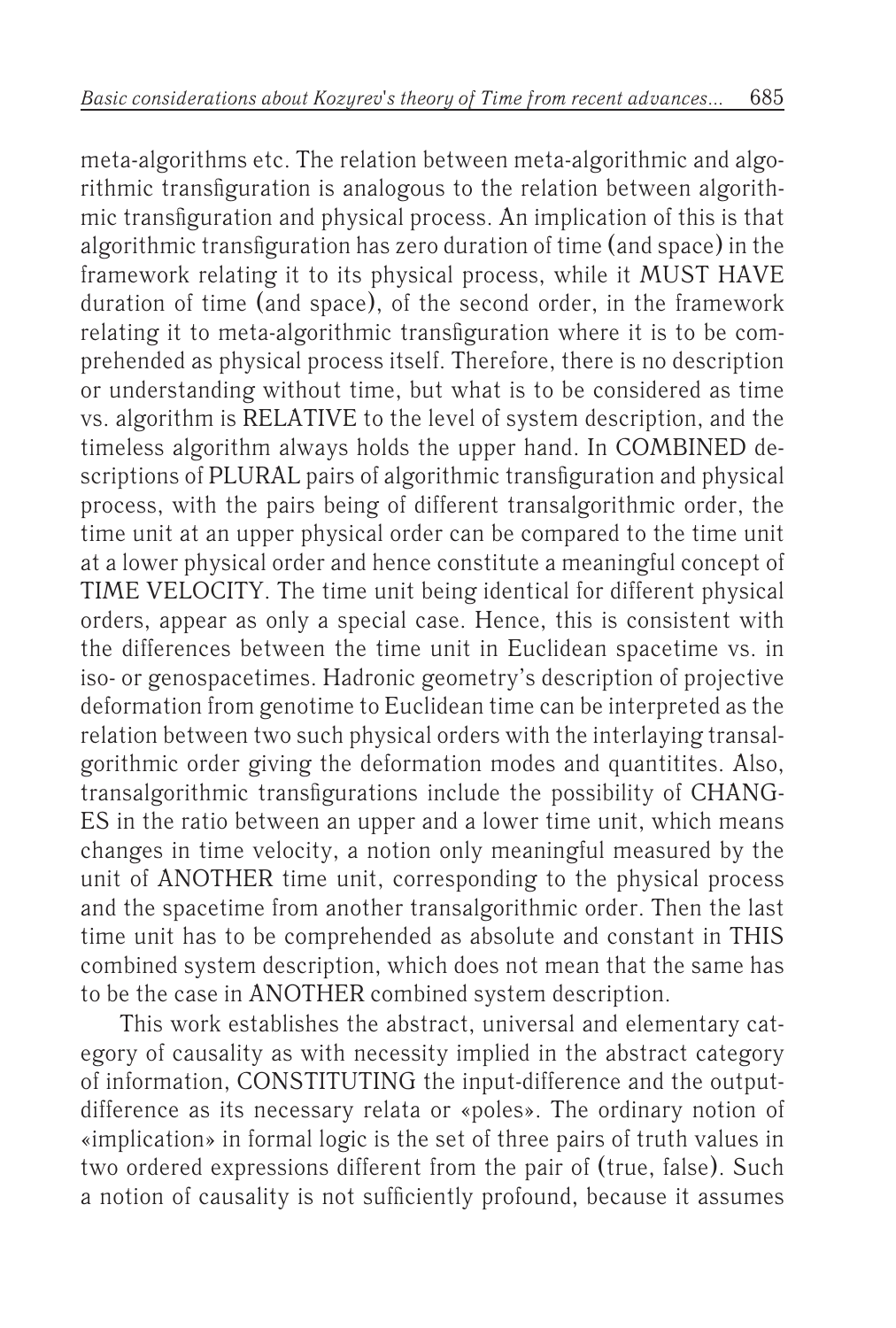meta-algorithms etc. The relation between meta-algorithmic and algorithmic transfiguration is analogous to the relation between algorithmic transfiguration and physical process. An implication of this is that algorithmic transfiguration has zero duration of time (and space) in the framework relating it to its physical process, while it MUST HAVE duration of time (and space), of the second order, in the framework relating it to meta-algorithmic transfiguration where it is to be comprehended as physical process itself. Therefore, there is no description or understanding without time, but what is to be considered as time vs. algorithm is RELATIVE to the level of system description, and the timeless algorithm always holds the upper hand. In COMBINED descriptions of PLURAL pairs of algorithmic transfiguration and physical process, with the pairs being of different transalgorithmic order, the time unit at an upper physical order can be compared to the time unit at a lower physical order and hence constitute a meaningful concept of TIME VELOCITY. The time unit being identical for different physical orders, appear as only a special case. Hence, this is consistent with the differences between the time unit in Euclidean spacetime vs. in iso- or genospacetimes. Hadronic geometry's description of projective deformation from genotime to Euclidean time can be interpreted as the relation between two such physical orders with the interlaying transalgorithmic order giving the deformation modes and quantitites. Also, transalgorithmic transfigurations include the possibility of CHANGES in the ratio between an upper and a lower time unit, which means changes in time velocity, a notion only meaningful measured by the unit of ANOTHER time unit, corresponding to the physical process and the spacetime from another transalgorithmic order. Then the last time unit has to be comprehended as absolute and constant in THIS combined system description, which does not mean that the same has to be the case in ANOTHER combined system description.

This work establishes the abstract, universal and elementary category of causality as with necessity implied in the abstract category of information, CONSTITUTING the input-difference and the output-difference as its necessary relata or «poles». The ordinary notion of «implication» in formal logic is the set of three pairs of truth values in two ordered expressions different from the pair of (true, false). Such a notion of causality is not sufficiently profound, because it assumes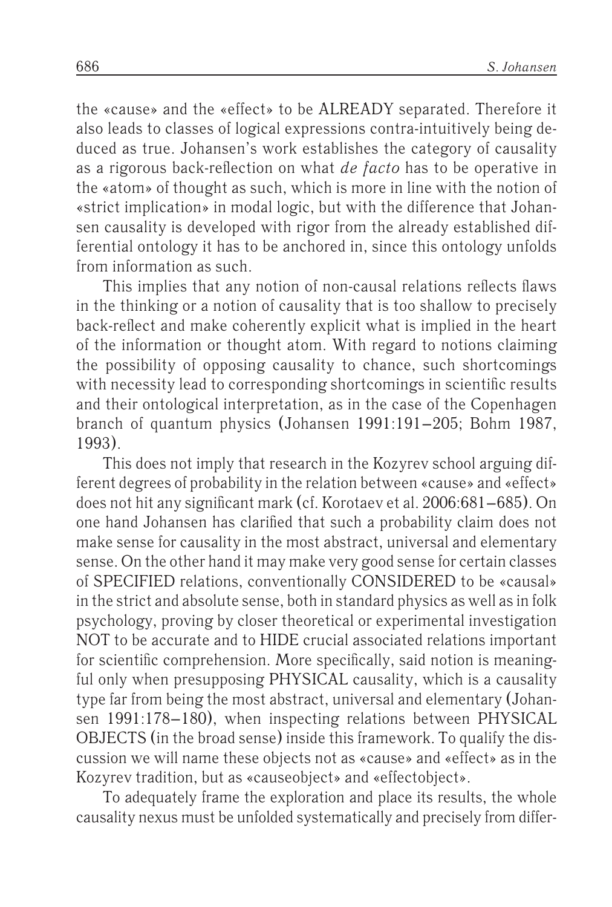the «cause» and the «effect» to be ALREADY separated. Therefore it also leads to classes of logical expressions contra-intuitively being deduced as true. Johansen's work establishes the category of causality as a rigorous back-reflection on what *de facto* has to be operative in the «atom» of thought as such, which is more in line with the notion of «strict implication» in modal logic, but with the difference that Johansen causality is developed with rigor from the already established differential ontology it has to be anchored in, since this ontology unfolds from information as such.

This implies that any notion of non-causal relations reflects flaws in the thinking or a notion of causality that is too shallow to precisely back-reflect and make coherently explicit what is implied in the heart of the information or thought atom. With regard to notions claiming the possibility of opposing causality to chance, such shortcomings with necessity lead to corresponding shortcomings in scientific results and their ontological interpretation, as in the case of the Copenhagen branch of quantum physics (Johansen 1991:191–205; Bohm 1987, 1993).

This does not imply that research in the Kozyrev school arguing different degrees of probability in the relation between «cause» and «effect» does not hit any significant mark (cf. Korotaev et al. 2006:681–685). On one hand Johansen has clarified that such a probability claim does not make sense for causality in the most abstract, universal and elementary sense. On the other hand it may make very good sense for certain classes of SPECIFIED relations, conventionally CONSIDERED to be «causal» in the strict and absolute sense, both in standard physics as well as in folk psychology, proving by closer theoretical or experimental investigation NOT to be accurate and to HIDE crucial associated relations important for scientific comprehension. More specifically, said notion is meaningful only when presupposing PHYSICAL causality, which is a causality type far from being the most abstract, universal and elementary (Johansen 1991:178–180), when inspecting relations between PHYSICAL OBJECTS (in the broad sense) inside this framework. To qualify the discussion we will name these objects not as «cause» and «effect» as in the Kozyrev tradition, but as «causeobject» and «effectobject».

To adequately frame the exploration and place its results, the whole causality nexus must be unfolded systematically and precisely from differ-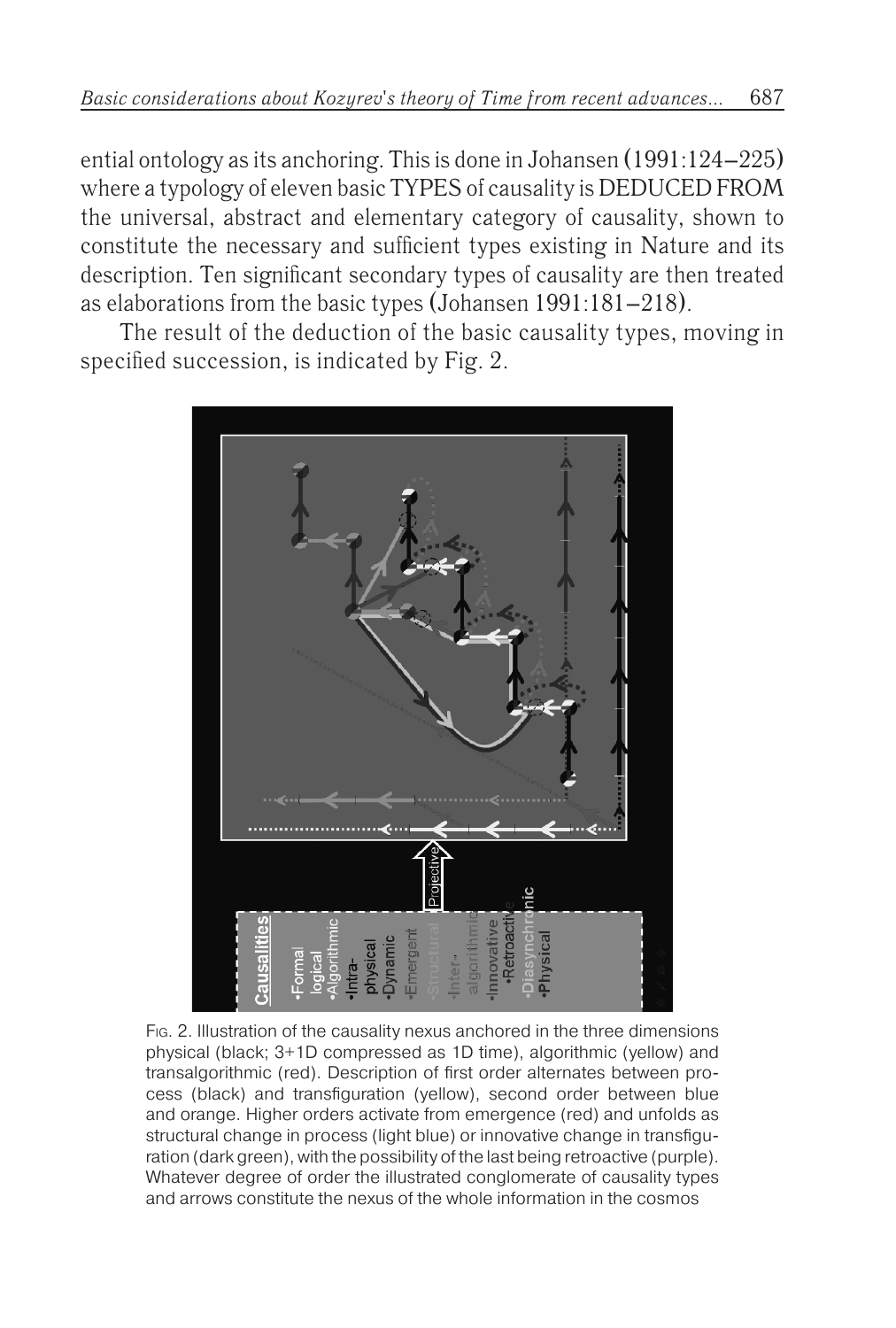ential ontology as its anchoring. This is done in Johansen (1991:124–225) where a typology of eleven basic TYPES of causality is DEDUCED FROM the universal, abstract and elementary category of causality, shown to constitute the necessary and sufficient types existing in Nature and its description. Ten significant secondary types of causality are then treated as elaborations from the basic types (Johansen 1991:181–218).

The result of the deduction of the basic causality types, moving in specified succession, is indicated by Fig. 2.

Fig. 2. Illustration of the causality nexus anchored in the three dimensions physical (black; 3+1D compressed as 1D time), algorithmic (yellow) and transalgorithmic (red). Description of first order alternates between process (black) and transfiguration (yellow), second order between blue and orange. Higher orders activate from emergence (red) and unfolds as structural change in process (light blue) or innovative change in transfiguration (dark green), with the possibility of the last being retroactive (purple). Whatever degree of order the illustrated conglomerate of causality types and arrows constitute the nexus of the whole information in the cosmos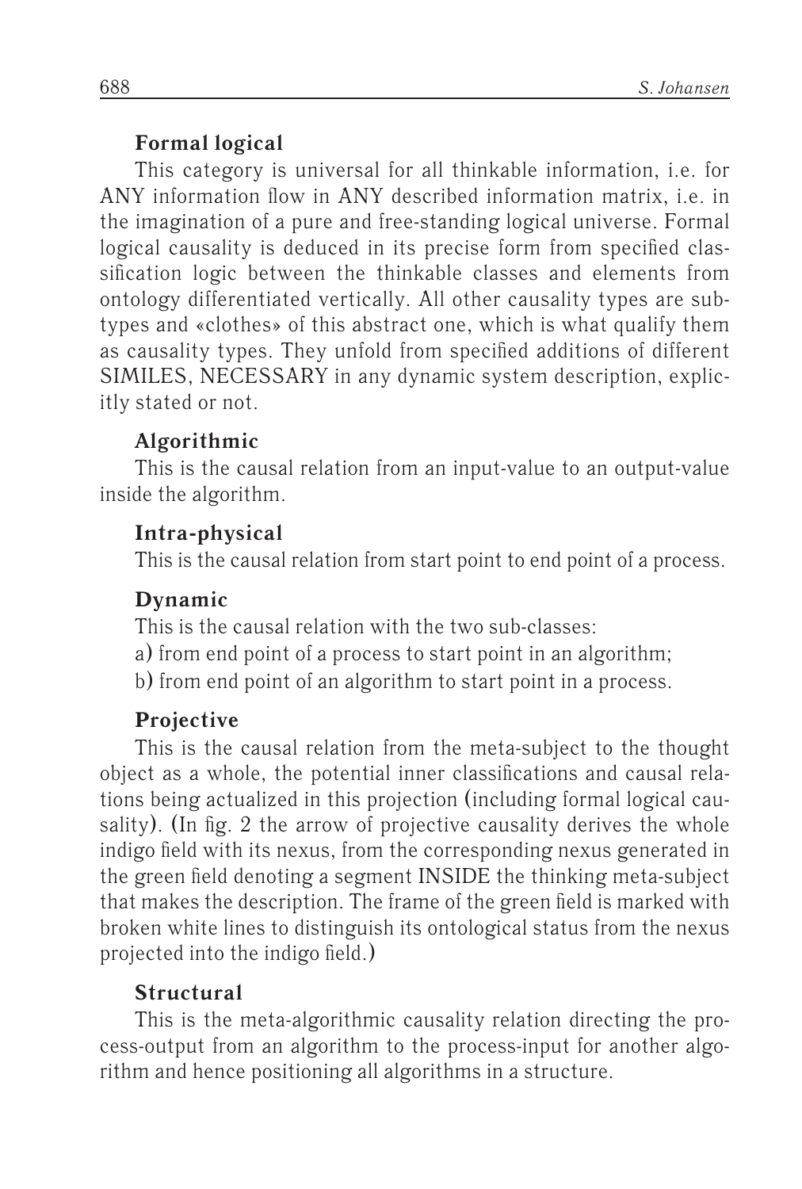**Formal logical**

This category is universal for all thinkable information, i.e. for ANY information flow in ANY described information matrix, i.e. in the imagination of a pure and free-standing logical universe. Formal logical causality is deduced in its precise form from specified classification logic between the thinkable classes and elements from ontology differentiated vertically. All other causality types are subtypes and «clothes» of this abstract one, which is what qualify them as causality types. They unfold from specified additions of different SIMILES, NECESSARY in any dynamic system description, explicitly stated or not.

**Algorithmic**

This is the causal relation from an input-value to an output-value inside the algorithm.

**Intra-physical**

This is the causal relation from start point to end point of a process.

**Dynamic**

This is the causal relation with the two sub-classes:

a) from end point of a process to start point in an algorithm;

b) from end point of an algorithm to start point in a process.

**Projective**

This is the causal relation from the meta-subject to the thought object as a whole, the potential inner classifications and causal relations being actualized in this projection (including formal logical causality). (In fig. 2 the arrow of projective causality derives the whole indigo field with its nexus, from the corresponding nexus generated in the green field denoting a segment INSIDE the thinking meta-subject that makes the description. The frame of the green field is marked with broken white lines to distinguish its ontological status from the nexus projected into the indigo field.)

**Structural**

This is the meta-algorithmic causality relation directing the process-output from an algorithm to the process-input for another algorithm and hence positioning all algorithms in a structure.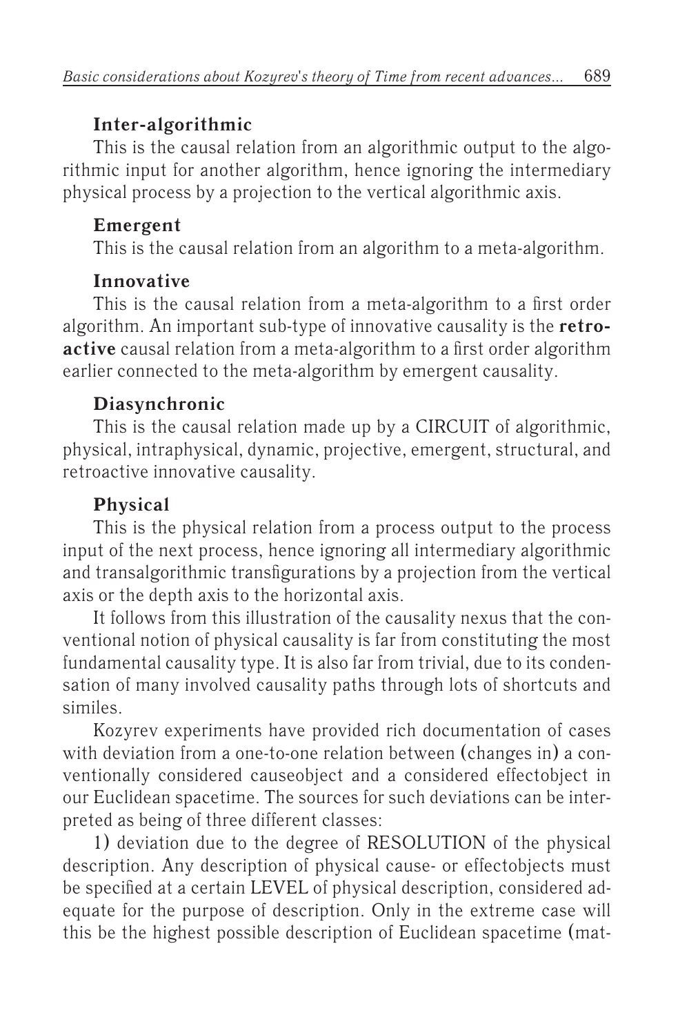**Inter-algorithmic**

This is the causal relation from an algorithmic output to the algorithmic input for another algorithm, hence ignoring the intermediary physical process by a projection to the vertical algorithmic axis.

**Emergent**

This is the causal relation from an algorithm to a meta-algorithm.

**Innovative**

This is the causal relation from a meta-algorithm to a first order algorithm. An important sub-type of innovative causality is the **retroactive** causal relation from a meta-algorithm to a first order algorithm earlier connected to the meta-algorithm by emergent causality.

**Diasynchronic**

This is the causal relation made up by a CIRCUIT of algorithmic, physical, intraphysical, dynamic, projective, emergent, structural, and retroactive innovative causality.

**Physical**

This is the physical relation from a process output to the process input of the next process, hence ignoring all intermediary algorithmic and transalgorithmic transfigurations by a projection from the vertical axis or the depth axis to the horizontal axis.

It follows from this illustration of the causality nexus that the conventional notion of physical causality is far from constituting the most fundamental causality type. It is also far from trivial, due to its condensation of many involved causality paths through lots of shortcuts and similes.

Kozyrev experiments have provided rich documentation of cases with deviation from a one-to-one relation between (changes in) a conventionally considered causeobject and a considered effectobject in our Euclidean spacetime. The sources for such deviations can be interpreted as being of three different classes:

1) deviation due to the degree of RESOLUTION of the physical description. Any description of physical cause- or effectobjects must be specified at a certain LEVEL of physical description, considered adequate for the purpose of description. Only in the extreme case will this be the highest possible description of Euclidean spacetime (mat-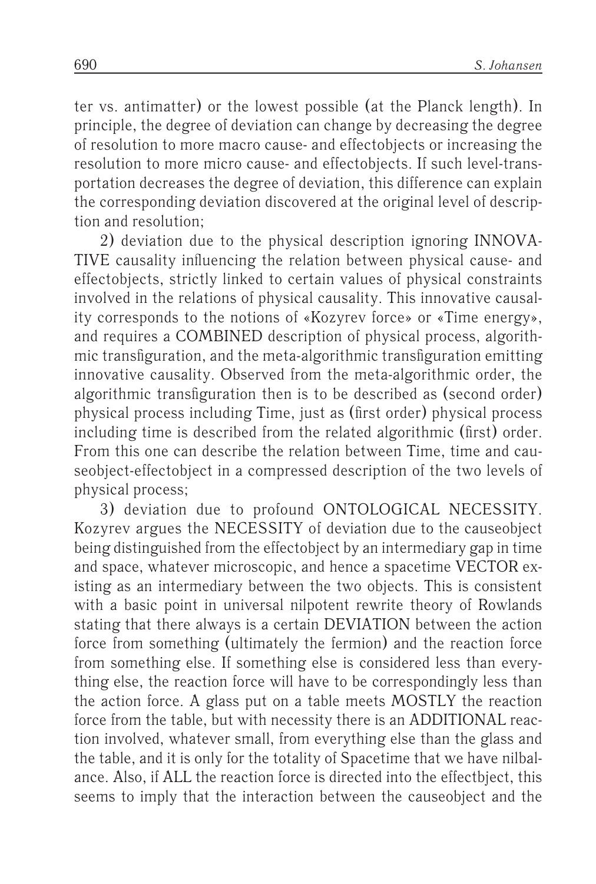ter vs. antimatter) or the lowest possible (at the Planck length). In principle, the degree of deviation can change by decreasing the degree of resolution to more macro cause- and effectobjects or increasing the resolution to more micro cause- and effectobjects. If such level-transportation decreases the degree of deviation, this difference can explain the corresponding deviation discovered at the original level of description and resolution;

2) deviation due to the physical description ignoring INNOVATIVE causality influencing the relation between physical cause- and effectobjects, strictly linked to certain values of physical constraints involved in the relations of physical causality. This innovative causality corresponds to the notions of «Kozyrev force» or «Time energy», and requires a COMBINED description of physical process, algorithmic transfiguration, and the meta-algorithmic transfiguration emitting innovative causality. Observed from the meta-algorithmic order, the algorithmic transfiguration then is to be described as (second order) physical process including Time, just as (first order) physical process including time is described from the related algorithmic (first) order. From this one can describe the relation between Time, time and causeobject-effectobject in a compressed description of the two levels of physical process;

3) deviation due to profound ONTOLOGICAL NECESSITY. Kozyrev argues the NECESSITY of deviation due to the causeobject being distinguished from the effectobject by an intermediary gap in time and space, whatever microscopic, and hence a spacetime VECTOR existing as an intermediary between the two objects. This is consistent with a basic point in universal nilpotent rewrite theory of Rowlands stating that there always is a certain DEVIATION between the action force from something (ultimately the fermion) and the reaction force from something else. If something else is considered less than everything else, the reaction force will have to be correspondingly less than the action force. A glass put on a table meets MOSTLY the reaction force from the table, but with necessity there is an ADDITIONAL reaction involved, whatever small, from everything else than the glass and the table, and it is only for the totality of Spacetime that we have nilbalance. Also, if ALL the reaction force is directed into the effectbject, this seems to imply that the interaction between the causeobject and the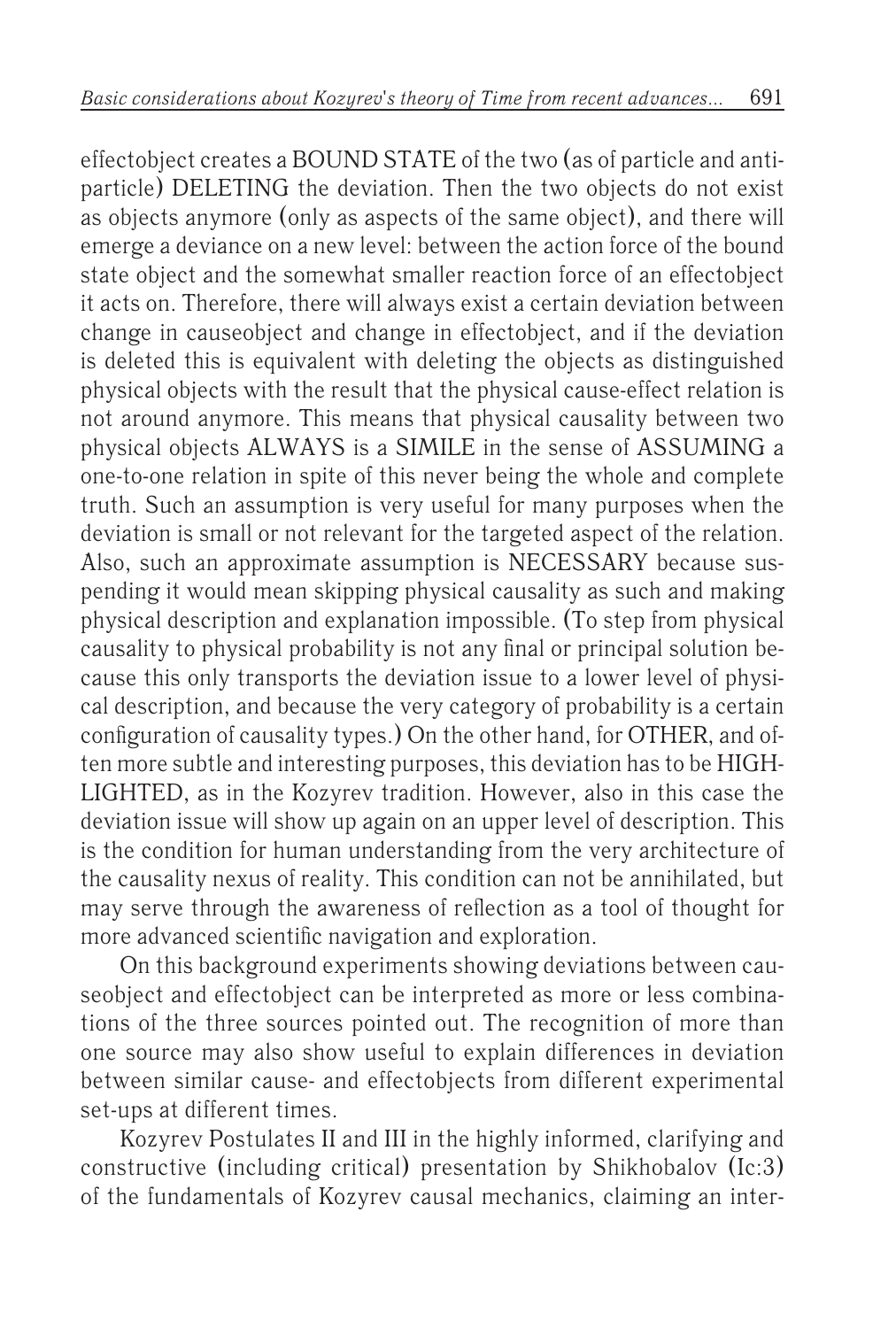effectobject creates a BOUND STATE of the two (as of particle and antiparticle) DELETING the deviation. Then the two objects do not exist as objects anymore (only as aspects of the same object), and there will emerge a deviance on a new level: between the action force of the bound state object and the somewhat smaller reaction force of an effectobject it acts on. Therefore, there will always exist a certain deviation between change in causeobject and change in effectobject, and if the deviation is deleted this is equivalent with deleting the objects as distinguished physical objects with the result that the physical cause-effect relation is not around anymore. This means that physical causality between two physical objects ALWAYS is a SIMILE in the sense of ASSUMING a one-to-one relation in spite of this never being the whole and complete truth. Such an assumption is very useful for many purposes when the deviation is small or not relevant for the targeted aspect of the relation. Also, such an approximate assumption is NECESSARY because suspending it would mean skipping physical causality as such and making physical description and explanation impossible. (To step from physical causality to physical probability is not any final or principal solution because this only transports the deviation issue to a lower level of physical description, and because the very category of probability is a certain configuration of causality types.) On the other hand, for OTHER, and often more subtle and interesting purposes, this deviation has to be HIGHLIGHTED, as in the Kozyrev tradition. However, also in this case the deviation issue will show up again on an upper level of description. This is the condition for human understanding from the very architecture of the causality nexus of reality. This condition can not be annihilated, but may serve through the awareness of reflection as a tool of thought for more advanced scientific navigation and exploration.

On this background experiments showing deviations between causeobject and effectobject can be interpreted as more or less combinations of the three sources pointed out. The recognition of more than one source may also show useful to explain differences in deviation between similar cause- and effectobjects from different experimental set-ups at different times.

Kozyrev Postulates II and III in the highly informed, clarifying and constructive (including critical) presentation by Shikhobalov (Ic:3) of the fundamentals of Kozyrev causal mechanics, claiming an inter-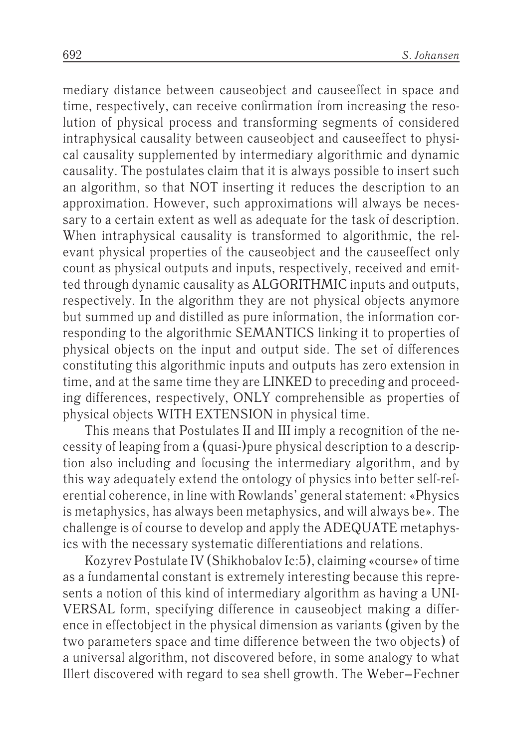mediary distance between causeobject and causeeffect in space and time, respectively, can receive confirmation from increasing the resolution of physical process and transforming segments of considered intraphysical causality between causeobject and causeeffect to physical causality supplemented by intermediary algorithmic and dynamic causality. The postulates claim that it is always possible to insert such an algorithm, so that NOT inserting it reduces the description to an approximation. However, such approximations will always be necessary to a certain extent as well as adequate for the task of description. When intraphysical causality is transformed to algorithmic, the relevant physical properties of the causeobject and the causeeffect only count as physical outputs and inputs, respectively, received and emitted through dynamic causality as ALGORITHMIC inputs and outputs, respectively. In the algorithm they are not physical objects anymore but summed up and distilled as pure information, the information corresponding to the algorithmic SEMANTICS linking it to properties of physical objects on the input and output side. The set of differences constituting this algorithmic inputs and outputs has zero extension in time, and at the same time they are LINKED to preceding and proceeding differences, respectively, ONLY comprehensible as properties of physical objects WITH EXTENSION in physical time.

This means that Postulates II and III imply a recognition of the necessity of leaping from a (quasi-)pure physical description to a description also including and focusing the intermediary algorithm, and by this way adequately extend the ontology of physics into better self-referential coherence, in line with Rowlands' general statement: «Physics is metaphysics, has always been metaphysics, and will always be». The challenge is of course to develop and apply the ADEQUATE metaphysics with the necessary systematic differentiations and relations.

Kozyrev Postulate IV (Shikhobalov Ic:5), claiming «course» of time as a fundamental constant is extremely interesting because this represents a notion of this kind of intermediary algorithm as having a UNIVERSAL form, specifying difference in causeobject making a difference in effectobject in the physical dimension as variants (given by the two parameters space and time difference between the two objects) of a universal algorithm, not discovered before, in some analogy to what Illert discovered with regard to sea shell growth. The Weber–Fechner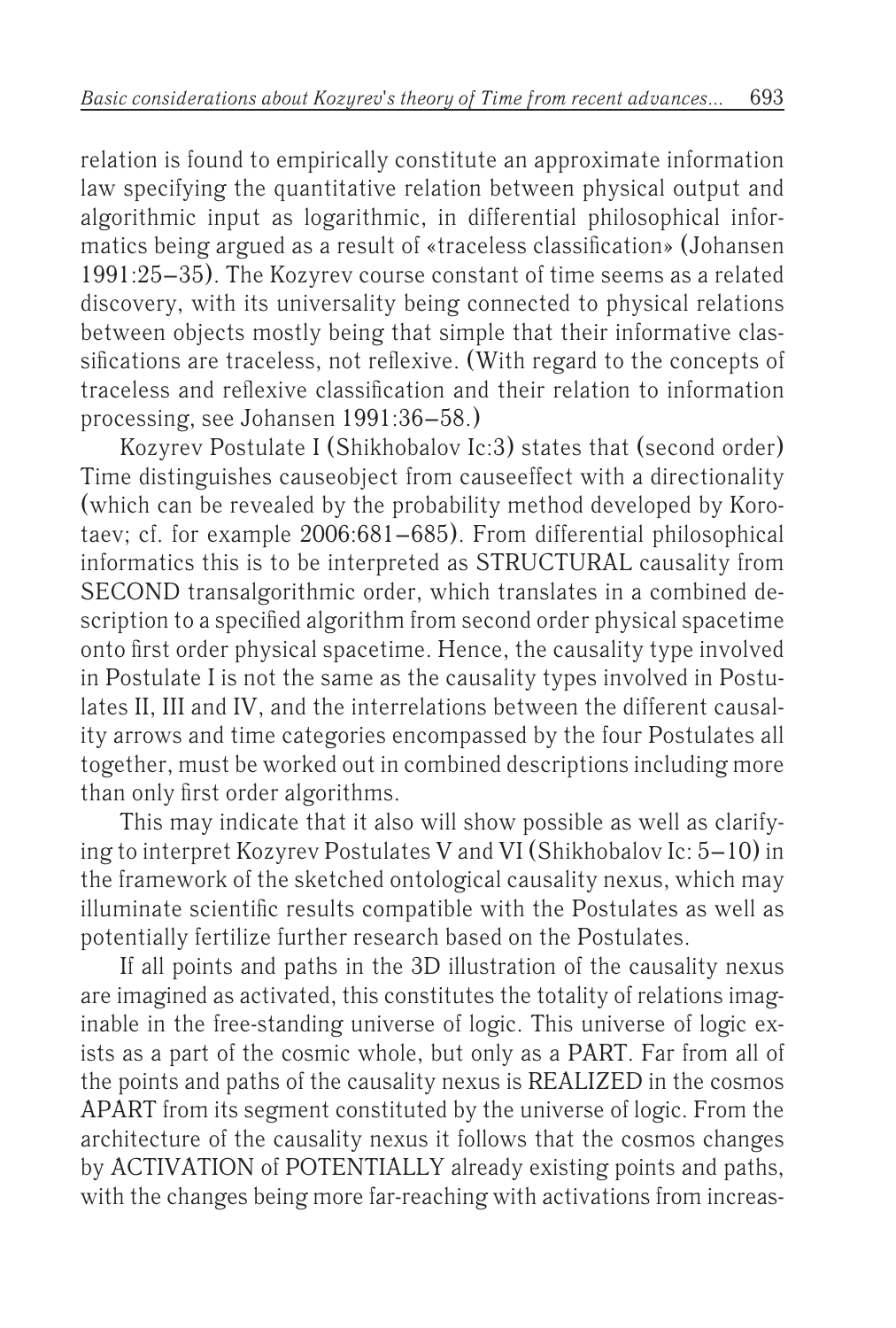relation is found to empirically constitute an approximate information law specifying the quantitative relation between physical output and algorithmic input as logarithmic, in differential philosophical informatics being argued as a result of «traceless classification» (Johansen 1991:25–35). The Kozyrev course constant of time seems as a related discovery, with its universality being connected to physical relations between objects mostly being that simple that their informative classifications are traceless, not reflexive. (With regard to the concepts of traceless and reflexive classification and their relation to information processing, see Johansen 1991:36–58.)

Kozyrev Postulate I (Shikhobalov Ic:3) states that (second order) Time distinguishes causeobject from causeeffect with a directionality (which can be revealed by the probability method developed by Korotaev; cf. for example 2006:681–685). From differential philosophical informatics this is to be interpreted as STRUCTURAL causality from SECOND transalgorithmic order, which translates in a combined description to a specified algorithm from second order physical spacetime onto first order physical spacetime. Hence, the causality type involved in Postulate I is not the same as the causality types involved in Postulates II, III and IV, and the interrelations between the different causality arrows and time categories encompassed by the four Postulates all together, must be worked out in combined descriptions including more than only first order algorithms.

This may indicate that it also will show possible as well as clarifying to interpret Kozyrev Postulates V and VI (Shikhobalov Ic: 5–10) in the framework of the sketched ontological causality nexus, which may illuminate scientific results compatible with the Postulates as well as potentially fertilize further research based on the Postulates.

If all points and paths in the 3D illustration of the causality nexus are imagined as activated, this constitutes the totality of relations imaginable in the free-standing universe of logic. This universe of logic exists as a part of the cosmic whole, but only as a PART. Far from all of the points and paths of the causality nexus is REALIZED in the cosmos APART from its segment constituted by the universe of logic. From the architecture of the causality nexus it follows that the cosmos changes by ACTIVATION of POTENTIALLY already existing points and paths, with the changes being more far-reaching with activations from increas-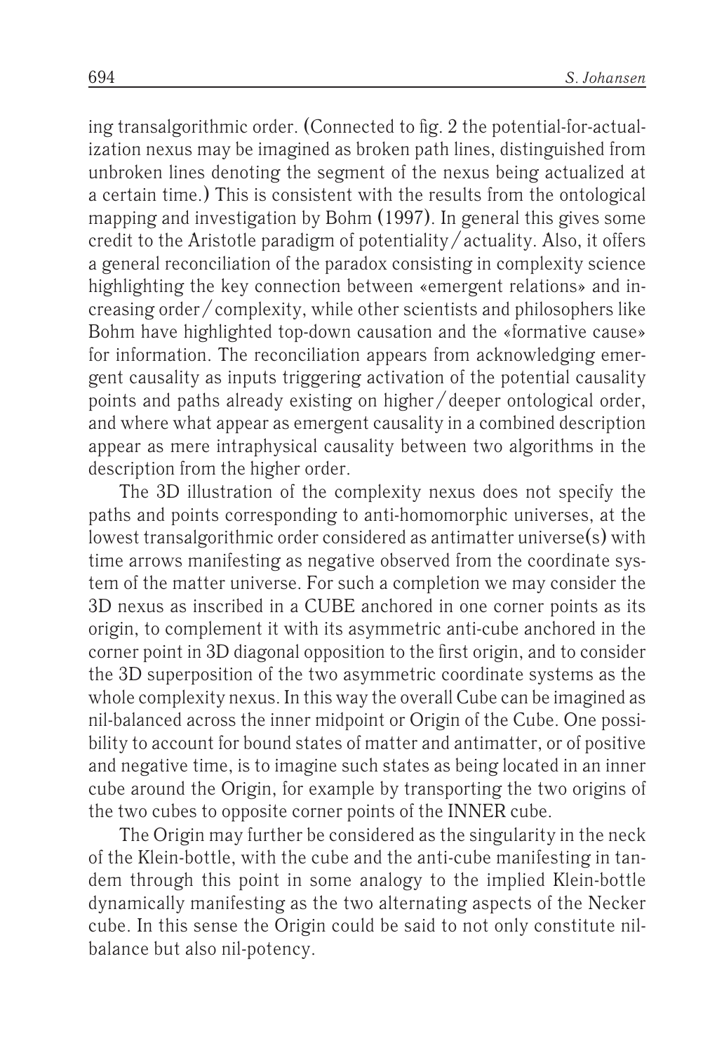ing transalgorithmic order. (Connected to fig. 2 the potential-for-actualization nexus may be imagined as broken path lines, distinguished from unbroken lines denoting the segment of the nexus being actualized at a certain time.) This is consistent with the results from the ontological mapping and investigation by Bohm (1997). In general this gives some credit to the Aristotle paradigm of potentiality / actuality. Also, it offers a general reconciliation of the paradox consisting in complexity science highlighting the key connection between «emergent relations» and increasing order / complexity, while other scientists and philosophers like Bohm have highlighted top-down causation and the «formative cause» for information. The reconciliation appears from acknowledging emergent causality as inputs triggering activation of the potential causality points and paths already existing on higher / deeper ontological order, and where what appear as emergent causality in a combined description appear as mere intraphysical causality between two algorithms in the description from the higher order.

The 3D illustration of the complexity nexus does not specify the paths and points corresponding to anti-homomorphic universes, at the lowest transalgorithmic order considered as antimatter universe(s) with time arrows manifesting as negative observed from the coordinate system of the matter universe. For such a completion we may consider the 3D nexus as inscribed in a CUBE anchored in one corner points as its origin, to complement it with its asymmetric anti-cube anchored in the corner point in 3D diagonal opposition to the first origin, and to consider the 3D superposition of the two asymmetric coordinate systems as the whole complexity nexus. In this way the overall Cube can be imagined as nil-balanced across the inner midpoint or Origin of the Cube. One possibility to account for bound states of matter and antimatter, or of positive and negative time, is to imagine such states as being located in an inner cube around the Origin, for example by transporting the two origins of the two cubes to opposite corner points of the INNER cube.

The Origin may further be considered as the singularity in the neck of the Klein-bottle, with the cube and the anti-cube manifesting in tandem through this point in some analogy to the implied Klein-bottle dynamically manifesting as the two alternating aspects of the Necker cube. In this sense the Origin could be said to not only constitute nil-balance but also nil-potency.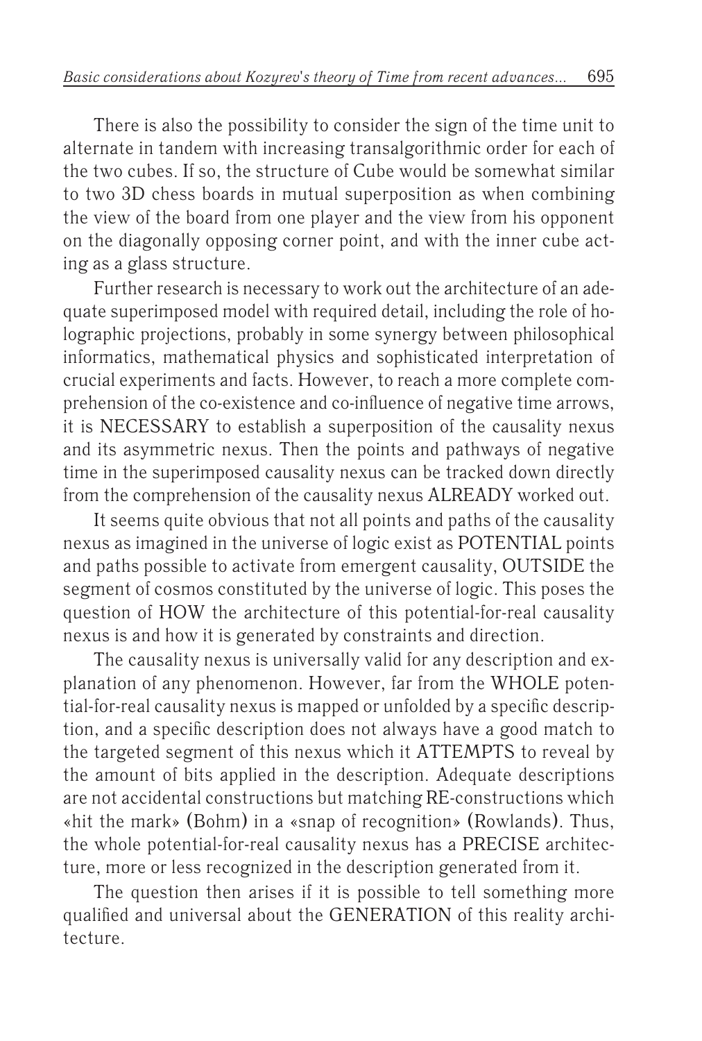There is also the possibility to consider the sign of the time unit to alternate in tandem with increasing transalgorithmic order for each of the two cubes. If so, the structure of Cube would be somewhat similar to two 3D chess boards in mutual superposition as when combining the view of the board from one player and the view from his opponent on the diagonally opposing corner point, and with the inner cube acting as a glass structure.

Further research is necessary to work out the architecture of an adequate superimposed model with required detail, including the role of holographic projections, probably in some synergy between philosophical informatics, mathematical physics and sophisticated interpretation of crucial experiments and facts. However, to reach a more complete comprehension of the co-existence and co-influence of negative time arrows, it is NECESSARY to establish a superposition of the causality nexus and its asymmetric nexus. Then the points and pathways of negative time in the superimposed causality nexus can be tracked down directly from the comprehension of the causality nexus ALREADY worked out.

It seems quite obvious that not all points and paths of the causality nexus as imagined in the universe of logic exist as POTENTIAL points and paths possible to activate from emergent causality, OUTSIDE the segment of cosmos constituted by the universe of logic. This poses the question of HOW the architecture of this potential-for-real causality nexus is and how it is generated by constraints and direction.

The causality nexus is universally valid for any description and explanation of any phenomenon. However, far from the WHOLE potential-for-real causality nexus is mapped or unfolded by a specific description, and a specific description does not always have a good match to the targeted segment of this nexus which it ATTEMPTS to reveal by the amount of bits applied in the description. Adequate descriptions are not accidental constructions but matching RE-constructions which «hit the mark» (Bohm) in a «snap of recognition» (Rowlands). Thus, the whole potential-for-real causality nexus has a PRECISE architecture, more or less recognized in the description generated from it.

The question then arises if it is possible to tell something more qualified and universal about the GENERATION of this reality architecture.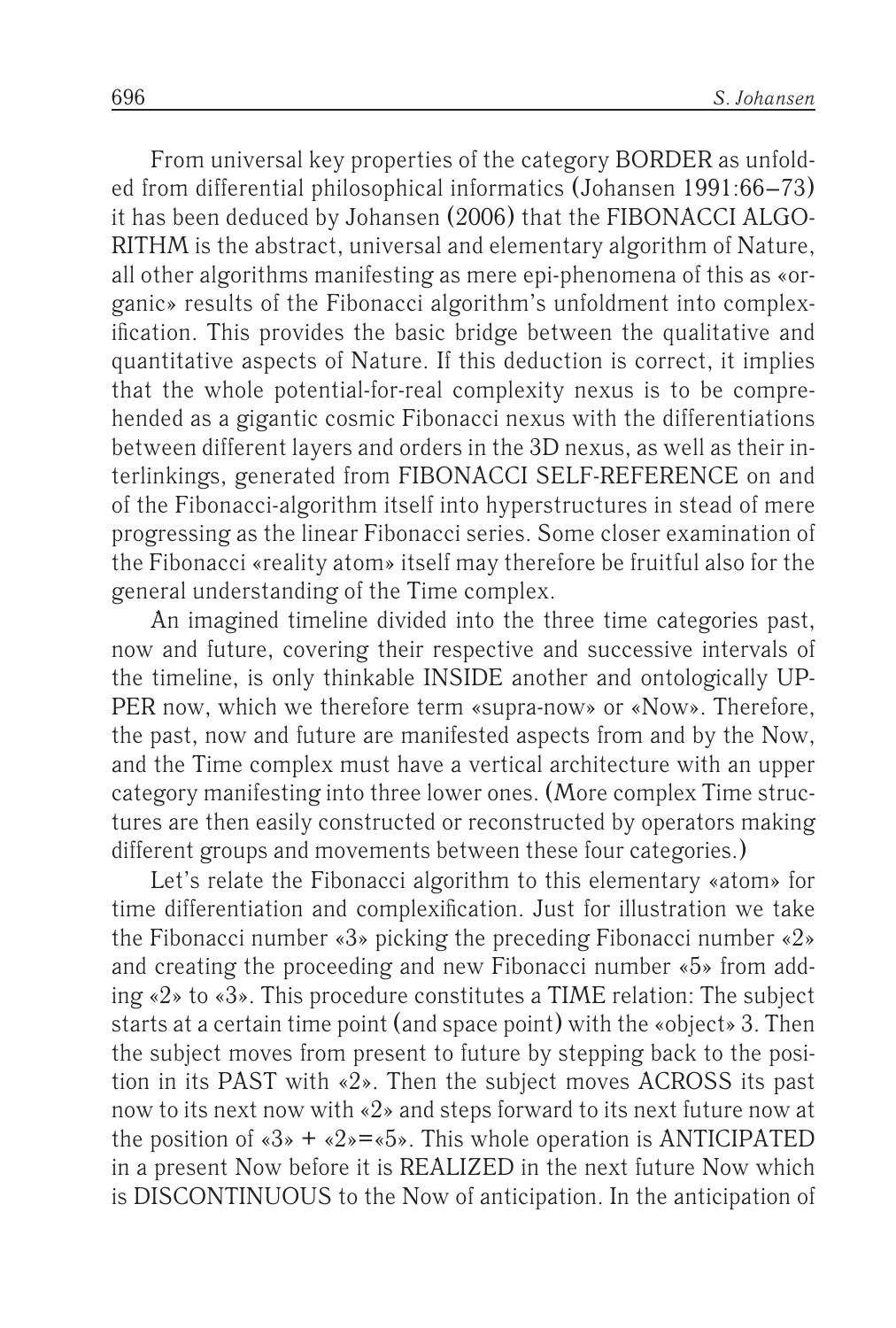From universal key properties of the category BORDER as unfolded from differential philosophical informatics (Johansen 1991:66–73) it has been deduced by Johansen (2006) that the FIBONACCI ALGORITHM is the abstract, universal and elementary algorithm of Nature, all other algorithms manifesting as mere epi-phenomena of this as «organic» results of the Fibonacci algorithm's unfoldment into complexification. This provides the basic bridge between the qualitative and quantitative aspects of Nature. If this deduction is correct, it implies that the whole potential-for-real complexity nexus is to be comprehended as a gigantic cosmic Fibonacci nexus with the differentiations between different layers and orders in the 3D nexus, as well as their interlinkings, generated from FIBONACCI SELF-REFERENCE on and of the Fibonacci-algorithm itself into hyperstructures in stead of mere progressing as the linear Fibonacci series. Some closer examination of the Fibonacci «reality atom» itself may therefore be fruitful also for the general understanding of the Time complex.

An imagined timeline divided into the three time categories past, now and future, covering their respective and successive intervals of the timeline, is only thinkable INSIDE another and ontologically UPPER now, which we therefore term «supra-now» or «Now». Therefore, the past, now and future are manifested aspects from and by the Now, and the Time complex must have a vertical architecture with an upper category manifesting into three lower ones. (More complex Time structures are then easily constructed or reconstructed by operators making different groups and movements between these four categories.)

Let's relate the Fibonacci algorithm to this elementary «atom» for time differentiation and complexification. Just for illustration we take the Fibonacci number «3» picking the preceding Fibonacci number «2» and creating the proceeding and new Fibonacci number «5» from adding «2» to «3». This procedure constitutes a TIME relation: The subject starts at a certain time point (and space point) with the «object» 3. Then the subject moves from present to future by stepping back to the position in its PAST with «2». Then the subject moves ACROSS its past now to its next now with «2» and steps forward to its next future now at the position of «3» + «2»=«5». This whole operation is ANTICIPATED in a present Now before it is REALIZED in the next future Now which is DISCONTINUOUS to the Now of anticipation. In the anticipation of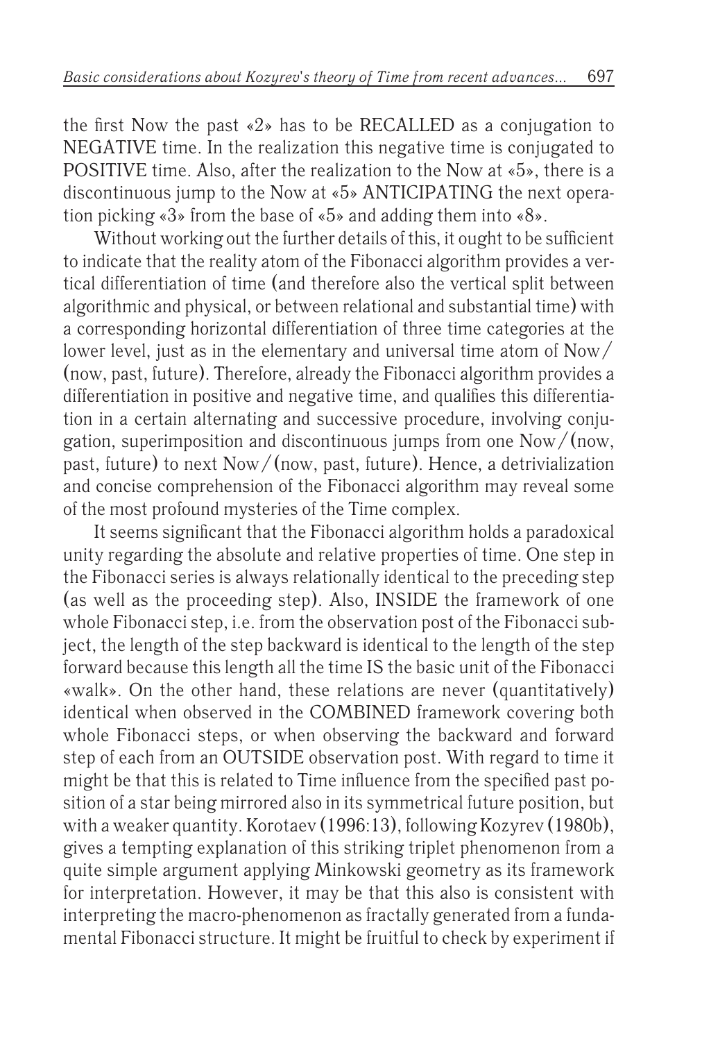the first Now the past «2» has to be RECALLED as a conjugation to NEGATIVE time. In the realization this negative time is conjugated to POSITIVE time. Also, after the realization to the Now at «5», there is a discontinuous jump to the Now at «5» ANTICIPATING the next operation picking «3» from the base of «5» and adding them into «8».

Without working out the further details of this, it ought to be sufficient to indicate that the reality atom of the Fibonacci algorithm provides a vertical differentiation of time (and therefore also the vertical split between algorithmic and physical, or between relational and substantial time) with a corresponding horizontal differentiation of three time categories at the lower level, just as in the elementary and universal time atom of Now/(now, past, future). Therefore, already the Fibonacci algorithm provides a differentiation in positive and negative time, and qualifies this differentiation in a certain alternating and successive procedure, involving conjugation, superimposition and discontinuous jumps from one Now/(now, past, future) to next Now/(now, past, future). Hence, a detrivialization and concise comprehension of the Fibonacci algorithm may reveal some of the most profound mysteries of the Time complex.

It seems significant that the Fibonacci algorithm holds a paradoxical unity regarding the absolute and relative properties of time. One step in the Fibonacci series is always relationally identical to the preceding step (as well as the proceeding step). Also, INSIDE the framework of one whole Fibonacci step, i.e. from the observation post of the Fibonacci subject, the length of the step backward is identical to the length of the step forward because this length all the time IS the basic unit of the Fibonacci «walk». On the other hand, these relations are never (quantitatively) identical when observed in the COMBINED framework covering both whole Fibonacci steps, or when observing the backward and forward step of each from an OUTSIDE observation post. With regard to time it might be that this is related to Time influence from the specified past position of a star being mirrored also in its symmetrical future position, but with a weaker quantity. Korotaev (1996:13), following Kozyrev (1980b), gives a tempting explanation of this striking triplet phenomenon from a quite simple argument applying Minkowski geometry as its framework for interpretation. However, it may be that this also is consistent with interpreting the macro-phenomenon as fractally generated from a fundamental Fibonacci structure. It might be fruitful to check by experiment if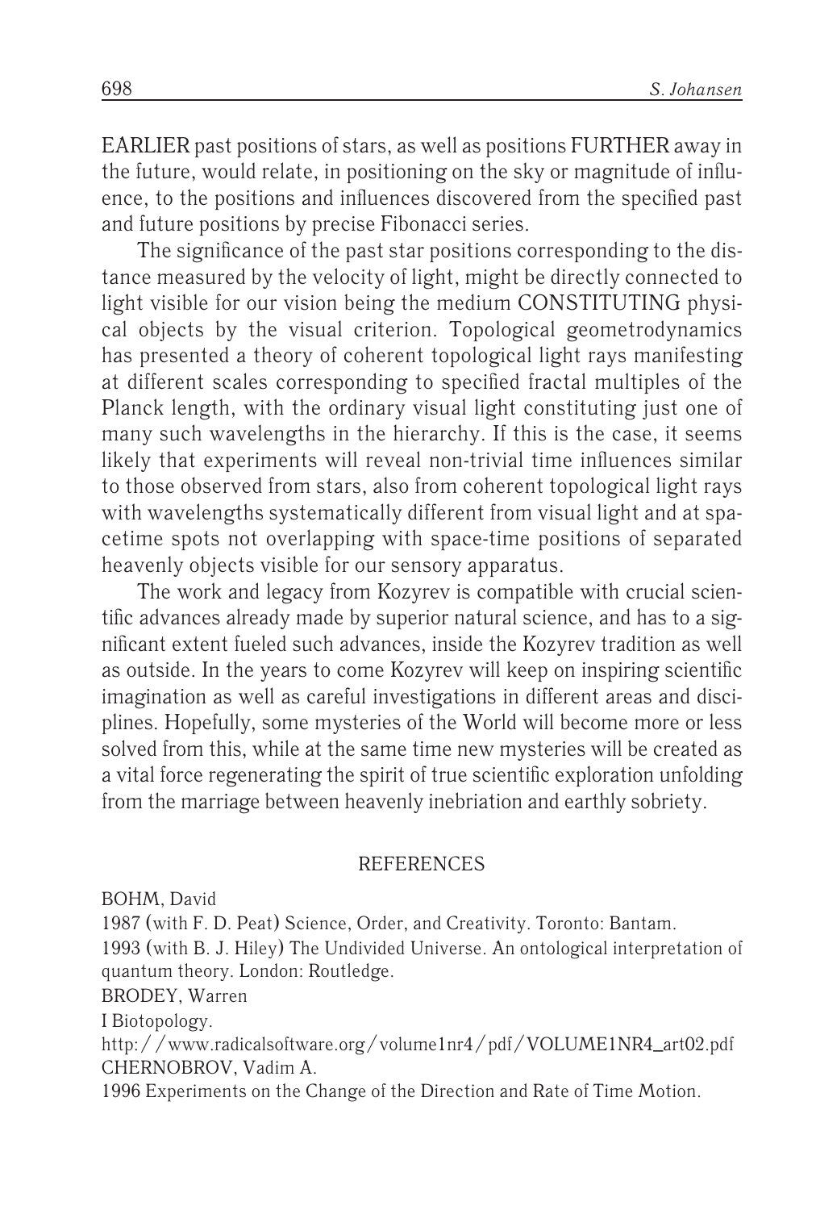EARLIER past positions of stars, as well as positions FURTHER away in the future, would relate, in positioning on the sky or magnitude of influence, to the positions and influences discovered from the specified past and future positions by precise Fibonacci series.

The significance of the past star positions corresponding to the distance measured by the velocity of light, might be directly connected to light visible for our vision being the medium CONSTITUTING physical objects by the visual criterion. Topological geometrodynamics has presented a theory of coherent topological light rays manifesting at different scales corresponding to specified fractal multiples of the Planck length, with the ordinary visual light constituting just one of many such wavelengths in the hierarchy. If this is the case, it seems likely that experiments will reveal non-trivial time influences similar to those observed from stars, also from coherent topological light rays with wavelengths systematically different from visual light and at spacetime spots not overlapping with space-time positions of separated heavenly objects visible for our sensory apparatus.

The work and legacy from Kozyrev is compatible with crucial scientific advances already made by superior natural science, and has to a significant extent fueled such advances, inside the Kozyrev tradition as well as outside. In the years to come Kozyrev will keep on inspiring scientific imagination as well as careful investigations in different areas and disciplines. Hopefully, some mysteries of the World will become more or less solved from this, while at the same time new mysteries will be created as a vital force regenerating the spirit of true scientific exploration unfolding from the marriage between heavenly inebriation and earthly sobriety.

## REFERENCES

BOHM, David

1987 (with F. D. Peat) Science, Order, and Creativity. Toronto: Bantam.

1993 (with B. J. Hiley) The Undivided Universe. An ontological interpretation of quantum theory. London: Routledge.

BRODEY, Warren

I Biotopology.
http://www.radicalsoftware.org/volume1nr4/pdf/VOLUME1NR4_art02.pdf

CHERNOBROV, Vadim A.

1996 Experiments on the Change of the Direction and Rate of Time Motion.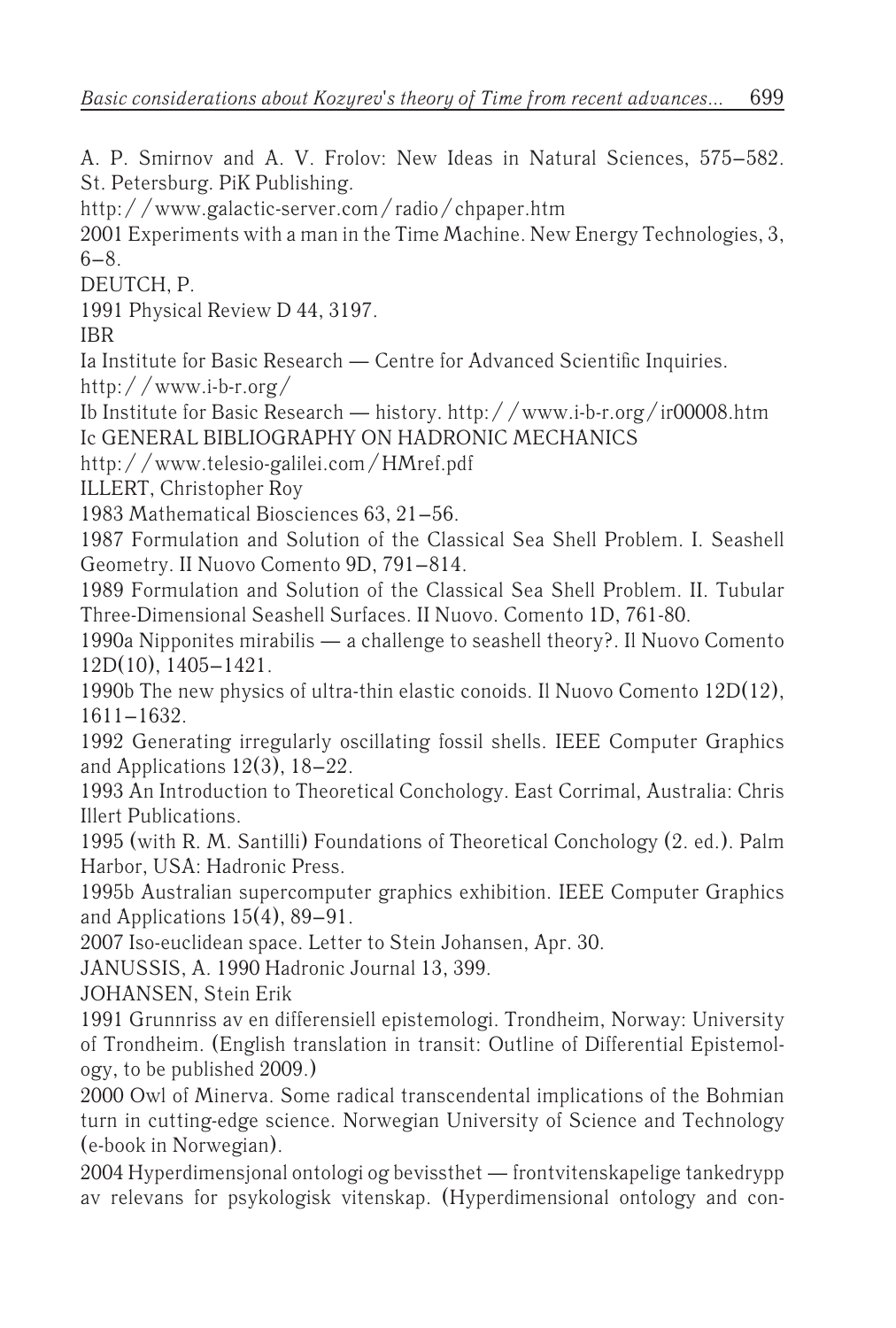A. P. Smirnov and A. V. Frolov: New Ideas in Natural Sciences, 575–582. St. Petersburg. PiK Publishing.

http://www.galactic-server.com/radio/chpaper.htm

2001 Experiments with a man in the Time Machine. New Energy Technologies, 3, 6–8.

DEUTCH, P.

1991 Physical Review D 44, 3197.

IBR

Ia Institute for Basic Research — Centre for Advanced Scientific Inquiries. http://www.i-b-r.org/

Ib Institute for Basic Research — history. http://www.i-b-r.org/ir00008.htm

Ic GENERAL BIBLIOGRAPHY ON HADRONIC MECHANICS

http://www.telesio-galilei.com/HMref.pdf

ILLERT, Christopher Roy

1983 Mathematical Biosciences 63, 21–56.

1987 Formulation and Solution of the Classical Sea Shell Problem. I. Seashell Geometry. II Nuovo Comento 9D, 791–814.

1989 Formulation and Solution of the Classical Sea Shell Problem. II. Tubular Three-Dimensional Seashell Surfaces. II Nuovo. Comento 1D, 761-80.

1990a Nipponites mirabilis — a challenge to seashell theory?. Il Nuovo Comento 12D(10), 1405–1421.

1990b The new physics of ultra-thin elastic conoids. Il Nuovo Comento 12D(12), 1611–1632.

1992 Generating irregularly oscillating fossil shells. IEEE Computer Graphics and Applications 12(3), 18–22.

1993 An Introduction to Theoretical Conchology. East Corrimal, Australia: Chris Illert Publications.

1995 (with R. M. Santilli) Foundations of Theoretical Conchology (2. ed.). Palm Harbor, USA: Hadronic Press.

1995b Australian supercomputer graphics exhibition. IEEE Computer Graphics and Applications 15(4), 89–91.

2007 Iso-euclidean space. Letter to Stein Johansen, Apr. 30.

JANUSSIS, A. 1990 Hadronic Journal 13, 399.

JOHANSEN, Stein Erik

1991 Grunnriss av en differensiell epistemologi. Trondheim, Norway: University of Trondheim. (English translation in transit: Outline of Differential Epistemology, to be published 2009.)

2000 Owl of Minerva. Some radical transcendental implications of the Bohmian turn in cutting-edge science. Norwegian University of Science and Technology (e-book in Norwegian).

2004 Hyperdimensjonal ontologi og bevissthet — frontvitenskapelige tankedrypp av relevans for psykologisk vitenskap. (Hyperdimensional ontology and con-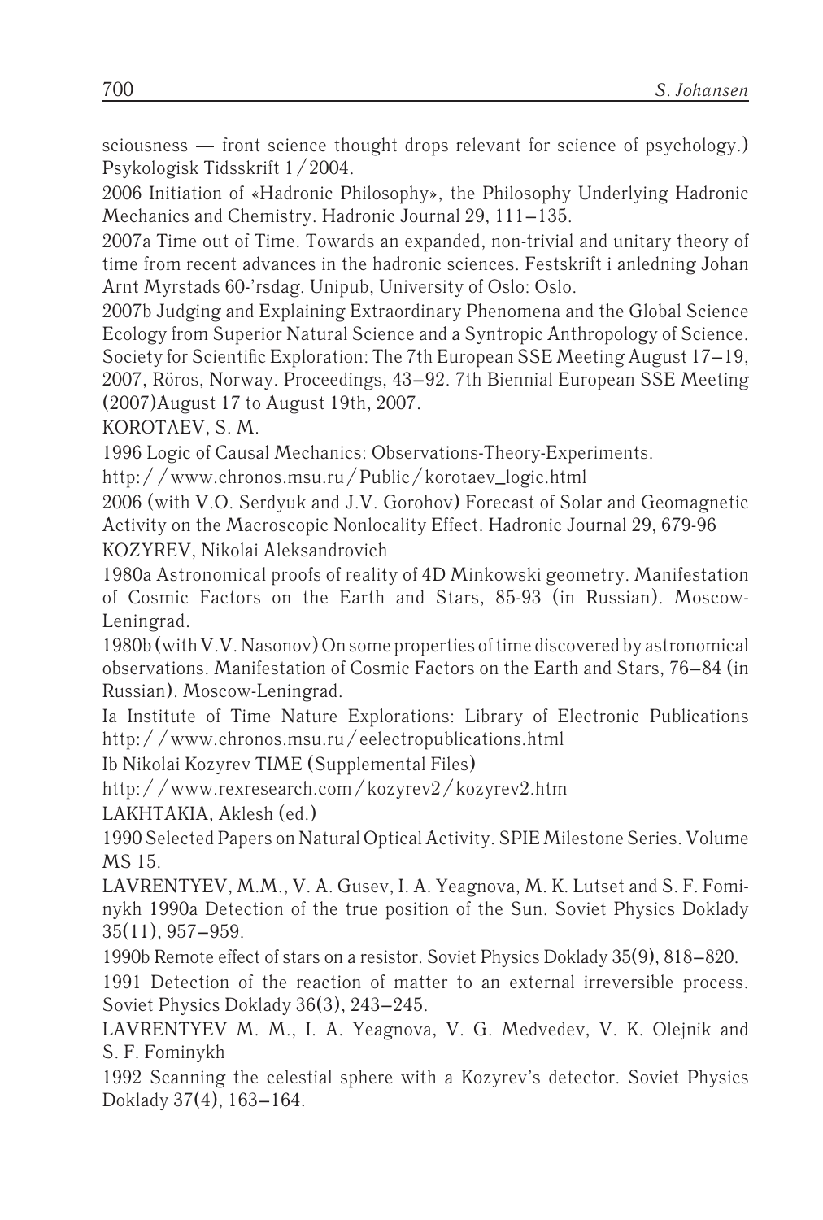sciousness — front science thought drops relevant for science of psychology.) Psykologisk Tidsskrift 1/2004.

2006 Initiation of «Hadronic Philosophy», the Philosophy Underlying Hadronic Mechanics and Chemistry. Hadronic Journal 29, 111–135.

2007a Time out of Time. Towards an expanded, non-trivial and unitary theory of time from recent advances in the hadronic sciences. Festskrift i anledning Johan Arnt Myrstads 60-'rsdag. Unipub, University of Oslo: Oslo.

2007b Judging and Explaining Extraordinary Phenomena and the Global Science Ecology from Superior Natural Science and a Syntropic Anthropology of Science. Society for Scientific Exploration: The 7th European SSE Meeting August 17–19, 2007, Röros, Norway. Proceedings, 43–92. 7th Biennial European SSE Meeting (2007)August 17 to August 19th, 2007.

KOROTAEV, S. M.

1996 Logic of Causal Mechanics: Observations-Theory-Experiments.
http://www.chronos.msu.ru/Public/korotaev_logic.html

2006 (with V.O. Serdyuk and J.V. Gorohov) Forecast of Solar and Geomagnetic Activity on the Macroscopic Nonlocality Effect. Hadronic Journal 29, 679-96

KOZYREV, Nikolai Aleksandrovich

1980a Astronomical proofs of reality of 4D Minkowski geometry. Manifestation of Cosmic Factors on the Earth and Stars, 85-93 (in Russian). Moscow-Leningrad.

1980b (with V.V. Nasonov) On some properties of time discovered by astronomical observations. Manifestation of Cosmic Factors on the Earth and Stars, 76–84 (in Russian). Moscow-Leningrad.

Ia Institute of Time Nature Explorations: Library of Electronic Publications http://www.chronos.msu.ru/eelectropublications.html

Ib Nikolai Kozyrev TIME (Supplemental Files)
http://www.rexresearch.com/kozyrev2/kozyrev2.htm

LAKHTAKIA, Aklesh (ed.)

1990 Selected Papers on Natural Optical Activity. SPIE Milestone Series. Volume MS 15.

LAVRENTYEV, M.M., V. A. Gusev, I. A. Yeagnova, M. K. Lutset and S. F. Fominykh 1990a Detection of the true position of the Sun. Soviet Physics Doklady 35(11), 957–959.

1990b Remote effect of stars on a resistor. Soviet Physics Doklady 35(9), 818–820.

1991 Detection of the reaction of matter to an external irreversible process. Soviet Physics Doklady 36(3), 243–245.

LAVRENTYEV M. M., I. A. Yeagnova, V. G. Medvedev, V. K. Olejnik and S. F. Fominykh

1992 Scanning the celestial sphere with a Kozyrev's detector. Soviet Physics Doklady 37(4), 163–164.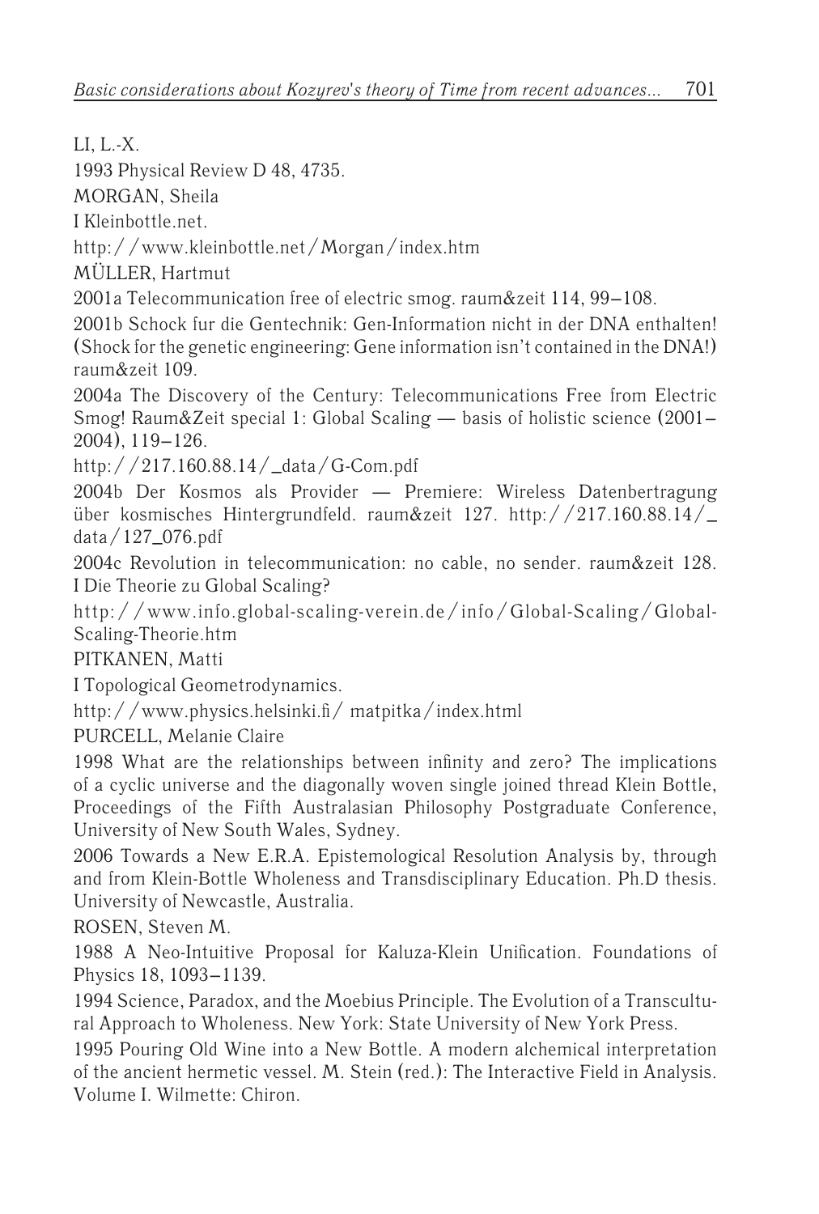LI, L.-X.

1993 Physical Review D 48, 4735.

MORGAN, Sheila

I Kleinbottle.net.

http://www.kleinbottle.net/Morgan/index.htm

MÜLLER, Hartmut

2001a Telecommunication free of electric smog. raum&zeit 114, 99–108.

2001b Schock fur die Gentechnik: Gen-Information nicht in der DNA enthalten! (Shock for the genetic engineering: Gene information isn't contained in the DNA!) raum&zeit 109.

2004a The Discovery of the Century: Telecommunications Free from Electric Smog! Raum&Zeit special 1: Global Scaling — basis of holistic science (2001–2004), 119–126.

http://217.160.88.14/_data/G-Com.pdf

2004b Der Kosmos als Provider — Premiere: Wireless Datenbertragung über kosmisches Hintergrundfeld. raum&zeit 127. http://217.160.88.14/_data/127_076.pdf

2004c Revolution in telecommunication: no cable, no sender. raum&zeit 128.
I Die Theorie zu Global Scaling?

http://www.info.global-scaling-verein.de/info/Global-Scaling/Global-Scaling-Theorie.htm

PITKANEN, Matti

I Topological Geometrodynamics.

http://www.physics.helsinki.fi/ matpitka/index.html

PURCELL, Melanie Claire

1998 What are the relationships between infinity and zero? The implications of a cyclic universe and the diagonally woven single joined thread Klein Bottle, Proceedings of the Fifth Australasian Philosophy Postgraduate Conference, University of New South Wales, Sydney.

2006 Towards a New E.R.A. Epistemological Resolution Analysis by, through and from Klein-Bottle Wholeness and Transdisciplinary Education. Ph.D thesis. University of Newcastle, Australia.

ROSEN, Steven M.

1988 A Neo-Intuitive Proposal for Kaluza-Klein Unification. Foundations of Physics 18, 1093–1139.

1994 Science, Paradox, and the Moebius Principle. The Evolution of a Transcultural Approach to Wholeness. New York: State University of New York Press.

1995 Pouring Old Wine into a New Bottle. A modern alchemical interpretation of the ancient hermetic vessel. M. Stein (red.): The Interactive Field in Analysis. Volume I. Wilmette: Chiron.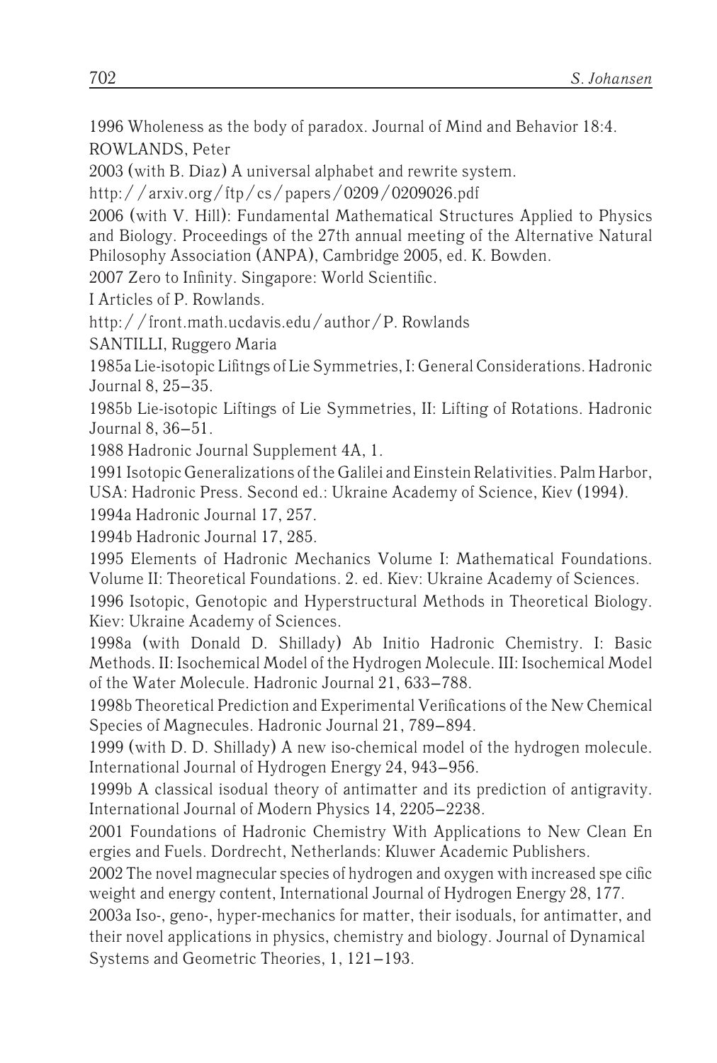1996 Wholeness as the body of paradox. Journal of Mind and Behavior 18:4.

ROWLANDS, Peter

2003 (with B. Diaz) A universal alphabet and rewrite system.

http://arxiv.org/ftp/cs/papers/0209/0209026.pdf

2006 (with V. Hill): Fundamental Mathematical Structures Applied to Physics and Biology. Proceedings of the 27th annual meeting of the Alternative Natural Philosophy Association (ANPA), Cambridge 2005, ed. K. Bowden.

2007 Zero to Infinity. Singapore: World Scientific.

I Articles of P. Rowlands.

http://front.math.ucdavis.edu/author/P. Rowlands

SANTILLI, Ruggero Maria

1985a Lie-isotopic Lifitngs of Lie Symmetries, I: General Considerations. Hadronic Journal 8, 25–35.

1985b Lie-isotopic Liftings of Lie Symmetries, II: Lifting of Rotations. Hadronic Journal 8, 36–51.

1988 Hadronic Journal Supplement 4A, 1.

1991 Isotopic Generalizations of the Galilei and Einstein Relativities. Palm Harbor, USA: Hadronic Press. Second ed.: Ukraine Academy of Science, Kiev (1994).

1994a Hadronic Journal 17, 257.

1994b Hadronic Journal 17, 285.

1995 Elements of Hadronic Mechanics Volume I: Mathematical Foundations. Volume II: Theoretical Foundations. 2. ed. Kiev: Ukraine Academy of Sciences.

1996 Isotopic, Genotopic and Hyperstructural Methods in Theoretical Biology. Kiev: Ukraine Academy of Sciences.

1998a (with Donald D. Shillady) Ab Initio Hadronic Chemistry. I: Basic Methods. II: Isochemical Model of the Hydrogen Molecule. III: Isochemical Model of the Water Molecule. Hadronic Journal 21, 633–788.

1998b Theoretical Prediction and Experimental Verifications of the New Chemical Species of Magnecules. Hadronic Journal 21, 789–894.

1999 (with D. D. Shillady) A new iso-chemical model of the hydrogen molecule. International Journal of Hydrogen Energy 24, 943–956.

1999b A classical isodual theory of antimatter and its prediction of antigravity. International Journal of Modern Physics 14, 2205–2238.

2001 Foundations of Hadronic Chemistry With Applications to New Clean En ergies and Fuels. Dordrecht, Netherlands: Kluwer Academic Publishers.

2002 The novel magnecular species of hydrogen and oxygen with increased spe cific weight and energy content, International Journal of Hydrogen Energy 28, 177.

2003a Iso-, geno-, hyper-mechanics for matter, their isoduals, for antimatter, and their novel applications in physics, chemistry and biology. Journal of Dynamical Systems and Geometric Theories, 1, 121–193.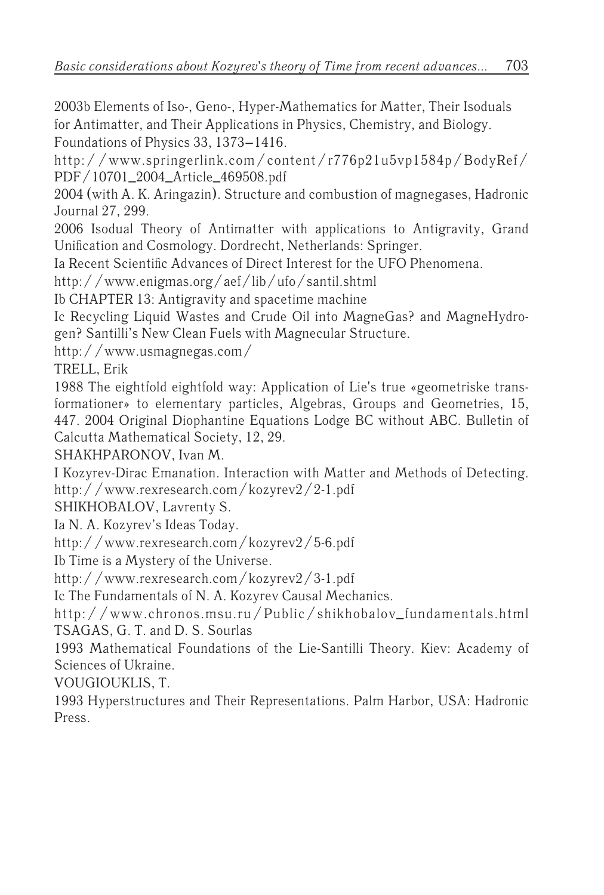2003b Elements of Iso-, Geno-, Hyper-Mathematics for Matter, Their Isoduals for Antimatter, and Their Applications in Physics, Chemistry, and Biology. Foundations of Physics 33, 1373–1416.

http://www.springerlink.com/content/r776p21u5vp1584p/BodyRef/PDF/10701_2004_Article_469508.pdf

2004 (with A. K. Aringazin). Structure and combustion of magnegases, Hadronic Journal 27, 299.

2006 Isodual Theory of Antimatter with applications to Antigravity, Grand Unification and Cosmology. Dordrecht, Netherlands: Springer.

Ia Recent Scientific Advances of Direct Interest for the UFO Phenomena.

http://www.enigmas.org/aef/lib/ufo/santil.shtml

Ib CHAPTER 13: Antigravity and spacetime machine

Ic Recycling Liquid Wastes and Crude Oil into MagneGas? and MagneHydrogen? Santilli's New Clean Fuels with Magnecular Structure.

http://www.usmagnegas.com/

TRELL, Erik

1988 The eightfold eightfold way: Application of Lie's true «geometriske transformationer» to elementary particles, Algebras, Groups and Geometries, 15, 447. 2004 Original Diophantine Equations Lodge BC without ABC. Bulletin of Calcutta Mathematical Society, 12, 29.

SHAKHPARONOV, Ivan M.

I Kozyrev-Dirac Emanation. Interaction with Matter and Methods of Detecting. http://www.rexresearch.com/kozyrev2/2-1.pdf

SHIKHOBALOV, Lavrenty S.

Ia N. A. Kozyrev's Ideas Today.

http://www.rexresearch.com/kozyrev2/5-6.pdf

Ib Time is a Mystery of the Universe.

http://www.rexresearch.com/kozyrev2/3-1.pdf

Ic The Fundamentals of N. A. Kozyrev Causal Mechanics.

http://www.chronos.msu.ru/Public/shikhobalov_fundamentals.html

TSAGAS, G. T. and D. S. Sourlas

1993 Mathematical Foundations of the Lie-Santilli Theory. Kiev: Academy of Sciences of Ukraine.

VOUGIOUKLIS, T.

1993 Hyperstructures and Their Representations. Palm Harbor, USA: Hadronic Press.